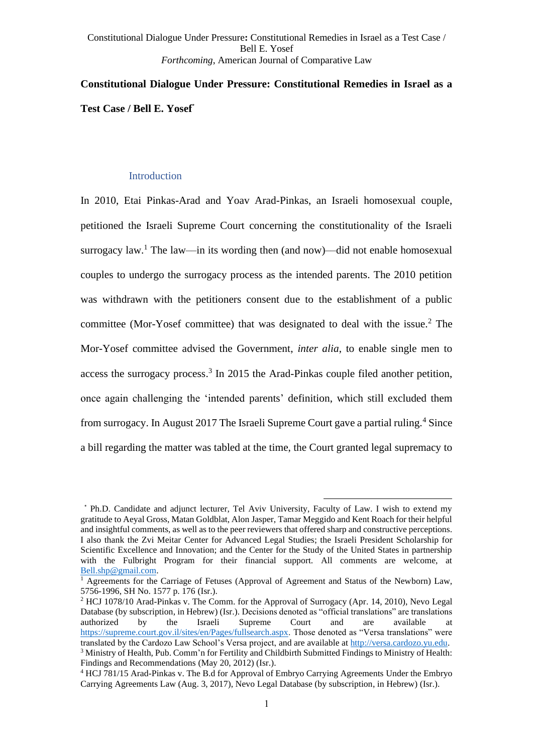# Constitutional Dialogue Under Pressure: Constitutional Remedies in Israel as a Test Case / Bell E. Yosef*

## Introduction

In 2010, Etai Pinkas-Arad and Yoav Arad-Pinkas, an Israeli homosexual couple, petitioned the Israeli Supreme Court concerning the constitutionality of the Israeli surrogacy law.[1] The law—in its wording then (and now)—did not enable homosexual couples to undergo the surrogacy process as the intended parents. The 2010 petition was withdrawn with the petitioners consent due to the establishment of a public committee (Mor-Yosef committee) that was designated to deal with the issue.[2] The Mor-Yosef committee advised the Government, *inter alia*, to enable single men to access the surrogacy process.[3] In 2015 the Arad-Pinkas couple filed another petition, once again challenging the 'intended parents' definition, which still excluded them from surrogacy. In August 2017 The Israeli Supreme Court gave a partial ruling.[4] Since a bill regarding the matter was tabled at the time, the Court granted legal supremacy to

---

\* Ph.D. Candidate and adjunct lecturer, Tel Aviv University, Faculty of Law. I wish to extend my gratitude to Aeyal Gross, Matan Goldblat, Alon Jasper, Tamar Meggido and Kent Roach for their helpful and insightful comments, as well as to the peer reviewers that offered sharp and constructive perceptions. I also thank the Zvi Meitar Center for Advanced Legal Studies; the Israeli President Scholarship for Scientific Excellence and Innovation; and the Center for the Study of the United States in partnership with the Fulbright Program for their financial support. All comments are welcome, at Bell.shp@gmail.com.

[1] Agreements for the Carriage of Fetuses (Approval of Agreement and Status of the Newborn) Law, 5756-1996, SH No. 1577 p. 176 (Isr.).

[2] HCJ 1078/10 Arad-Pinkas v. The Comm. for the Approval of Surrogacy (Apr. 14, 2010), Nevo Legal Database (by subscription, in Hebrew) (Isr.). Decisions denoted as "official translations" are translations authorized by the Israeli Supreme Court and are available at https://supreme.court.gov.il/sites/en/Pages/fullsearch.aspx. Those denoted as "Versa translations" were translated by the Cardozo Law School's Versa project, and are available at http://versa.cardozo.yu.edu.

[3] Ministry of Health, Pub. Comm'n for Fertility and Childbirth Submitted Findings to Ministry of Health: Findings and Recommendations (May 20, 2012) (Isr.).

[4] HCJ 781/15 Arad-Pinkas v. The B.d for Approval of Embryo Carrying Agreements Under the Embryo Carrying Agreements Law (Aug. 3, 2017), Nevo Legal Database (by subscription, in Hebrew) (Isr.).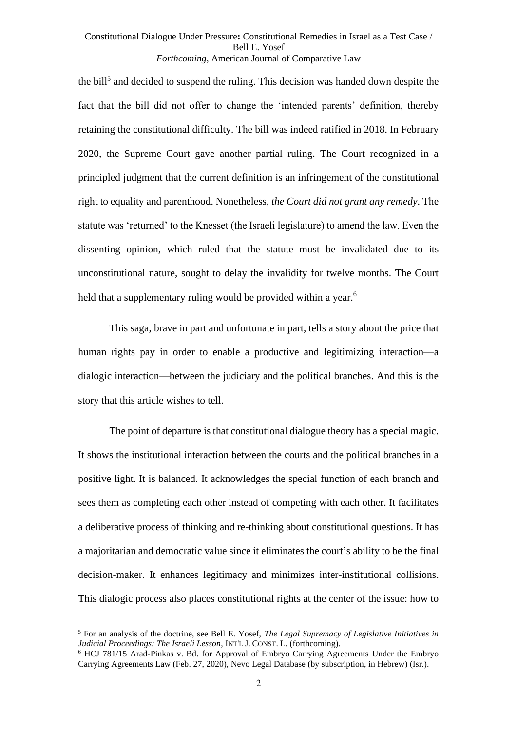the bill[5] and decided to suspend the ruling. This decision was handed down despite the fact that the bill did not offer to change the 'intended parents' definition, thereby retaining the constitutional difficulty. The bill was indeed ratified in 2018. In February 2020, the Supreme Court gave another partial ruling. The Court recognized in a principled judgment that the current definition is an infringement of the constitutional right to equality and parenthood. Nonetheless, *the Court did not grant any remedy*. The statute was 'returned' to the Knesset (the Israeli legislature) to amend the law. Even the dissenting opinion, which ruled that the statute must be invalidated due to its unconstitutional nature, sought to delay the invalidity for twelve months. The Court held that a supplementary ruling would be provided within a year.[6]

This saga, brave in part and unfortunate in part, tells a story about the price that human rights pay in order to enable a productive and legitimizing interaction—a dialogic interaction—between the judiciary and the political branches. And this is the story that this article wishes to tell.

The point of departure is that constitutional dialogue theory has a special magic. It shows the institutional interaction between the courts and the political branches in a positive light. It is balanced. It acknowledges the special function of each branch and sees them as completing each other instead of competing with each other. It facilitates a deliberative process of thinking and re-thinking about constitutional questions. It has a majoritarian and democratic value since it eliminates the court's ability to be the final decision-maker. It enhances legitimacy and minimizes inter-institutional collisions. This dialogic process also places constitutional rights at the center of the issue: how to

---

[5] For an analysis of the doctrine, see Bell E. Yosef, *The Legal Supremacy of Legislative Initiatives in Judicial Proceedings: The Israeli Lesson*, INT'L J. CONST. L. (forthcoming).

[6] HCJ 781/15 Arad-Pinkas v. Bd. for Approval of Embryo Carrying Agreements Under the Embryo Carrying Agreements Law (Feb. 27, 2020), Nevo Legal Database (by subscription, in Hebrew) (Isr.).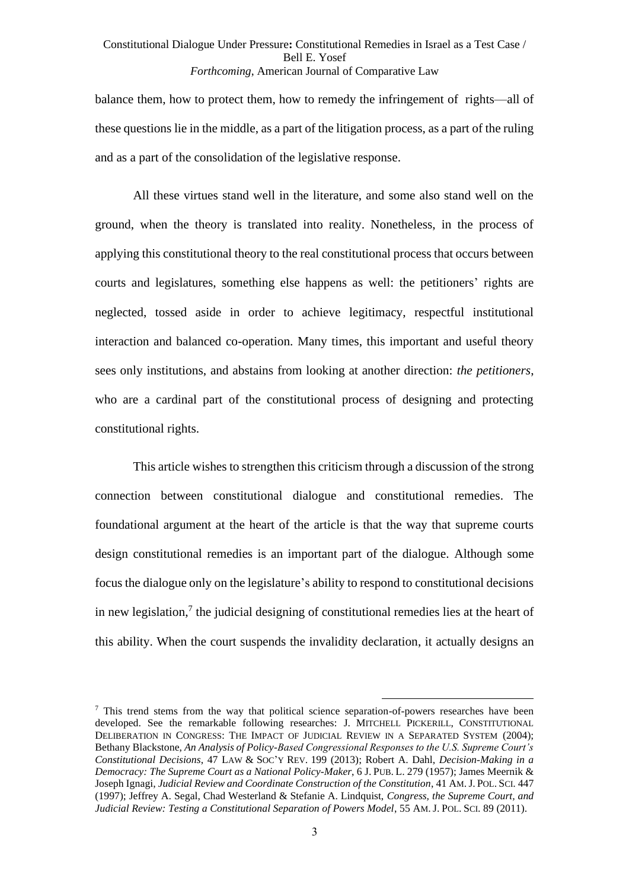balance them, how to protect them, how to remedy the infringement of rights—all of these questions lie in the middle, as a part of the litigation process, as a part of the ruling and as a part of the consolidation of the legislative response.

All these virtues stand well in the literature, and some also stand well on the ground, when the theory is translated into reality. Nonetheless, in the process of applying this constitutional theory to the real constitutional process that occurs between courts and legislatures, something else happens as well: the petitioners' rights are neglected, tossed aside in order to achieve legitimacy, respectful institutional interaction and balanced co-operation. Many times, this important and useful theory sees only institutions, and abstains from looking at another direction: *the petitioners*, who are a cardinal part of the constitutional process of designing and protecting constitutional rights.

This article wishes to strengthen this criticism through a discussion of the strong connection between constitutional dialogue and constitutional remedies. The foundational argument at the heart of the article is that the way that supreme courts design constitutional remedies is an important part of the dialogue. Although some focus the dialogue only on the legislature's ability to respond to constitutional decisions in new legislation,[7] the judicial designing of constitutional remedies lies at the heart of this ability. When the court suspends the invalidity declaration, it actually designs an

---

[7] This trend stems from the way that political science separation-of-powers researches have been developed. See the remarkable following researches: J. MITCHELL PICKERILL, CONSTITUTIONAL DELIBERATION IN CONGRESS: THE IMPACT OF JUDICIAL REVIEW IN A SEPARATED SYSTEM (2004); Bethany Blackstone, *An Analysis of Policy-Based Congressional Responses to the U.S. Supreme Court's Constitutional Decisions*, 47 LAW & SOC'Y REV. 199 (2013); Robert A. Dahl, *Decision-Making in a Democracy: The Supreme Court as a National Policy-Maker*, 6 J. PUB. L. 279 (1957); James Meernik & Joseph Ignagi, *Judicial Review and Coordinate Construction of the Constitution*, 41 AM. J. POL. SCI. 447 (1997); Jeffrey A. Segal, Chad Westerland & Stefanie A. Lindquist, *Congress, the Supreme Court, and Judicial Review: Testing a Constitutional Separation of Powers Model*, 55 AM. J. POL. SCI. 89 (2011).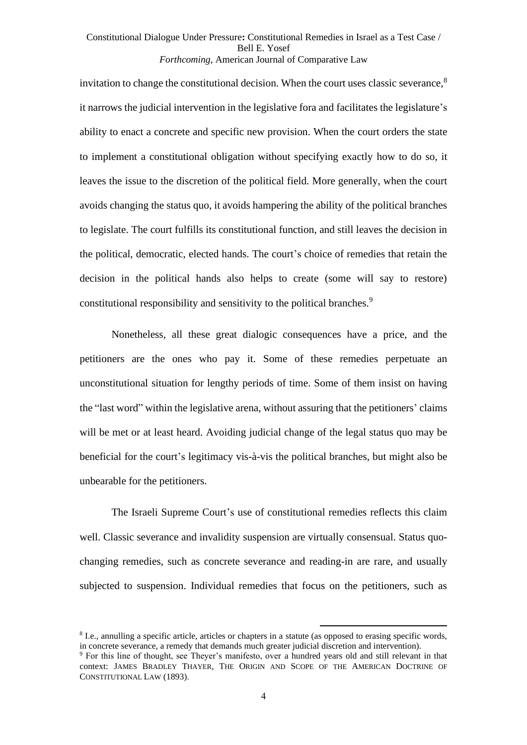invitation to change the constitutional decision. When the court uses classic severance,[8] it narrows the judicial intervention in the legislative fora and facilitates the legislature's ability to enact a concrete and specific new provision. When the court orders the state to implement a constitutional obligation without specifying exactly how to do so, it leaves the issue to the discretion of the political field. More generally, when the court avoids changing the status quo, it avoids hampering the ability of the political branches to legislate. The court fulfills its constitutional function, and still leaves the decision in the political, democratic, elected hands. The court's choice of remedies that retain the decision in the political hands also helps to create (some will say to restore) constitutional responsibility and sensitivity to the political branches.[9]

Nonetheless, all these great dialogic consequences have a price, and the petitioners are the ones who pay it. Some of these remedies perpetuate an unconstitutional situation for lengthy periods of time. Some of them insist on having the "last word" within the legislative arena, without assuring that the petitioners' claims will be met or at least heard. Avoiding judicial change of the legal status quo may be beneficial for the court's legitimacy vis-à-vis the political branches, but might also be unbearable for the petitioners.

The Israeli Supreme Court's use of constitutional remedies reflects this claim well. Classic severance and invalidity suspension are virtually consensual. Status quo-changing remedies, such as concrete severance and reading-in are rare, and usually subjected to suspension. Individual remedies that focus on the petitioners, such as

---

[8] I.e., annulling a specific article, articles or chapters in a statute (as opposed to erasing specific words, in concrete severance, a remedy that demands much greater judicial discretion and intervention).

[9] For this line of thought, see Theyer's manifesto, over a hundred years old and still relevant in that context: JAMES BRADLEY THAYER, THE ORIGIN AND SCOPE OF THE AMERICAN DOCTRINE OF CONSTITUTIONAL LAW (1893).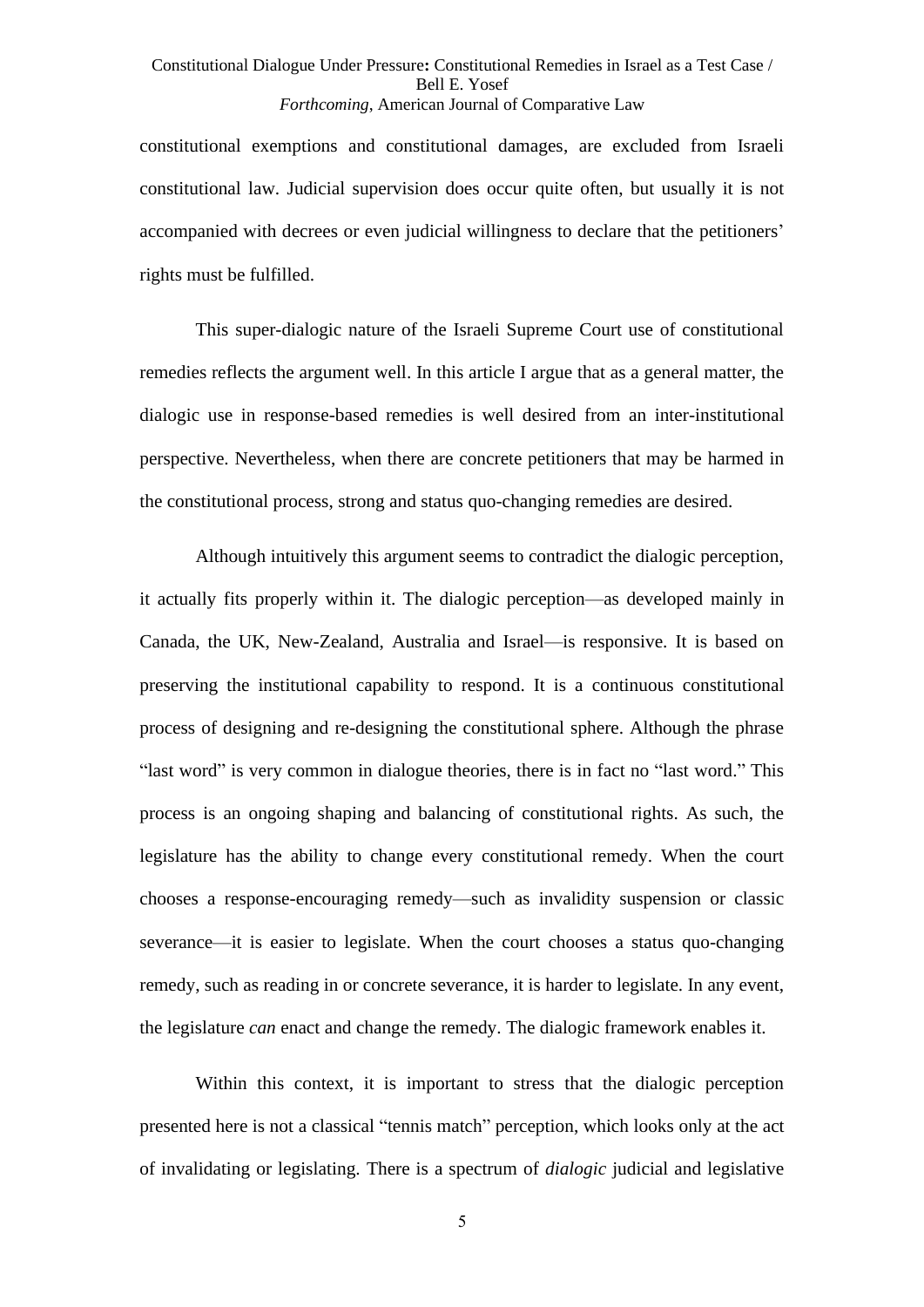constitutional exemptions and constitutional damages, are excluded from Israeli constitutional law. Judicial supervision does occur quite often, but usually it is not accompanied with decrees or even judicial willingness to declare that the petitioners' rights must be fulfilled.

This super-dialogic nature of the Israeli Supreme Court use of constitutional remedies reflects the argument well. In this article I argue that as a general matter, the dialogic use in response-based remedies is well desired from an inter-institutional perspective. Nevertheless, when there are concrete petitioners that may be harmed in the constitutional process, strong and status quo-changing remedies are desired.

Although intuitively this argument seems to contradict the dialogic perception, it actually fits properly within it. The dialogic perception—as developed mainly in Canada, the UK, New-Zealand, Australia and Israel—is responsive. It is based on preserving the institutional capability to respond. It is a continuous constitutional process of designing and re-designing the constitutional sphere. Although the phrase "last word" is very common in dialogue theories, there is in fact no "last word." This process is an ongoing shaping and balancing of constitutional rights. As such, the legislature has the ability to change every constitutional remedy. When the court chooses a response-encouraging remedy—such as invalidity suspension or classic severance—it is easier to legislate. When the court chooses a status quo-changing remedy, such as reading in or concrete severance, it is harder to legislate. In any event, the legislature *can* enact and change the remedy. The dialogic framework enables it.

Within this context, it is important to stress that the dialogic perception presented here is not a classical "tennis match" perception, which looks only at the act of invalidating or legislating. There is a spectrum of *dialogic* judicial and legislative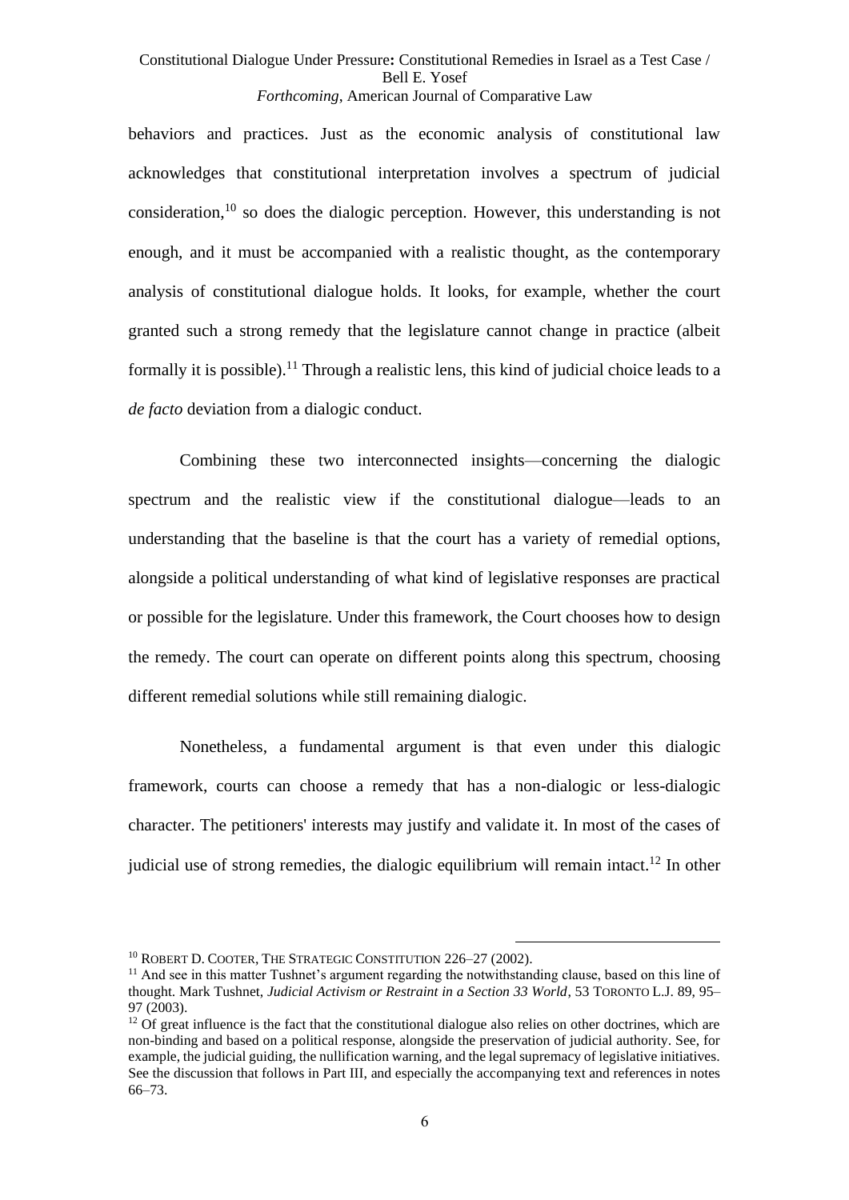behaviors and practices. Just as the economic analysis of constitutional law acknowledges that constitutional interpretation involves a spectrum of judicial consideration,[10] so does the dialogic perception. However, this understanding is not enough, and it must be accompanied with a realistic thought, as the contemporary analysis of constitutional dialogue holds. It looks, for example, whether the court granted such a strong remedy that the legislature cannot change in practice (albeit formally it is possible).[11] Through a realistic lens, this kind of judicial choice leads to a *de facto* deviation from a dialogic conduct.

Combining these two interconnected insights—concerning the dialogic spectrum and the realistic view if the constitutional dialogue—leads to an understanding that the baseline is that the court has a variety of remedial options, alongside a political understanding of what kind of legislative responses are practical or possible for the legislature. Under this framework, the Court chooses how to design the remedy. The court can operate on different points along this spectrum, choosing different remedial solutions while still remaining dialogic.

Nonetheless, a fundamental argument is that even under this dialogic framework, courts can choose a remedy that has a non-dialogic or less-dialogic character. The petitioners' interests may justify and validate it. In most of the cases of judicial use of strong remedies, the dialogic equilibrium will remain intact.[12] In other

---

[10] ROBERT D. COOTER, THE STRATEGIC CONSTITUTION 226–27 (2002).

[11] And see in this matter Tushnet's argument regarding the notwithstanding clause, based on this line of thought. Mark Tushnet, *Judicial Activism or Restraint in a Section 33 World*, 53 TORONTO L.J. 89, 95–97 (2003).

[12] Of great influence is the fact that the constitutional dialogue also relies on other doctrines, which are non-binding and based on a political response, alongside the preservation of judicial authority. See, for example, the judicial guiding, the nullification warning, and the legal supremacy of legislative initiatives. See the discussion that follows in Part III, and especially the accompanying text and references in notes 66–73.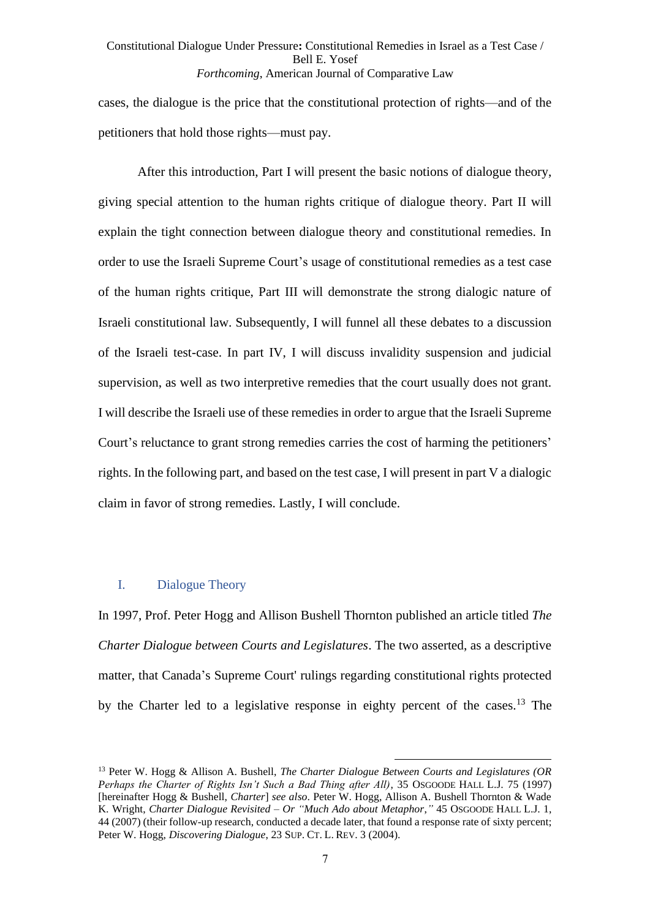cases, the dialogue is the price that the constitutional protection of rights—and of the petitioners that hold those rights—must pay.

After this introduction, Part I will present the basic notions of dialogue theory, giving special attention to the human rights critique of dialogue theory. Part II will explain the tight connection between dialogue theory and constitutional remedies. In order to use the Israeli Supreme Court's usage of constitutional remedies as a test case of the human rights critique, Part III will demonstrate the strong dialogic nature of Israeli constitutional law. Subsequently, I will funnel all these debates to a discussion of the Israeli test-case. In part IV, I will discuss invalidity suspension and judicial supervision, as well as two interpretive remedies that the court usually does not grant. I will describe the Israeli use of these remedies in order to argue that the Israeli Supreme Court's reluctance to grant strong remedies carries the cost of harming the petitioners' rights. In the following part, and based on the test case, I will present in part V a dialogic claim in favor of strong remedies. Lastly, I will conclude.

## I. Dialogue Theory

In 1997, Prof. Peter Hogg and Allison Bushell Thornton published an article titled *The Charter Dialogue between Courts and Legislatures*. The two asserted, as a descriptive matter, that Canada's Supreme Court' rulings regarding constitutional rights protected by the Charter led to a legislative response in eighty percent of the cases.[13] The

---

[13] Peter W. Hogg & Allison A. Bushell, *The Charter Dialogue Between Courts and Legislatures (OR Perhaps the Charter of Rights Isn't Such a Bad Thing after All)*, 35 OSGOODE HALL L.J. 75 (1997) [hereinafter Hogg & Bushell, *Charter*] *see also*. Peter W. Hogg, Allison A. Bushell Thornton & Wade K. Wright, *Charter Dialogue Revisited – Or "Much Ado about Metaphor,"* 45 OSGOODE HALL L.J. 1, 44 (2007) (their follow-up research, conducted a decade later, that found a response rate of sixty percent; Peter W. Hogg, *Discovering Dialogue*, 23 SUP. CT. L. REV. 3 (2004).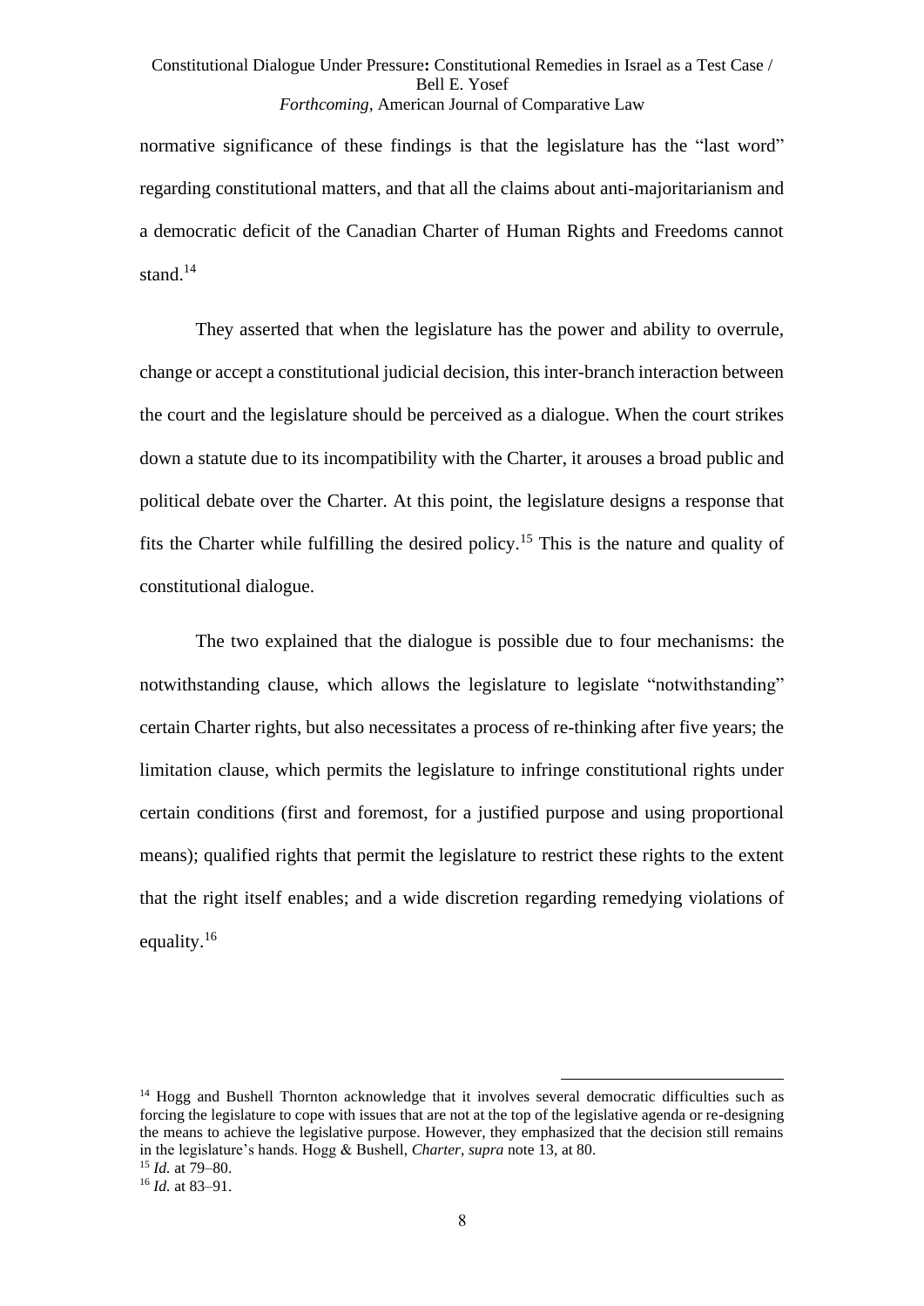normative significance of these findings is that the legislature has the "last word" regarding constitutional matters, and that all the claims about anti-majoritarianism and a democratic deficit of the Canadian Charter of Human Rights and Freedoms cannot stand.[14]

They asserted that when the legislature has the power and ability to overrule, change or accept a constitutional judicial decision, this inter-branch interaction between the court and the legislature should be perceived as a dialogue. When the court strikes down a statute due to its incompatibility with the Charter, it arouses a broad public and political debate over the Charter. At this point, the legislature designs a response that fits the Charter while fulfilling the desired policy.[15] This is the nature and quality of constitutional dialogue.

The two explained that the dialogue is possible due to four mechanisms: the notwithstanding clause, which allows the legislature to legislate "notwithstanding" certain Charter rights, but also necessitates a process of re-thinking after five years; the limitation clause, which permits the legislature to infringe constitutional rights under certain conditions (first and foremost, for a justified purpose and using proportional means); qualified rights that permit the legislature to restrict these rights to the extent that the right itself enables; and a wide discretion regarding remedying violations of equality.[16]

[14] Hogg and Bushell Thornton acknowledge that it involves several democratic difficulties such as forcing the legislature to cope with issues that are not at the top of the legislative agenda or re-designing the means to achieve the legislative purpose. However, they emphasized that the decision still remains in the legislature's hands. Hogg & Bushell, *Charter*, *supra* note 13, at 80.

[15] *Id.* at 79–80.

[16] *Id.* at 83–91.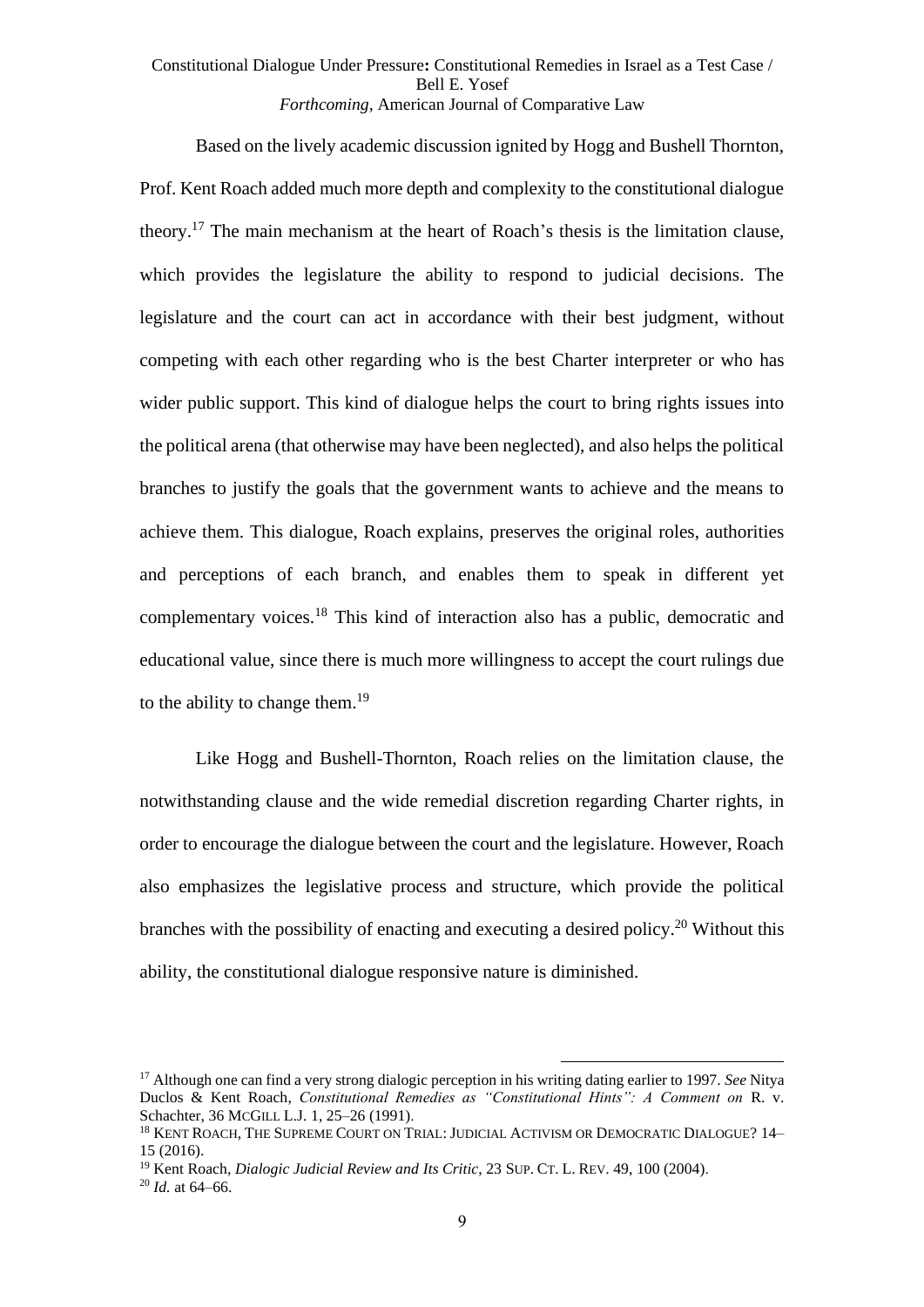Based on the lively academic discussion ignited by Hogg and Bushell Thornton, Prof. Kent Roach added much more depth and complexity to the constitutional dialogue theory.[17] The main mechanism at the heart of Roach's thesis is the limitation clause, which provides the legislature the ability to respond to judicial decisions. The legislature and the court can act in accordance with their best judgment, without competing with each other regarding who is the best Charter interpreter or who has wider public support. This kind of dialogue helps the court to bring rights issues into the political arena (that otherwise may have been neglected), and also helps the political branches to justify the goals that the government wants to achieve and the means to achieve them. This dialogue, Roach explains, preserves the original roles, authorities and perceptions of each branch, and enables them to speak in different yet complementary voices.[18] This kind of interaction also has a public, democratic and educational value, since there is much more willingness to accept the court rulings due to the ability to change them.[19]

Like Hogg and Bushell-Thornton, Roach relies on the limitation clause, the notwithstanding clause and the wide remedial discretion regarding Charter rights, in order to encourage the dialogue between the court and the legislature. However, Roach also emphasizes the legislative process and structure, which provide the political branches with the possibility of enacting and executing a desired policy.[20] Without this ability, the constitutional dialogue responsive nature is diminished.

---

[17] Although one can find a very strong dialogic perception in his writing dating earlier to 1997. *See* Nitya Duclos & Kent Roach, *Constitutional Remedies as "Constitutional Hints": A Comment on* R. v. Schachter, 36 MCGILL L.J. 1, 25–26 (1991).

[18] KENT ROACH, THE SUPREME COURT ON TRIAL: JUDICIAL ACTIVISM OR DEMOCRATIC DIALOGUE? 14–15 (2016).

[19] Kent Roach, *Dialogic Judicial Review and Its Critic*, 23 SUP. CT. L. REV. 49, 100 (2004).

[20] *Id.* at 64–66.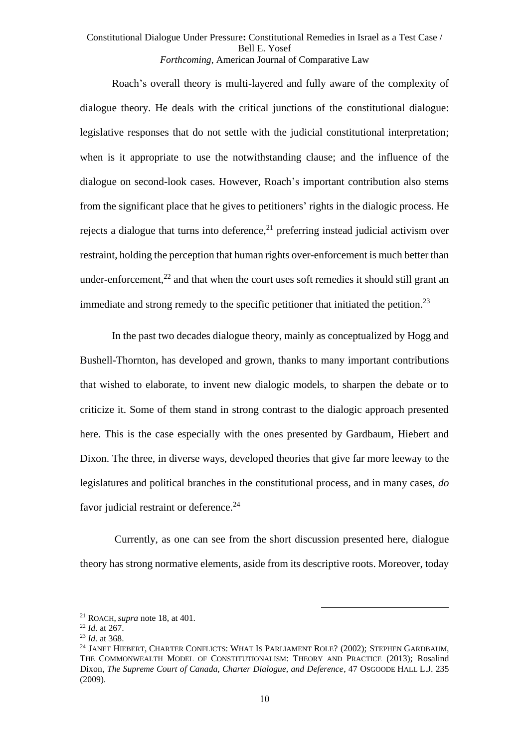Roach's overall theory is multi-layered and fully aware of the complexity of dialogue theory. He deals with the critical junctions of the constitutional dialogue: legislative responses that do not settle with the judicial constitutional interpretation; when is it appropriate to use the notwithstanding clause; and the influence of the dialogue on second-look cases. However, Roach's important contribution also stems from the significant place that he gives to petitioners' rights in the dialogic process. He rejects a dialogue that turns into deference,[21] preferring instead judicial activism over restraint, holding the perception that human rights over-enforcement is much better than under-enforcement,[22] and that when the court uses soft remedies it should still grant an immediate and strong remedy to the specific petitioner that initiated the petition.[23]

In the past two decades dialogue theory, mainly as conceptualized by Hogg and Bushell-Thornton, has developed and grown, thanks to many important contributions that wished to elaborate, to invent new dialogic models, to sharpen the debate or to criticize it. Some of them stand in strong contrast to the dialogic approach presented here. This is the case especially with the ones presented by Gardbaum, Hiebert and Dixon. The three, in diverse ways, developed theories that give far more leeway to the legislatures and political branches in the constitutional process, and in many cases, *do* favor judicial restraint or deference.[24]

Currently, as one can see from the short discussion presented here, dialogue theory has strong normative elements, aside from its descriptive roots. Moreover, today

---

[21] ROACH, *supra* note 18, at 401.

[22] *Id.* at 267.

[23] *Id.* at 368.

[24] JANET HIEBERT, CHARTER CONFLICTS: WHAT IS PARLIAMENT ROLE? (2002); STEPHEN GARDBAUM, THE COMMONWEALTH MODEL OF CONSTITUTIONALISM: THEORY AND PRACTICE (2013); Rosalind Dixon, *The Supreme Court of Canada, Charter Dialogue, and Deference*, 47 OSGOODE HALL L.J. 235 (2009).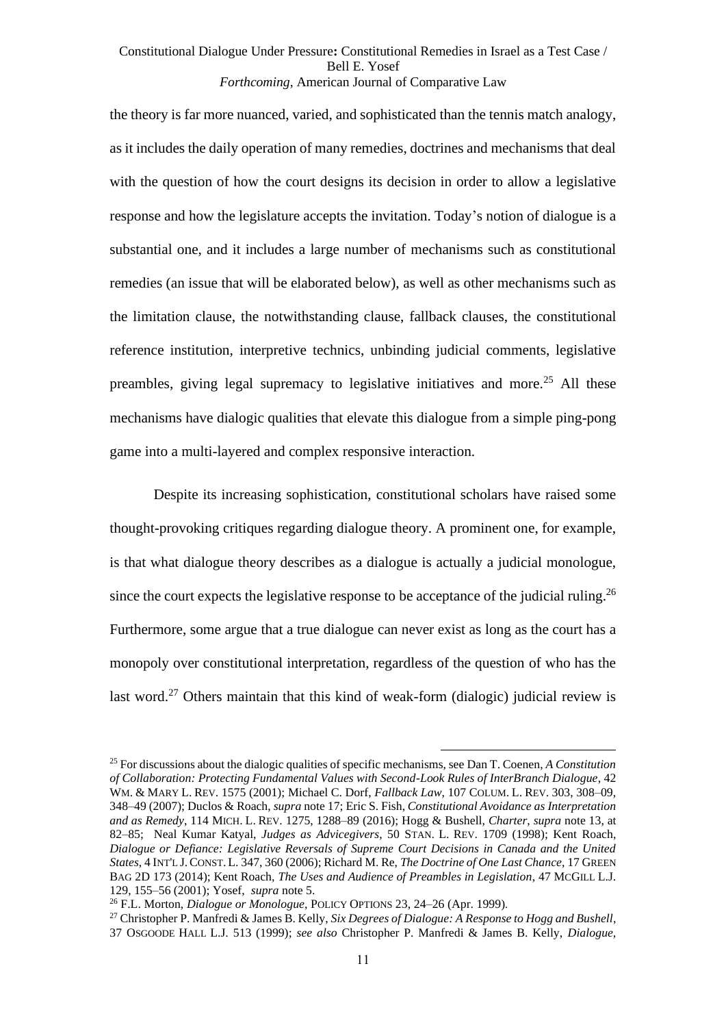the theory is far more nuanced, varied, and sophisticated than the tennis match analogy, as it includes the daily operation of many remedies, doctrines and mechanisms that deal with the question of how the court designs its decision in order to allow a legislative response and how the legislature accepts the invitation. Today's notion of dialogue is a substantial one, and it includes a large number of mechanisms such as constitutional remedies (an issue that will be elaborated below), as well as other mechanisms such as the limitation clause, the notwithstanding clause, fallback clauses, the constitutional reference institution, interpretive technics, unbinding judicial comments, legislative preambles, giving legal supremacy to legislative initiatives and more.[25] All these mechanisms have dialogic qualities that elevate this dialogue from a simple ping-pong game into a multi-layered and complex responsive interaction.

Despite its increasing sophistication, constitutional scholars have raised some thought-provoking critiques regarding dialogue theory. A prominent one, for example, is that what dialogue theory describes as a dialogue is actually a judicial monologue, since the court expects the legislative response to be acceptance of the judicial ruling.[26] Furthermore, some argue that a true dialogue can never exist as long as the court has a monopoly over constitutional interpretation, regardless of the question of who has the last word.[27] Others maintain that this kind of weak-form (dialogic) judicial review is

---

[25] For discussions about the dialogic qualities of specific mechanisms, see Dan T. Coenen, *A Constitution of Collaboration: Protecting Fundamental Values with Second-Look Rules of InterBranch Dialogue*, 42 WM. & MARY L. REV. 1575 (2001); Michael C. Dorf, *Fallback Law*, 107 COLUM. L. REV. 303, 308–09, 348–49 (2007); Duclos & Roach, *supra* note 17; Eric S. Fish, *Constitutional Avoidance as Interpretation and as Remedy*, 114 MICH. L. REV. 1275, 1288–89 (2016); Hogg & Bushell, *Charter*, *supra* note 13, at 82–85; Neal Kumar Katyal, *Judges as Advicegivers*, 50 STAN. L. REV. 1709 (1998); Kent Roach, *Dialogue or Defiance: Legislative Reversals of Supreme Court Decisions in Canada and the United States*, 4 INT'L J. CONST. L. 347, 360 (2006); Richard M. Re, *The Doctrine of One Last Chance*, 17 GREEN BAG 2D 173 (2014); Kent Roach, *The Uses and Audience of Preambles in Legislation*, 47 MCGILL L.J. 129, 155–56 (2001); Yosef, *supra* note 5.

[26] F.L. Morton, *Dialogue or Monologue*, POLICY OPTIONS 23, 24–26 (Apr. 1999).

[27] Christopher P. Manfredi & James B. Kelly, *Six Degrees of Dialogue: A Response to Hogg and Bushell*, 37 OSGOODE HALL L.J. 513 (1999); *see also* Christopher P. Manfredi & James B. Kelly, *Dialogue,*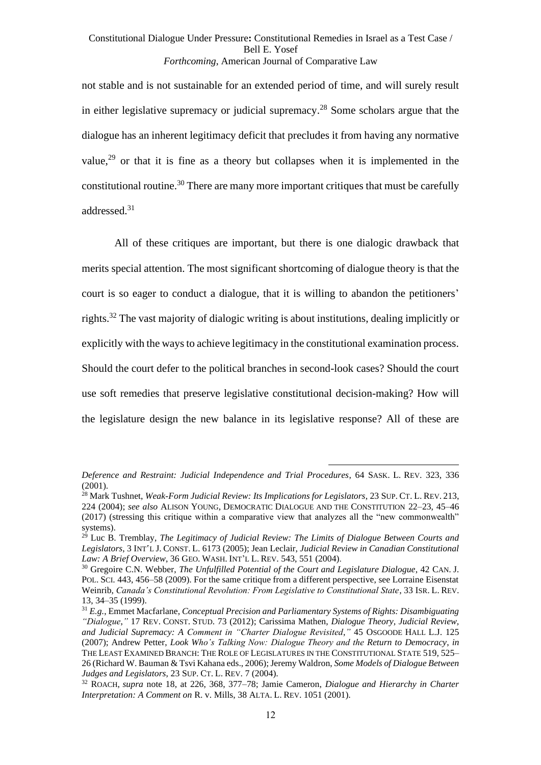not stable and is not sustainable for an extended period of time, and will surely result in either legislative supremacy or judicial supremacy.[28] Some scholars argue that the dialogue has an inherent legitimacy deficit that precludes it from having any normative value,[29] or that it is fine as a theory but collapses when it is implemented in the constitutional routine.[30] There are many more important critiques that must be carefully addressed.[31]

All of these critiques are important, but there is one dialogic drawback that merits special attention. The most significant shortcoming of dialogue theory is that the court is so eager to conduct a dialogue, that it is willing to abandon the petitioners' rights.[32] The vast majority of dialogic writing is about institutions, dealing implicitly or explicitly with the ways to achieve legitimacy in the constitutional examination process. Should the court defer to the political branches in second-look cases? Should the court use soft remedies that preserve legislative constitutional decision-making? How will the legislature design the new balance in its legislative response? All of these are

---

*Deference and Restraint: Judicial Independence and Trial Procedures*, 64 SASK. L. REV. 323, 336 (2001).

[28] Mark Tushnet, *Weak-Form Judicial Review: Its Implications for Legislators*, 23 SUP. CT. L. REV. 213, 224 (2004); *see also* ALISON YOUNG, DEMOCRATIC DIALOGUE AND THE CONSTITUTION 22–23, 45–46 (2017) (stressing this critique within a comparative view that analyzes all the "new commonwealth" systems).

[29] Luc B. Tremblay, *The Legitimacy of Judicial Review: The Limits of Dialogue Between Courts and Legislators*, 3 INT'L J. CONST. L. 6173 (2005); Jean Leclair, *Judicial Review in Canadian Constitutional Law: A Brief Overview*, 36 GEO. WASH. INT'L L. REV. 543, 551 (2004).

[30] Gregoire C.N. Webber, *The Unfulfilled Potential of the Court and Legislature Dialogue*, 42 CAN. J. POL. SCI. 443, 456–58 (2009). For the same critique from a different perspective, see Lorraine Eisenstat Weinrib, *Canada's Constitutional Revolution: From Legislative to Constitutional State*, 33 ISR. L. REV. 13, 34–35 (1999).

[31] *E.g.*, Emmet Macfarlane, *Conceptual Precision and Parliamentary Systems of Rights: Disambiguating "Dialogue,"* 17 REV. CONST. STUD. 73 (2012); Carissima Mathen, *Dialogue Theory, Judicial Review, and Judicial Supremacy: A Comment in "Charter Dialogue Revisited,"* 45 OSGOODE HALL L.J. 125 (2007); Andrew Petter, *Look Who's Talking Now: Dialogue Theory and the Return to Democracy*, *in* THE LEAST EXAMINED BRANCH: THE ROLE OF LEGISLATURES IN THE CONSTITUTIONAL STATE 519, 525–26 (Richard W. Bauman & Tsvi Kahana eds., 2006); Jeremy Waldron, *Some Models of Dialogue Between Judges and Legislators*, 23 SUP. CT. L. REV. 7 (2004).

[32] ROACH, *supra* note 18, at 226, 368, 377–78; Jamie Cameron, *Dialogue and Hierarchy in Charter Interpretation: A Comment on* R. v. Mills, 38 ALTA. L. REV. 1051 (2001).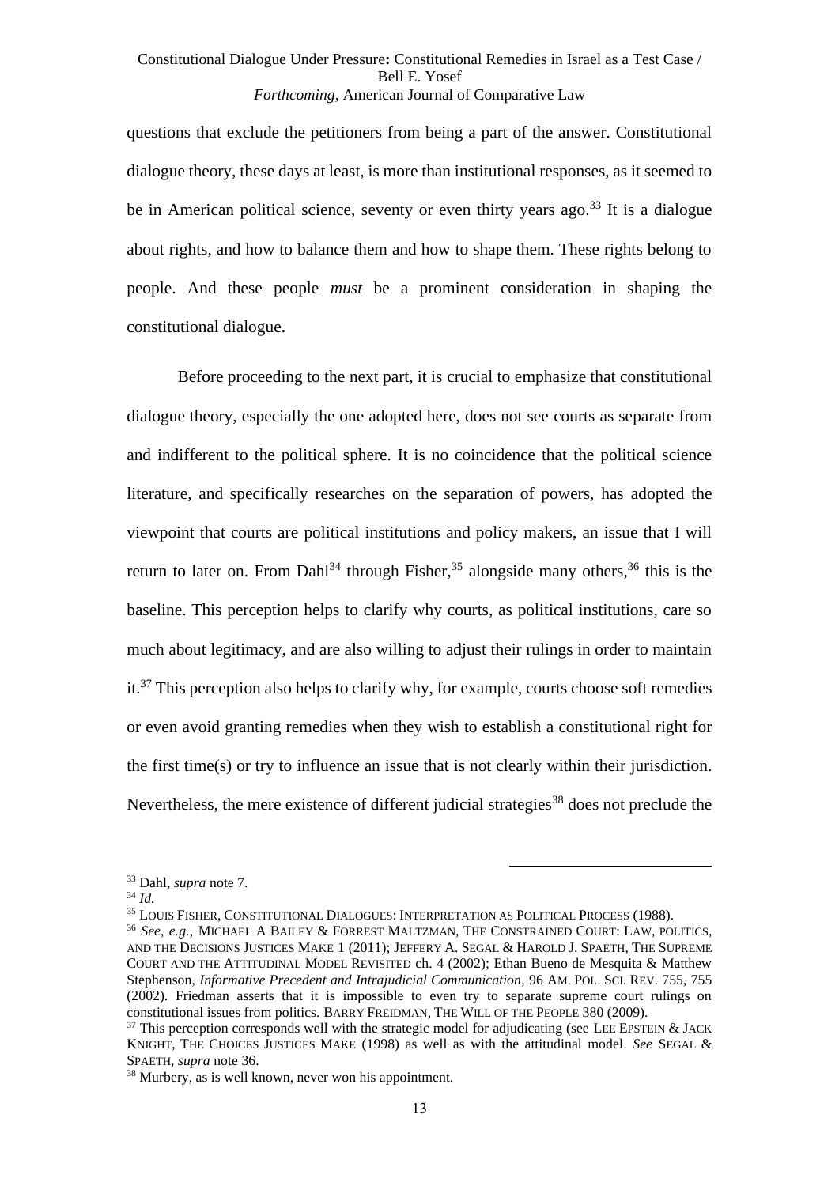questions that exclude the petitioners from being a part of the answer. Constitutional dialogue theory, these days at least, is more than institutional responses, as it seemed to be in American political science, seventy or even thirty years ago.[33] It is a dialogue about rights, and how to balance them and how to shape them. These rights belong to people. And these people *must* be a prominent consideration in shaping the constitutional dialogue.

Before proceeding to the next part, it is crucial to emphasize that constitutional dialogue theory, especially the one adopted here, does not see courts as separate from and indifferent to the political sphere. It is no coincidence that the political science literature, and specifically researches on the separation of powers, has adopted the viewpoint that courts are political institutions and policy makers, an issue that I will return to later on. From Dahl[34] through Fisher,[35] alongside many others,[36] this is the baseline. This perception helps to clarify why courts, as political institutions, care so much about legitimacy, and are also willing to adjust their rulings in order to maintain it.[37] This perception also helps to clarify why, for example, courts choose soft remedies or even avoid granting remedies when they wish to establish a constitutional right for the first time(s) or try to influence an issue that is not clearly within their jurisdiction. Nevertheless, the mere existence of different judicial strategies[38] does not preclude the

---

[33] Dahl, *supra* note 7.

[34] *Id.*

[35] LOUIS FISHER, CONSTITUTIONAL DIALOGUES: INTERPRETATION AS POLITICAL PROCESS (1988).

[36] *See, e.g.*, MICHAEL A BAILEY & FORREST MALTZMAN, THE CONSTRAINED COURT: LAW, POLITICS, AND THE DECISIONS JUSTICES MAKE 1 (2011); JEFFERY A. SEGAL & HAROLD J. SPAETH, THE SUPREME COURT AND THE ATTITUDINAL MODEL REVISITED ch. 4 (2002); Ethan Bueno de Mesquita & Matthew Stephenson, *Informative Precedent and Intrajudicial Communication*, 96 AM. POL. SCI. REV. 755, 755 (2002). Friedman asserts that it is impossible to even try to separate supreme court rulings on constitutional issues from politics. BARRY FREIDMAN, THE WILL OF THE PEOPLE 380 (2009).

[37] This perception corresponds well with the strategic model for adjudicating (see LEE EPSTEIN & JACK KNIGHT, THE CHOICES JUSTICES MAKE (1998) as well as with the attitudinal model. *See* SEGAL & SPAETH, *supra* note 36.

[38] Murbery, as is well known, never won his appointment.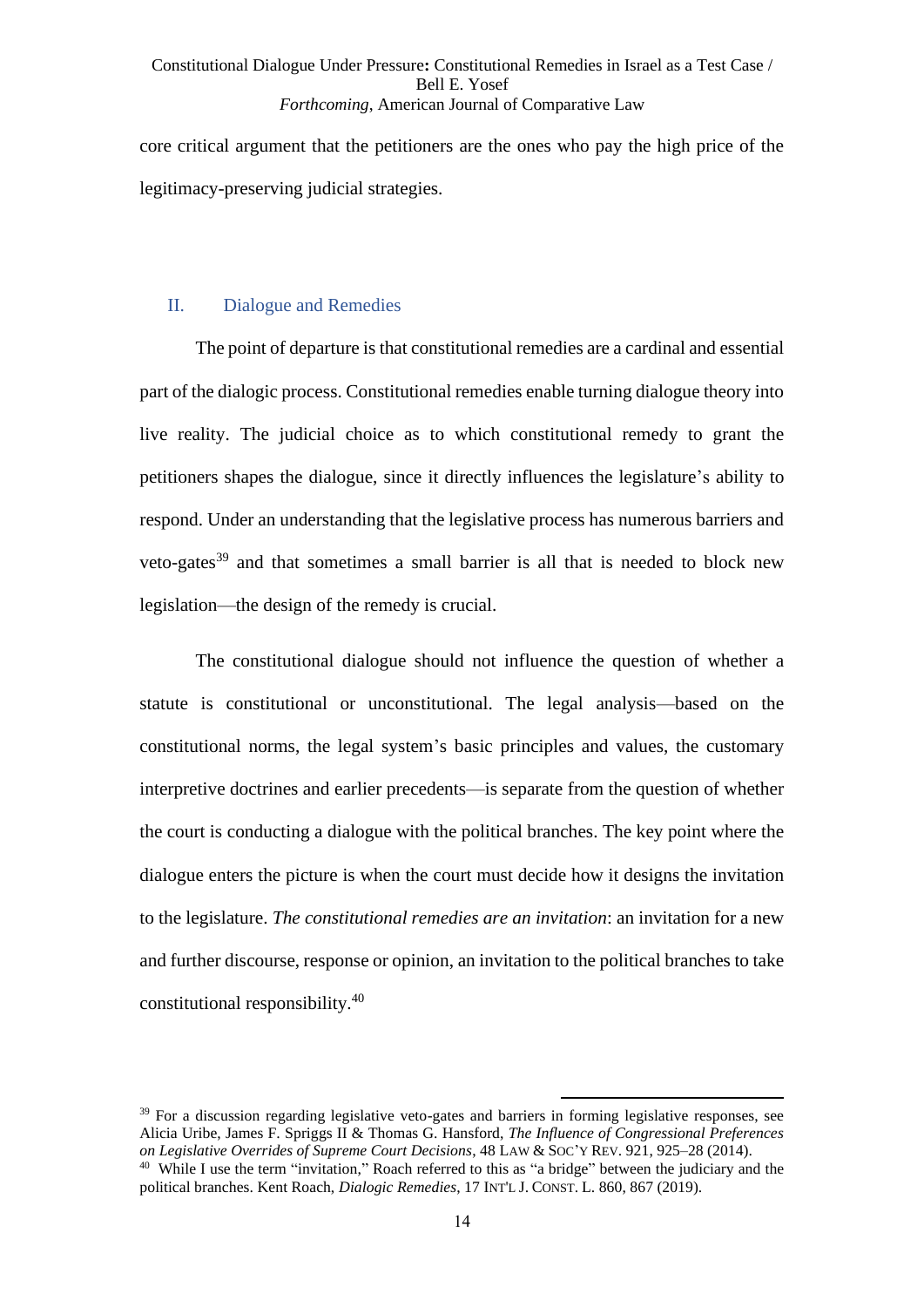core critical argument that the petitioners are the ones who pay the high price of the legitimacy-preserving judicial strategies.

## II. Dialogue and Remedies

The point of departure is that constitutional remedies are a cardinal and essential part of the dialogic process. Constitutional remedies enable turning dialogue theory into live reality. The judicial choice as to which constitutional remedy to grant the petitioners shapes the dialogue, since it directly influences the legislature's ability to respond. Under an understanding that the legislative process has numerous barriers and veto-gates[39] and that sometimes a small barrier is all that is needed to block new legislation—the design of the remedy is crucial.

The constitutional dialogue should not influence the question of whether a statute is constitutional or unconstitutional. The legal analysis—based on the constitutional norms, the legal system's basic principles and values, the customary interpretive doctrines and earlier precedents—is separate from the question of whether the court is conducting a dialogue with the political branches. The key point where the dialogue enters the picture is when the court must decide how it designs the invitation to the legislature. *The constitutional remedies are an invitation*: an invitation for a new and further discourse, response or opinion, an invitation to the political branches to take constitutional responsibility.[40]

---

[39] For a discussion regarding legislative veto-gates and barriers in forming legislative responses, see Alicia Uribe, James F. Spriggs II & Thomas G. Hansford, *The Influence of Congressional Preferences on Legislative Overrides of Supreme Court Decisions*, 48 LAW & SOC'Y REV. 921, 925–28 (2014).

[40] While I use the term "invitation," Roach referred to this as "a bridge" between the judiciary and the political branches. Kent Roach, *Dialogic Remedies*, 17 INT'L J. CONST. L. 860, 867 (2019).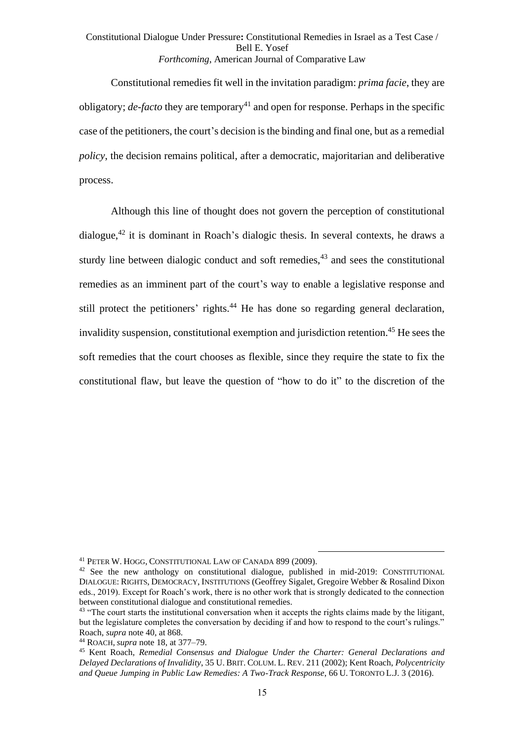Constitutional remedies fit well in the invitation paradigm: *prima facie*, they are obligatory; *de-facto* they are temporary[41] and open for response. Perhaps in the specific case of the petitioners, the court's decision is the binding and final one, but as a remedial *policy*, the decision remains political, after a democratic, majoritarian and deliberative process.

Although this line of thought does not govern the perception of constitutional dialogue,[42] it is dominant in Roach's dialogic thesis. In several contexts, he draws a sturdy line between dialogic conduct and soft remedies,[43] and sees the constitutional remedies as an imminent part of the court's way to enable a legislative response and still protect the petitioners' rights.[44] He has done so regarding general declaration, invalidity suspension, constitutional exemption and jurisdiction retention.[45] He sees the soft remedies that the court chooses as flexible, since they require the state to fix the constitutional flaw, but leave the question of "how to do it" to the discretion of the

---

[41] PETER W. HOGG, CONSTITUTIONAL LAW OF CANADA 899 (2009).

[42] See the new anthology on constitutional dialogue, published in mid-2019: CONSTITUTIONAL DIALOGUE: RIGHTS, DEMOCRACY, INSTITUTIONS (Geoffrey Sigalet, Gregoire Webber & Rosalind Dixon eds., 2019). Except for Roach's work, there is no other work that is strongly dedicated to the connection between constitutional dialogue and constitutional remedies.

[43] "The court starts the institutional conversation when it accepts the rights claims made by the litigant, but the legislature completes the conversation by deciding if and how to respond to the court's rulings." Roach, *supra* note 40, at 868.

[44] ROACH, *supra* note 18, at 377–79.

[45] Kent Roach, *Remedial Consensus and Dialogue Under the Charter: General Declarations and Delayed Declarations of Invalidity*, 35 U. BRIT. COLUM. L. REV. 211 (2002); Kent Roach, *Polycentricity and Queue Jumping in Public Law Remedies: A Two-Track Response*, 66 U. TORONTO L.J. 3 (2016).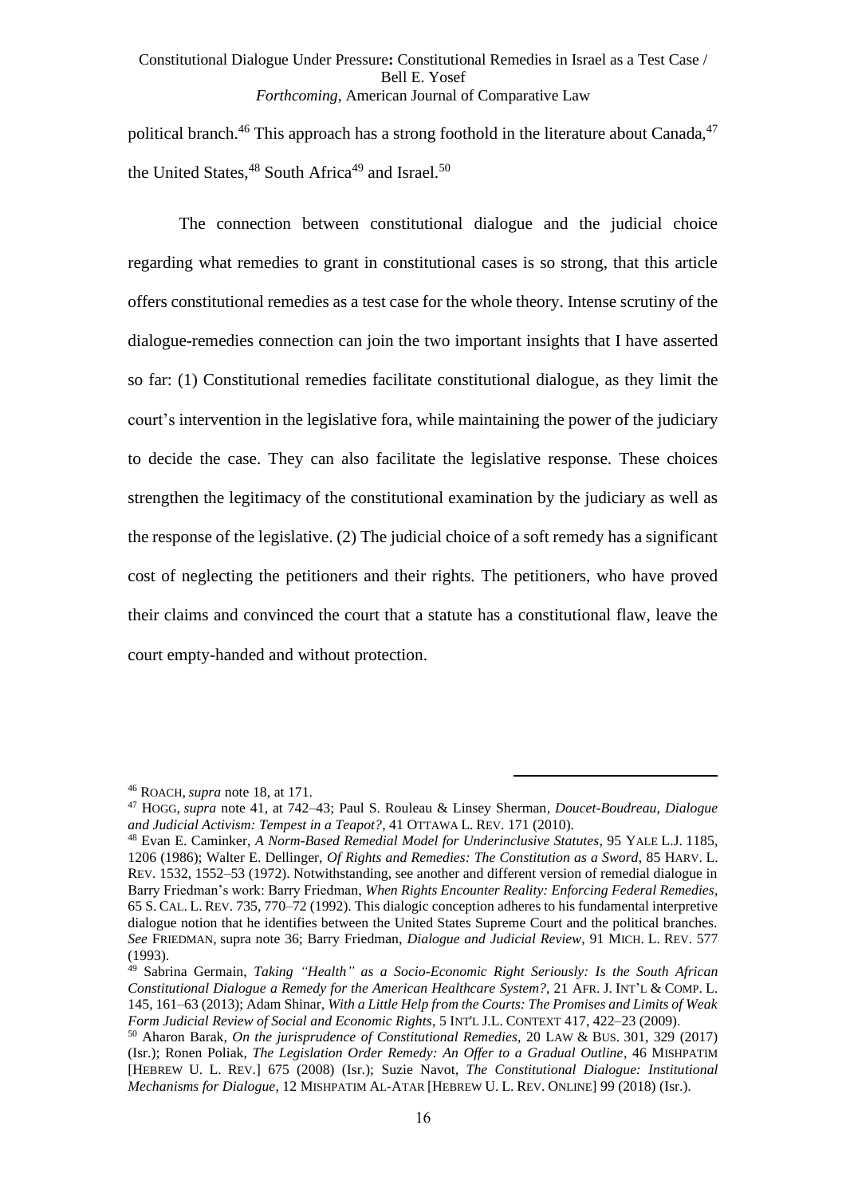political branch.[46] This approach has a strong foothold in the literature about Canada,[47] the United States,[48] South Africa[49] and Israel.[50]

The connection between constitutional dialogue and the judicial choice regarding what remedies to grant in constitutional cases is so strong, that this article offers constitutional remedies as a test case for the whole theory. Intense scrutiny of the dialogue-remedies connection can join the two important insights that I have asserted so far: (1) Constitutional remedies facilitate constitutional dialogue, as they limit the court's intervention in the legislative fora, while maintaining the power of the judiciary to decide the case. They can also facilitate the legislative response. These choices strengthen the legitimacy of the constitutional examination by the judiciary as well as the response of the legislative. (2) The judicial choice of a soft remedy has a significant cost of neglecting the petitioners and their rights. The petitioners, who have proved their claims and convinced the court that a statute has a constitutional flaw, leave the court empty-handed and without protection.

---

[46] ROACH, *supra* note 18, at 171.

[47] HOGG, *supra* note 41, at 742–43; Paul S. Rouleau & Linsey Sherman, *Doucet-Boudreau, Dialogue and Judicial Activism: Tempest in a Teapot?*, 41 OTTAWA L. REV. 171 (2010).

[48] Evan E. Caminker, *A Norm-Based Remedial Model for Underinclusive Statutes*, 95 YALE L.J. 1185, 1206 (1986); Walter E. Dellinger, *Of Rights and Remedies: The Constitution as a Sword*, 85 HARV. L. REV. 1532, 1552–53 (1972). Notwithstanding, see another and different version of remedial dialogue in Barry Friedman's work: Barry Friedman, *When Rights Encounter Reality: Enforcing Federal Remedies*, 65 S. CAL. L. REV. 735, 770–72 (1992). This dialogic conception adheres to his fundamental interpretive dialogue notion that he identifies between the United States Supreme Court and the political branches. *See* FRIEDMAN, supra note 36; Barry Friedman, *Dialogue and Judicial Review*, 91 MICH. L. REV. 577 (1993).

[49] Sabrina Germain, *Taking "Health" as a Socio-Economic Right Seriously: Is the South African Constitutional Dialogue a Remedy for the American Healthcare System?*, 21 AFR. J. INT'L & COMP. L. 145, 161–63 (2013); Adam Shinar, *With a Little Help from the Courts: The Promises and Limits of Weak Form Judicial Review of Social and Economic Rights*, 5 INT'L J.L. CONTEXT 417, 422–23 (2009).

[50] Aharon Barak, *On the jurisprudence of Constitutional Remedies*, 20 LAW & BUS. 301, 329 (2017) (Isr.); Ronen Poliak, *The Legislation Order Remedy: An Offer to a Gradual Outline*, 46 MISHPATIM [HEBREW U. L. REV.] 675 (2008) (Isr.); Suzie Navot, *The Constitutional Dialogue: Institutional Mechanisms for Dialogue*, 12 MISHPATIM AL-ATAR [HEBREW U. L. REV. ONLINE] 99 (2018) (Isr.).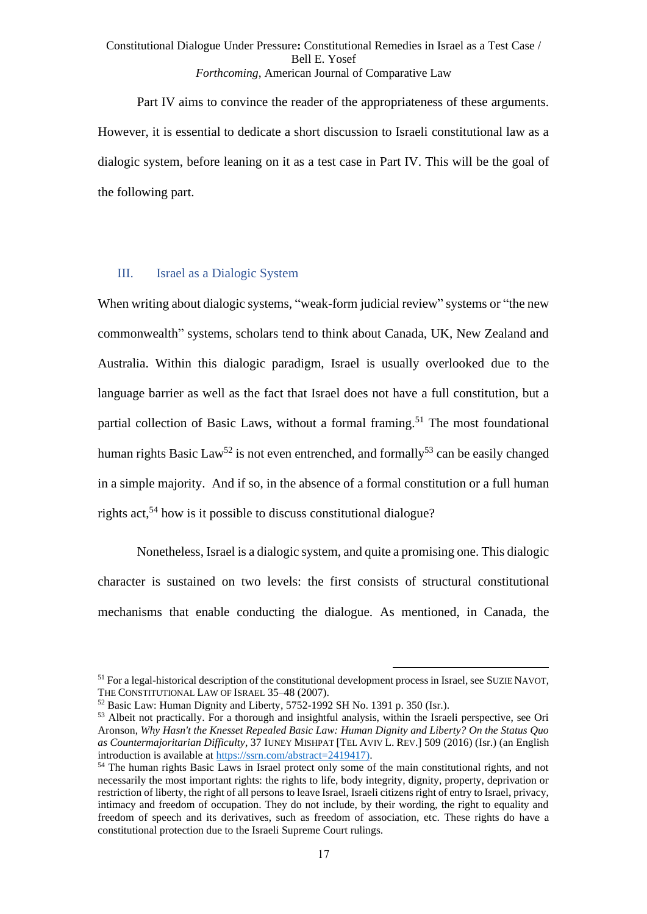Part IV aims to convince the reader of the appropriateness of these arguments. However, it is essential to dedicate a short discussion to Israeli constitutional law as a dialogic system, before leaning on it as a test case in Part IV. This will be the goal of the following part.

## III. Israel as a Dialogic System

When writing about dialogic systems, "weak-form judicial review" systems or "the new commonwealth" systems, scholars tend to think about Canada, UK, New Zealand and Australia. Within this dialogic paradigm, Israel is usually overlooked due to the language barrier as well as the fact that Israel does not have a full constitution, but a partial collection of Basic Laws, without a formal framing.[51] The most foundational human rights Basic Law[52] is not even entrenched, and formally[53] can be easily changed in a simple majority. And if so, in the absence of a formal constitution or a full human rights act,[54] how is it possible to discuss constitutional dialogue?

Nonetheless, Israel is a dialogic system, and quite a promising one. This dialogic character is sustained on two levels: the first consists of structural constitutional mechanisms that enable conducting the dialogue. As mentioned, in Canada, the

---

[51] For a legal-historical description of the constitutional development process in Israel, see SUZIE NAVOT, THE CONSTITUTIONAL LAW OF ISRAEL 35–48 (2007).

[52] Basic Law: Human Dignity and Liberty, 5752-1992 SH No. 1391 p. 350 (Isr.).

[53] Albeit not practically. For a thorough and insightful analysis, within the Israeli perspective, see Ori Aronson, *Why Hasn't the Knesset Repealed Basic Law: Human Dignity and Liberty? On the Status Quo as Countermajoritarian Difficulty*, 37 IUNEY MISHPAT [TEL AVIV L. REV.] 509 (2016) (Isr.) (an English introduction is available at https://ssrn.com/abstract=2419417).

[54] The human rights Basic Laws in Israel protect only some of the main constitutional rights, and not necessarily the most important rights: the rights to life, body integrity, dignity, property, deprivation or restriction of liberty, the right of all persons to leave Israel, Israeli citizens right of entry to Israel, privacy, intimacy and freedom of occupation. They do not include, by their wording, the right to equality and freedom of speech and its derivatives, such as freedom of association, etc. These rights do have a constitutional protection due to the Israeli Supreme Court rulings.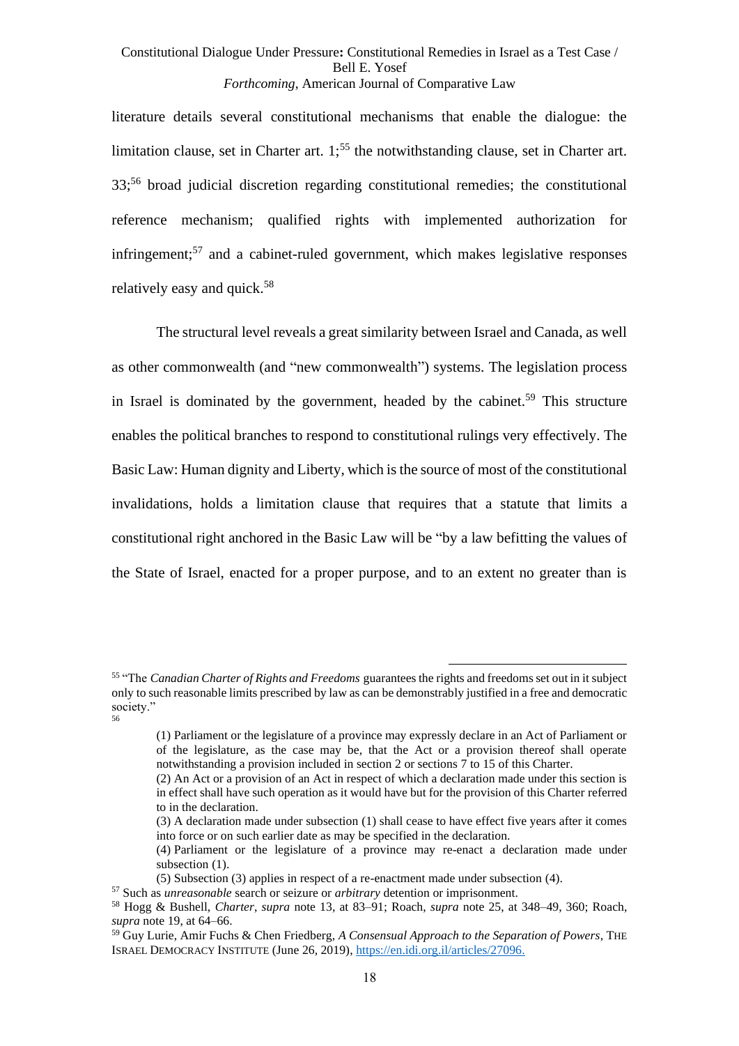literature details several constitutional mechanisms that enable the dialogue: the limitation clause, set in Charter art. 1;[55] the notwithstanding clause, set in Charter art. 33;[56] broad judicial discretion regarding constitutional remedies; the constitutional reference mechanism; qualified rights with implemented authorization for infringement;[57] and a cabinet-ruled government, which makes legislative responses relatively easy and quick.[58]

The structural level reveals a great similarity between Israel and Canada, as well as other commonwealth (and "new commonwealth") systems. The legislation process in Israel is dominated by the government, headed by the cabinet.[59] This structure enables the political branches to respond to constitutional rulings very effectively. The Basic Law: Human dignity and Liberty, which is the source of most of the constitutional invalidations, holds a limitation clause that requires that a statute that limits a constitutional right anchored in the Basic Law will be "by a law befitting the values of the State of Israel, enacted for a proper purpose, and to an extent no greater than is

---

[55] "The *Canadian Charter of Rights and Freedoms* guarantees the rights and freedoms set out in it subject only to such reasonable limits prescribed by law as can be demonstrably justified in a free and democratic society."

[56]

> (1) Parliament or the legislature of a province may expressly declare in an Act of Parliament or of the legislature, as the case may be, that the Act or a provision thereof shall operate notwithstanding a provision included in section 2 or sections 7 to 15 of this Charter.
> (2) An Act or a provision of an Act in respect of which a declaration made under this section is in effect shall have such operation as it would have but for the provision of this Charter referred to in the declaration.
> (3) A declaration made under subsection (1) shall cease to have effect five years after it comes into force or on such earlier date as may be specified in the declaration.
> (4) Parliament or the legislature of a province may re-enact a declaration made under subsection (1).
> (5) Subsection (3) applies in respect of a re-enactment made under subsection (4).

[57] Such as *unreasonable* search or seizure or *arbitrary* detention or imprisonment.

[58] Hogg & Bushell, *Charter*, *supra* note 13, at 83–91; Roach, *supra* note 25, at 348–49, 360; Roach, *supra* note 19, at 64–66.

[59] Guy Lurie, Amir Fuchs & Chen Friedberg, *A Consensual Approach to the Separation of Powers*, THE ISRAEL DEMOCRACY INSTITUTE (June 26, 2019), https://en.idi.org.il/articles/27096.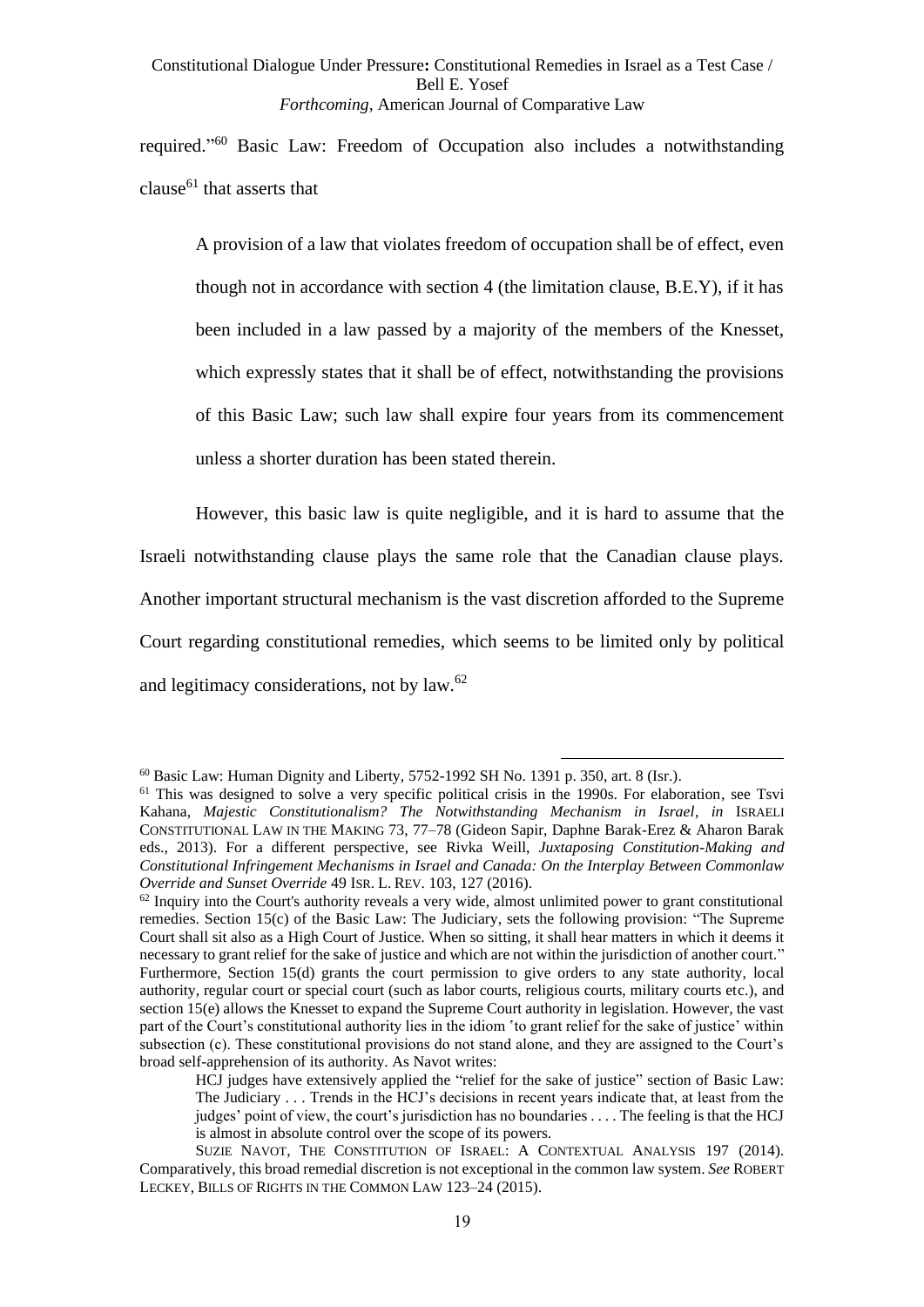required."[60] Basic Law: Freedom of Occupation also includes a notwithstanding clause[61] that asserts that

> A provision of a law that violates freedom of occupation shall be of effect, even though not in accordance with section 4 (the limitation clause, B.E.Y), if it has been included in a law passed by a majority of the members of the Knesset, which expressly states that it shall be of effect, notwithstanding the provisions of this Basic Law; such law shall expire four years from its commencement unless a shorter duration has been stated therein.

However, this basic law is quite negligible, and it is hard to assume that the Israeli notwithstanding clause plays the same role that the Canadian clause plays. Another important structural mechanism is the vast discretion afforded to the Supreme Court regarding constitutional remedies, which seems to be limited only by political and legitimacy considerations, not by law.[62]

---

[60] Basic Law: Human Dignity and Liberty, 5752-1992 SH No. 1391 p. 350, art. 8 (Isr.).

[61] This was designed to solve a very specific political crisis in the 1990s. For elaboration, see Tsvi Kahana, *Majestic Constitutionalism? The Notwithstanding Mechanism in Israel*, *in* ISRAELI CONSTITUTIONAL LAW IN THE MAKING 73, 77–78 (Gideon Sapir, Daphne Barak-Erez & Aharon Barak eds., 2013). For a different perspective, see Rivka Weill, *Juxtaposing Constitution-Making and Constitutional Infringement Mechanisms in Israel and Canada: On the Interplay Between Commonlaw Override and Sunset Override* 49 ISR. L. REV. 103, 127 (2016).

[62] Inquiry into the Court's authority reveals a very wide, almost unlimited power to grant constitutional remedies. Section 15(c) of the Basic Law: The Judiciary, sets the following provision: "The Supreme Court shall sit also as a High Court of Justice. When so sitting, it shall hear matters in which it deems it necessary to grant relief for the sake of justice and which are not within the jurisdiction of another court." Furthermore, Section 15(d) grants the court permission to give orders to any state authority, local authority, regular court or special court (such as labor courts, religious courts, military courts etc.), and section 15(e) allows the Knesset to expand the Supreme Court authority in legislation. However, the vast part of the Court's constitutional authority lies in the idiom 'to grant relief for the sake of justice' within subsection (c). These constitutional provisions do not stand alone, and they are assigned to the Court's broad self-apprehension of its authority. As Navot writes:

> HCJ judges have extensively applied the "relief for the sake of justice" section of Basic Law: The Judiciary . . . Trends in the HCJ's decisions in recent years indicate that, at least from the judges' point of view, the court's jurisdiction has no boundaries . . . . The feeling is that the HCJ is almost in absolute control over the scope of its powers.

SUZIE NAVOT, THE CONSTITUTION OF ISRAEL: A CONTEXTUAL ANALYSIS 197 (2014). Comparatively, this broad remedial discretion is not exceptional in the common law system. *See* ROBERT LECKEY, BILLS OF RIGHTS IN THE COMMON LAW 123–24 (2015).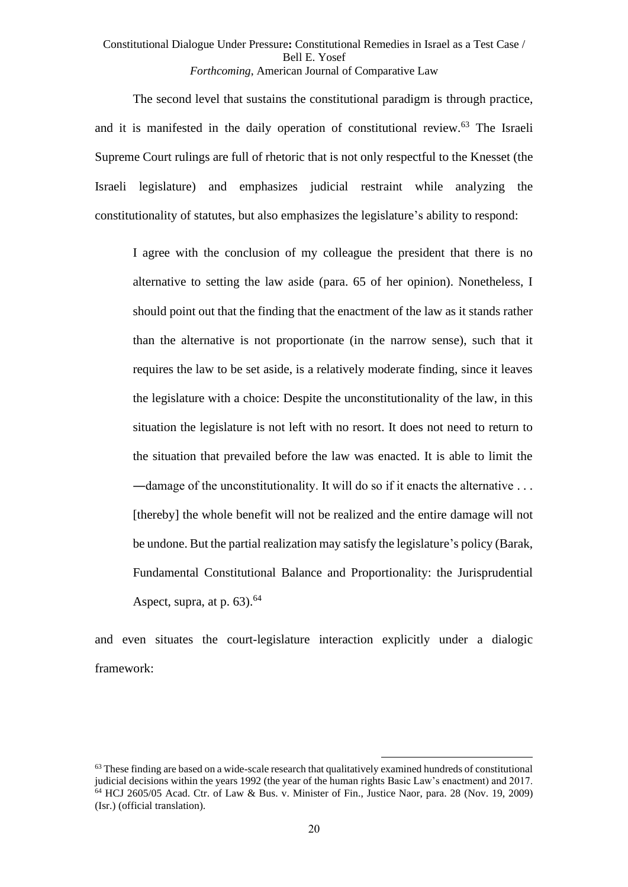The second level that sustains the constitutional paradigm is through practice, and it is manifested in the daily operation of constitutional review.[63] The Israeli Supreme Court rulings are full of rhetoric that is not only respectful to the Knesset (the Israeli legislature) and emphasizes judicial restraint while analyzing the constitutionality of statutes, but also emphasizes the legislature's ability to respond:

> I agree with the conclusion of my colleague the president that there is no alternative to setting the law aside (para. 65 of her opinion). Nonetheless, I should point out that the finding that the enactment of the law as it stands rather than the alternative is not proportionate (in the narrow sense), such that it requires the law to be set aside, is a relatively moderate finding, since it leaves the legislature with a choice: Despite the unconstitutionality of the law, in this situation the legislature is not left with no resort. It does not need to return to the situation that prevailed before the law was enacted. It is able to limit the ―damage of the unconstitutionality. It will do so if it enacts the alternative . . . [thereby] the whole benefit will not be realized and the entire damage will not be undone. But the partial realization may satisfy the legislature's policy (Barak, Fundamental Constitutional Balance and Proportionality: the Jurisprudential Aspect, supra, at p. 63).[64]

and even situates the court-legislature interaction explicitly under a dialogic framework:

---

[63] These finding are based on a wide-scale research that qualitatively examined hundreds of constitutional judicial decisions within the years 1992 (the year of the human rights Basic Law's enactment) and 2017.

[64] HCJ 2605/05 Acad. Ctr. of Law & Bus. v. Minister of Fin., Justice Naor, para. 28 (Nov. 19, 2009) (Isr.) (official translation).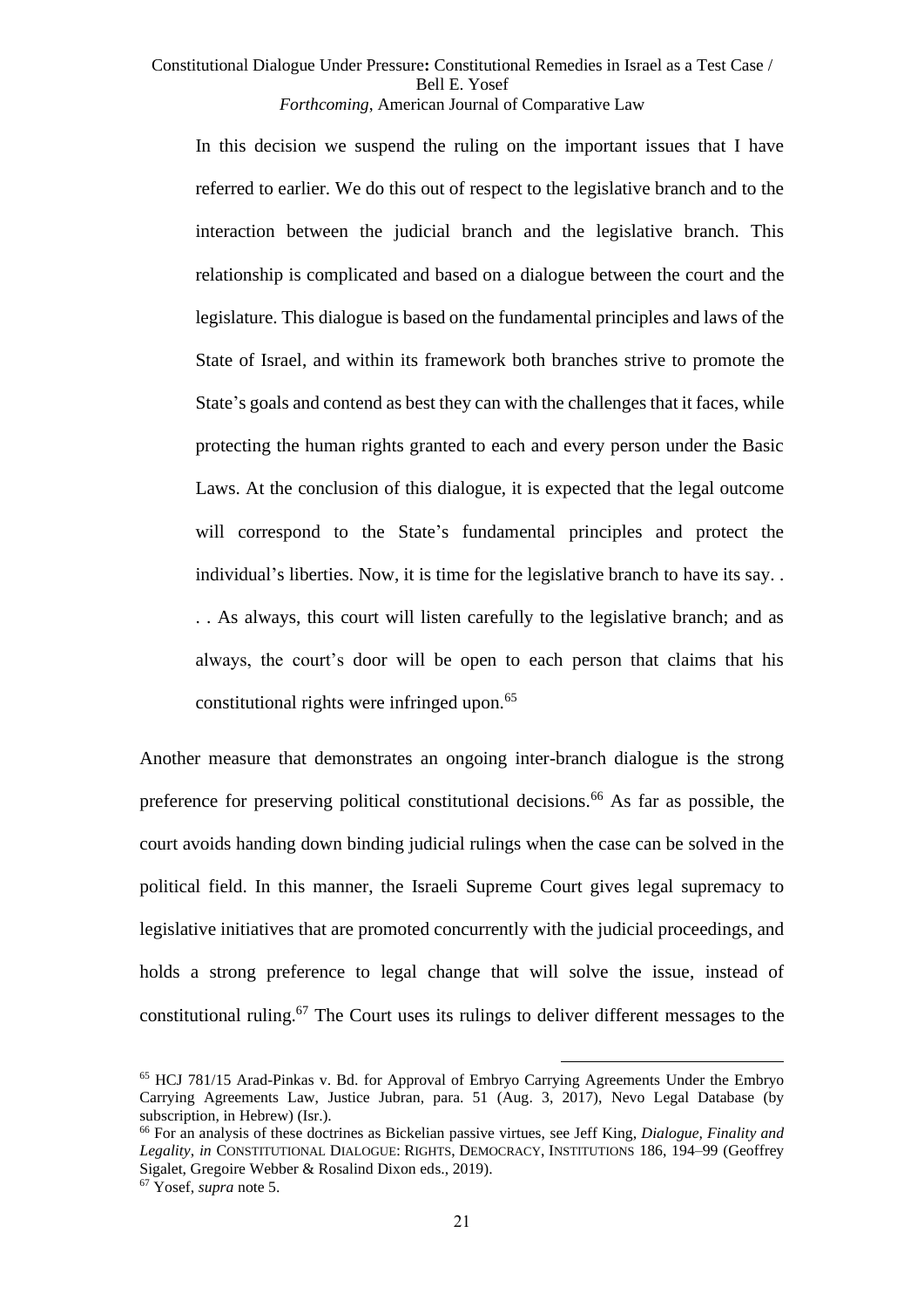> In this decision we suspend the ruling on the important issues that I have referred to earlier. We do this out of respect to the legislative branch and to the interaction between the judicial branch and the legislative branch. This relationship is complicated and based on a dialogue between the court and the legislature. This dialogue is based on the fundamental principles and laws of the State of Israel, and within its framework both branches strive to promote the State's goals and contend as best they can with the challenges that it faces, while protecting the human rights granted to each and every person under the Basic Laws. At the conclusion of this dialogue, it is expected that the legal outcome will correspond to the State's fundamental principles and protect the individual's liberties. Now, it is time for the legislative branch to have its say. . . . As always, this court will listen carefully to the legislative branch; and as always, the court's door will be open to each person that claims that his constitutional rights were infringed upon.[65]

Another measure that demonstrates an ongoing inter-branch dialogue is the strong preference for preserving political constitutional decisions.[66] As far as possible, the court avoids handing down binding judicial rulings when the case can be solved in the political field. In this manner, the Israeli Supreme Court gives legal supremacy to legislative initiatives that are promoted concurrently with the judicial proceedings, and holds a strong preference to legal change that will solve the issue, instead of constitutional ruling.[67] The Court uses its rulings to deliver different messages to the

[65] HCJ 781/15 Arad-Pinkas v. Bd. for Approval of Embryo Carrying Agreements Under the Embryo Carrying Agreements Law, Justice Jubran, para. 51 (Aug. 3, 2017), Nevo Legal Database (by subscription, in Hebrew) (Isr.).

[66] For an analysis of these doctrines as Bickelian passive virtues, see Jeff King, *Dialogue, Finality and Legality*, *in* CONSTITUTIONAL DIALOGUE: RIGHTS, DEMOCRACY, INSTITUTIONS 186, 194–99 (Geoffrey Sigalet, Gregoire Webber & Rosalind Dixon eds., 2019).

[67] Yosef, *supra* note 5.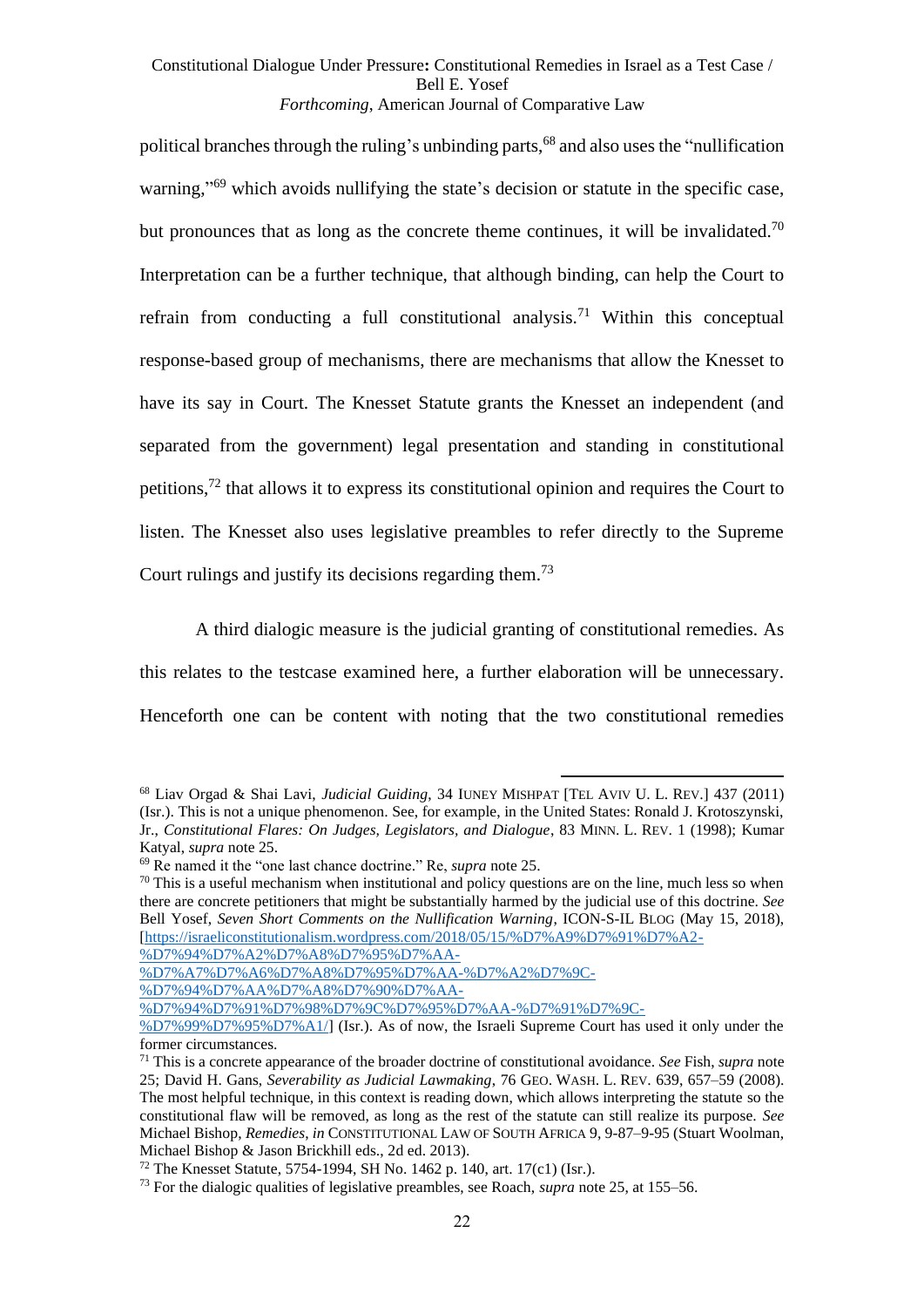political branches through the ruling's unbinding parts,[68] and also uses the "nullification warning,"[69] which avoids nullifying the state's decision or statute in the specific case, but pronounces that as long as the concrete theme continues, it will be invalidated.[70] Interpretation can be a further technique, that although binding, can help the Court to refrain from conducting a full constitutional analysis.[71] Within this conceptual response-based group of mechanisms, there are mechanisms that allow the Knesset to have its say in Court. The Knesset Statute grants the Knesset an independent (and separated from the government) legal presentation and standing in constitutional petitions,[72] that allows it to express its constitutional opinion and requires the Court to listen. The Knesset also uses legislative preambles to refer directly to the Supreme Court rulings and justify its decisions regarding them.[73]

A third dialogic measure is the judicial granting of constitutional remedies. As this relates to the testcase examined here, a further elaboration will be unnecessary. Henceforth one can be content with noting that the two constitutional remedies

---

[68] Liav Orgad & Shai Lavi, *Judicial Guiding*, 34 IUNEY MISHPAT [TEL AVIV U. L. REV.] 437 (2011) (Isr.). This is not a unique phenomenon. See, for example, in the United States: Ronald J. Krotoszynski, Jr., *Constitutional Flares: On Judges, Legislators, and Dialogue*, 83 MINN. L. REV. 1 (1998); Kumar Katyal, *supra* note 25.

[69] Re named it the "one last chance doctrine." Re, *supra* note 25.

[70] This is a useful mechanism when institutional and policy questions are on the line, much less so when there are concrete petitioners that might be substantially harmed by the judicial use of this doctrine. *See* Bell Yosef, *Seven Short Comments on the Nullification Warning*, ICON-S-IL BLOG (May 15, 2018), [https://israeliconstitutionalism.wordpress.com/2018/05/15/%D7%A9%D7%91%D7%A2-%D7%94%D7%A2%D7%A8%D7%95%D7%AA-%D7%A7%D7%A6%D7%A8%D7%95%D7%AA-%D7%A2%D7%9C-%D7%94%D7%AA%D7%A8%D7%90%D7%AA-%D7%94%D7%91%D7%98%D7%9C%D7%95%D7%AA-%D7%91%D7%9C-%D7%99%D7%95%D7%A1/] (Isr.). As of now, the Israeli Supreme Court has used it only under the former circumstances.

[71] This is a concrete appearance of the broader doctrine of constitutional avoidance. *See* Fish, *supra* note 25; David H. Gans, *Severability as Judicial Lawmaking*, 76 GEO. WASH. L. REV. 639, 657–59 (2008). The most helpful technique, in this context is reading down, which allows interpreting the statute so the constitutional flaw will be removed, as long as the rest of the statute can still realize its purpose. *See* Michael Bishop, *Remedies*, *in* CONSTITUTIONAL LAW OF SOUTH AFRICA 9, 9-87–9-95 (Stuart Woolman, Michael Bishop & Jason Brickhill eds., 2d ed. 2013).

[72] The Knesset Statute, 5754-1994, SH No. 1462 p. 140, art. 17(c1) (Isr.).

[73] For the dialogic qualities of legislative preambles, see Roach, *supra* note 25, at 155–56.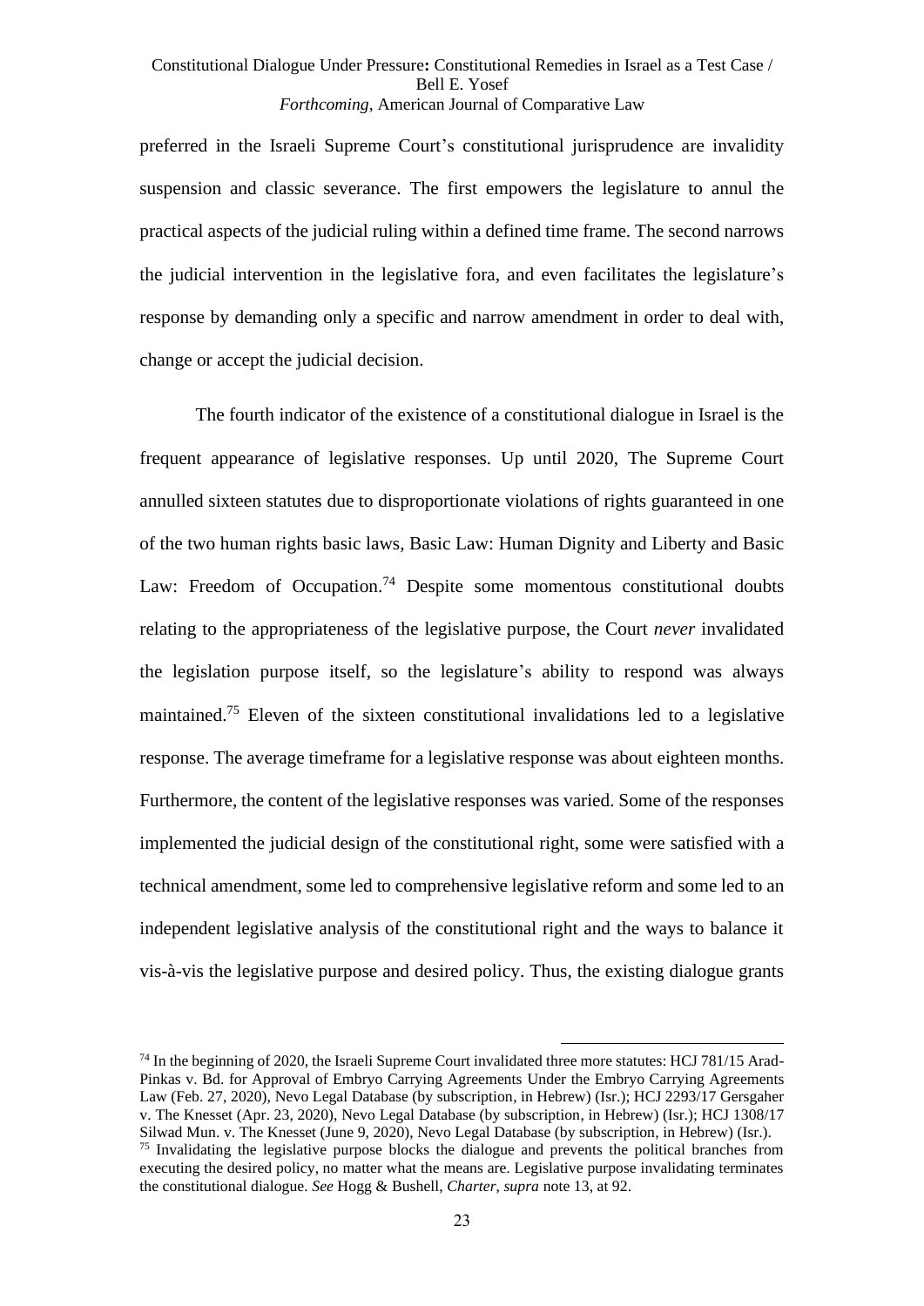preferred in the Israeli Supreme Court's constitutional jurisprudence are invalidity suspension and classic severance. The first empowers the legislature to annul the practical aspects of the judicial ruling within a defined time frame. The second narrows the judicial intervention in the legislative fora, and even facilitates the legislature's response by demanding only a specific and narrow amendment in order to deal with, change or accept the judicial decision.

The fourth indicator of the existence of a constitutional dialogue in Israel is the frequent appearance of legislative responses. Up until 2020, The Supreme Court annulled sixteen statutes due to disproportionate violations of rights guaranteed in one of the two human rights basic laws, Basic Law: Human Dignity and Liberty and Basic Law: Freedom of Occupation.[74] Despite some momentous constitutional doubts relating to the appropriateness of the legislative purpose, the Court *never* invalidated the legislation purpose itself, so the legislature's ability to respond was always maintained.[75] Eleven of the sixteen constitutional invalidations led to a legislative response. The average timeframe for a legislative response was about eighteen months. Furthermore, the content of the legislative responses was varied. Some of the responses implemented the judicial design of the constitutional right, some were satisfied with a technical amendment, some led to comprehensive legislative reform and some led to an independent legislative analysis of the constitutional right and the ways to balance it vis-à-vis the legislative purpose and desired policy. Thus, the existing dialogue grants

---

[74] In the beginning of 2020, the Israeli Supreme Court invalidated three more statutes: HCJ 781/15 Arad-Pinkas v. Bd. for Approval of Embryo Carrying Agreements Under the Embryo Carrying Agreements Law (Feb. 27, 2020), Nevo Legal Database (by subscription, in Hebrew) (Isr.); HCJ 2293/17 Gersgaher v. The Knesset (Apr. 23, 2020), Nevo Legal Database (by subscription, in Hebrew) (Isr.); HCJ 1308/17 Silwad Mun. v. The Knesset (June 9, 2020), Nevo Legal Database (by subscription, in Hebrew) (Isr.).

[75] Invalidating the legislative purpose blocks the dialogue and prevents the political branches from executing the desired policy, no matter what the means are. Legislative purpose invalidating terminates the constitutional dialogue. *See* Hogg & Bushell, *Charter*, *supra* note 13, at 92.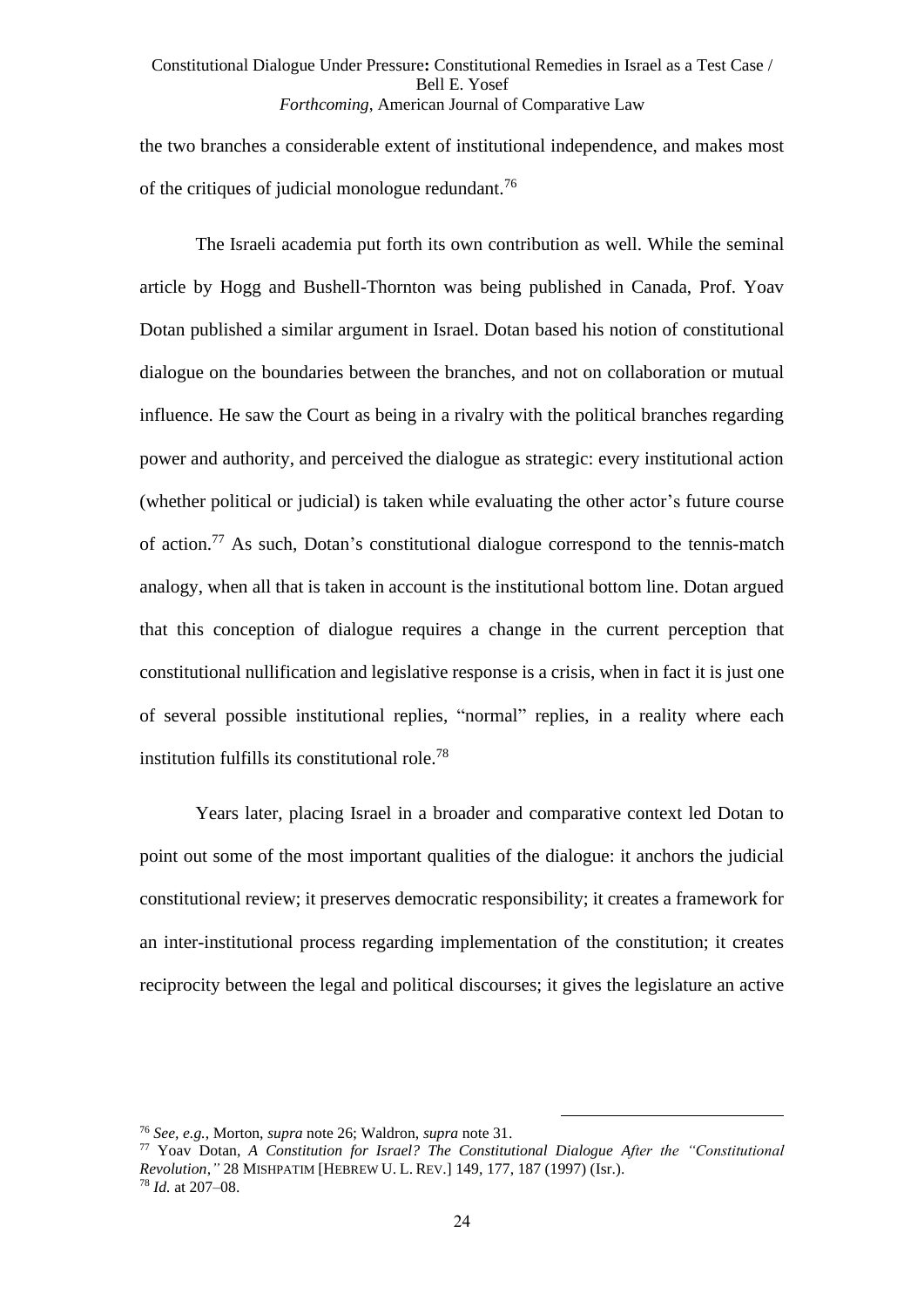the two branches a considerable extent of institutional independence, and makes most of the critiques of judicial monologue redundant.[76]

The Israeli academia put forth its own contribution as well. While the seminal article by Hogg and Bushell-Thornton was being published in Canada, Prof. Yoav Dotan published a similar argument in Israel. Dotan based his notion of constitutional dialogue on the boundaries between the branches, and not on collaboration or mutual influence. He saw the Court as being in a rivalry with the political branches regarding power and authority, and perceived the dialogue as strategic: every institutional action (whether political or judicial) is taken while evaluating the other actor's future course of action.[77] As such, Dotan's constitutional dialogue correspond to the tennis-match analogy, when all that is taken in account is the institutional bottom line. Dotan argued that this conception of dialogue requires a change in the current perception that constitutional nullification and legislative response is a crisis, when in fact it is just one of several possible institutional replies, "normal" replies, in a reality where each institution fulfills its constitutional role.[78]

Years later, placing Israel in a broader and comparative context led Dotan to point out some of the most important qualities of the dialogue: it anchors the judicial constitutional review; it preserves democratic responsibility; it creates a framework for an inter-institutional process regarding implementation of the constitution; it creates reciprocity between the legal and political discourses; it gives the legislature an active

---

[76] *See, e.g.*, Morton, *supra* note 26; Waldron, *supra* note 31.

[77] Yoav Dotan, *A Constitution for Israel? The Constitutional Dialogue After the "Constitutional Revolution*,*"* 28 MISHPATIM [HEBREW U. L. REV.] 149, 177, 187 (1997) (Isr.).

[78] *Id.* at 207–08.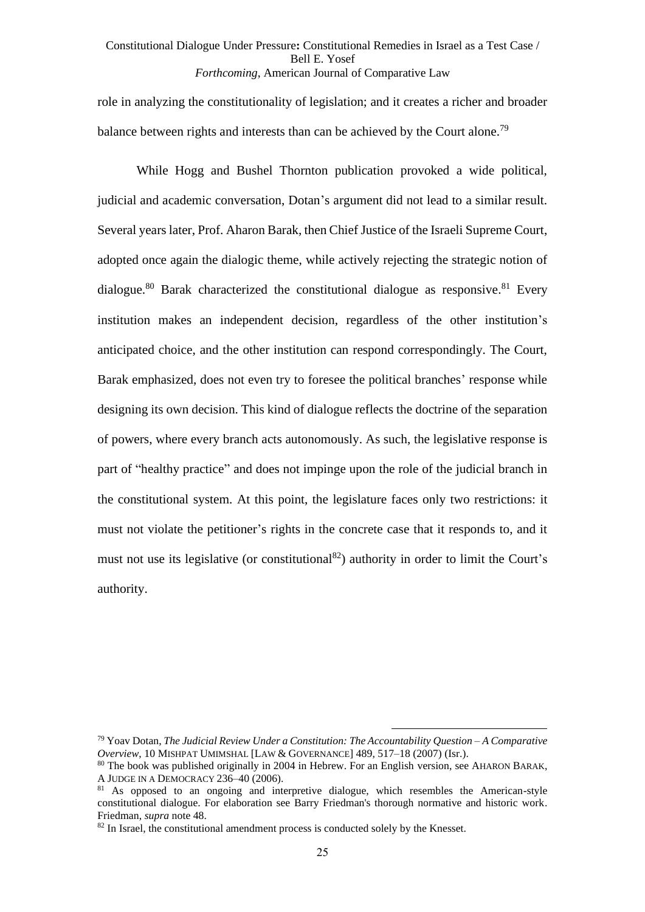role in analyzing the constitutionality of legislation; and it creates a richer and broader balance between rights and interests than can be achieved by the Court alone.[79]

While Hogg and Bushel Thornton publication provoked a wide political, judicial and academic conversation, Dotan's argument did not lead to a similar result. Several years later, Prof. Aharon Barak, then Chief Justice of the Israeli Supreme Court, adopted once again the dialogic theme, while actively rejecting the strategic notion of dialogue.[80] Barak characterized the constitutional dialogue as responsive.[81] Every institution makes an independent decision, regardless of the other institution's anticipated choice, and the other institution can respond correspondingly. The Court, Barak emphasized, does not even try to foresee the political branches' response while designing its own decision. This kind of dialogue reflects the doctrine of the separation of powers, where every branch acts autonomously. As such, the legislative response is part of "healthy practice" and does not impinge upon the role of the judicial branch in the constitutional system. At this point, the legislature faces only two restrictions: it must not violate the petitioner's rights in the concrete case that it responds to, and it must not use its legislative (or constitutional[82]) authority in order to limit the Court's authority.

---

[79] Yoav Dotan, *The Judicial Review Under a Constitution: The Accountability Question – A Comparative Overview*, 10 MISHPAT UMIMSHAL [LAW & GOVERNANCE] 489, 517–18 (2007) (Isr.).

[80] The book was published originally in 2004 in Hebrew. For an English version, see AHARON BARAK, A JUDGE IN A DEMOCRACY 236–40 (2006).

[81] As opposed to an ongoing and interpretive dialogue, which resembles the American-style constitutional dialogue. For elaboration see Barry Friedman's thorough normative and historic work. Friedman, *supra* note 48.

[82] In Israel, the constitutional amendment process is conducted solely by the Knesset.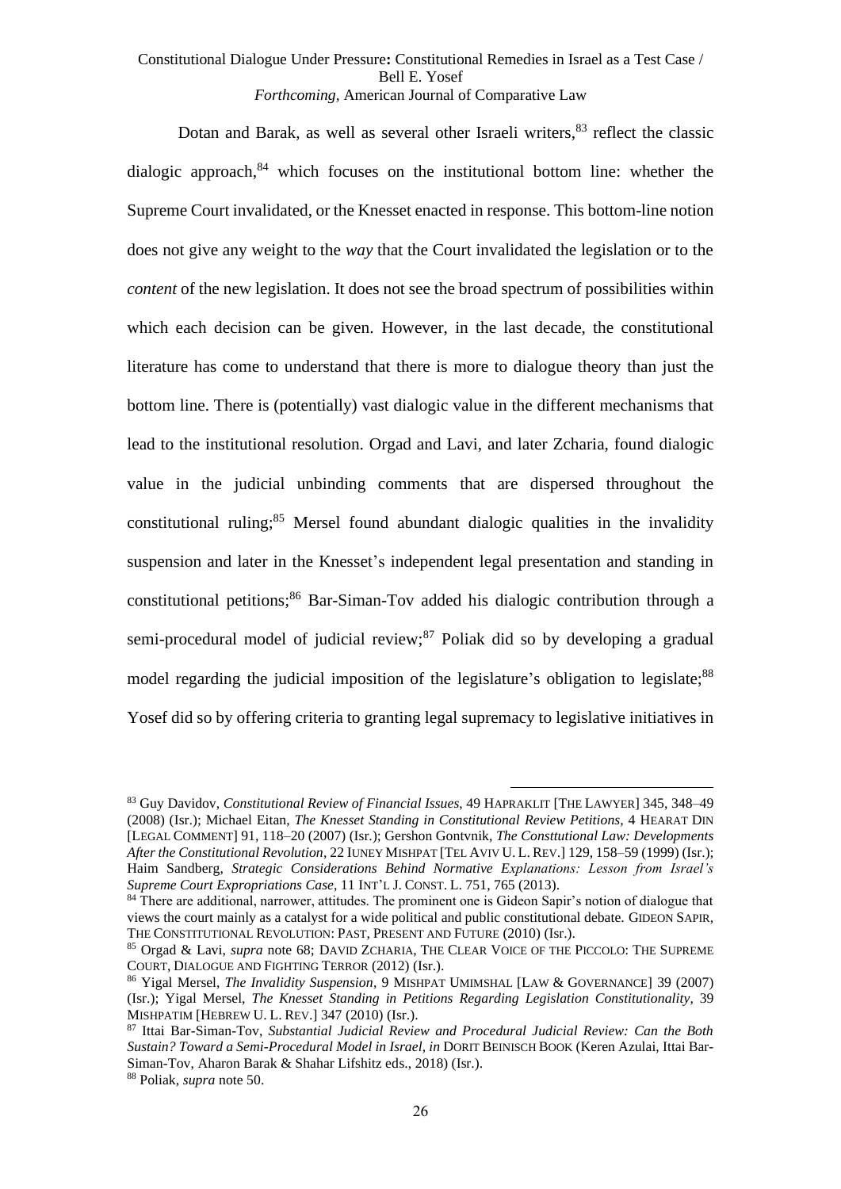Dotan and Barak, as well as several other Israeli writers,[83] reflect the classic dialogic approach,[84] which focuses on the institutional bottom line: whether the Supreme Court invalidated, or the Knesset enacted in response. This bottom-line notion does not give any weight to the *way* that the Court invalidated the legislation or to the *content* of the new legislation. It does not see the broad spectrum of possibilities within which each decision can be given. However, in the last decade, the constitutional literature has come to understand that there is more to dialogue theory than just the bottom line. There is (potentially) vast dialogic value in the different mechanisms that lead to the institutional resolution. Orgad and Lavi, and later Zcharia, found dialogic value in the judicial unbinding comments that are dispersed throughout the constitutional ruling;[85] Mersel found abundant dialogic qualities in the invalidity suspension and later in the Knesset's independent legal presentation and standing in constitutional petitions;[86] Bar-Siman-Tov added his dialogic contribution through a semi-procedural model of judicial review;[87] Poliak did so by developing a gradual model regarding the judicial imposition of the legislature's obligation to legislate;[88] Yosef did so by offering criteria to granting legal supremacy to legislative initiatives in

---

[83] Guy Davidov, *Constitutional Review of Financial Issues*, 49 HAPRAKLIT [THE LAWYER] 345, 348–49 (2008) (Isr.); Michael Eitan, *The Knesset Standing in Constitutional Review Petitions*, 4 HEARAT DIN [LEGAL COMMENT] 91, 118–20 (2007) (Isr.); Gershon Gontvnik, *The Consttutional Law: Developments After the Constitutional Revolution*, 22 IUNEY MISHPAT [TEL AVIV U. L. REV.] 129, 158–59 (1999) (Isr.); Haim Sandberg, *Strategic Considerations Behind Normative Explanations: Lesson from Israel's Supreme Court Expropriations Case*, 11 INT'L J. CONST. L. 751, 765 (2013).

[84] There are additional, narrower, attitudes. The prominent one is Gideon Sapir's notion of dialogue that views the court mainly as a catalyst for a wide political and public constitutional debate. GIDEON SAPIR, THE CONSTITUTIONAL REVOLUTION: PAST, PRESENT AND FUTURE (2010) (Isr.).

[85] Orgad & Lavi, *supra* note 68; DAVID ZCHARIA, THE CLEAR VOICE OF THE PICCOLO: THE SUPREME COURT, DIALOGUE AND FIGHTING TERROR (2012) (Isr.).

[86] Yigal Mersel, *The Invalidity Suspension*, 9 MISHPAT UMIMSHAL [LAW & GOVERNANCE] 39 (2007) (Isr.); Yigal Mersel, *The Knesset Standing in Petitions Regarding Legislation Constitutionality*, 39 MISHPATIM [HEBREW U. L. REV.] 347 (2010) (Isr.).

[87] Ittai Bar-Siman-Tov, *Substantial Judicial Review and Procedural Judicial Review: Can the Both Sustain? Toward a Semi-Procedural Model in Israel*, *in* DORIT BEINISCH BOOK (Keren Azulai, Ittai Bar-Siman-Tov, Aharon Barak & Shahar Lifshitz eds., 2018) (Isr.).

[88] Poliak, *supra* note 50.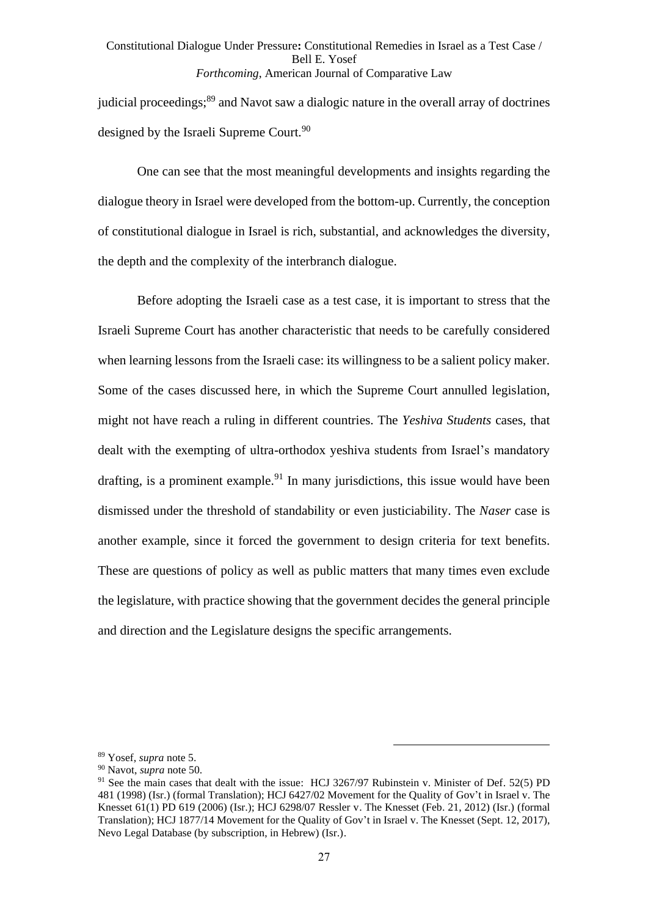judicial proceedings;[89] and Navot saw a dialogic nature in the overall array of doctrines designed by the Israeli Supreme Court.[90]

One can see that the most meaningful developments and insights regarding the dialogue theory in Israel were developed from the bottom-up. Currently, the conception of constitutional dialogue in Israel is rich, substantial, and acknowledges the diversity, the depth and the complexity of the interbranch dialogue.

Before adopting the Israeli case as a test case, it is important to stress that the Israeli Supreme Court has another characteristic that needs to be carefully considered when learning lessons from the Israeli case: its willingness to be a salient policy maker. Some of the cases discussed here, in which the Supreme Court annulled legislation, might not have reach a ruling in different countries. The *Yeshiva Students* cases, that dealt with the exempting of ultra-orthodox yeshiva students from Israel's mandatory drafting, is a prominent example.[91] In many jurisdictions, this issue would have been dismissed under the threshold of standability or even justiciability. The *Naser* case is another example, since it forced the government to design criteria for text benefits. These are questions of policy as well as public matters that many times even exclude the legislature, with practice showing that the government decides the general principle and direction and the Legislature designs the specific arrangements.

---

[89] Yosef, *supra* note 5.

[90] Navot, *supra* note 50.

[91] See the main cases that dealt with the issue: HCJ 3267/97 Rubinstein v. Minister of Def. 52(5) PD 481 (1998) (Isr.) (formal Translation); HCJ 6427/02 Movement for the Quality of Gov't in Israel v. The Knesset 61(1) PD 619 (2006) (Isr.); HCJ 6298/07 Ressler v. The Knesset (Feb. 21, 2012) (Isr.) (formal Translation); HCJ 1877/14 Movement for the Quality of Gov't in Israel v. The Knesset (Sept. 12, 2017), Nevo Legal Database (by subscription, in Hebrew) (Isr.).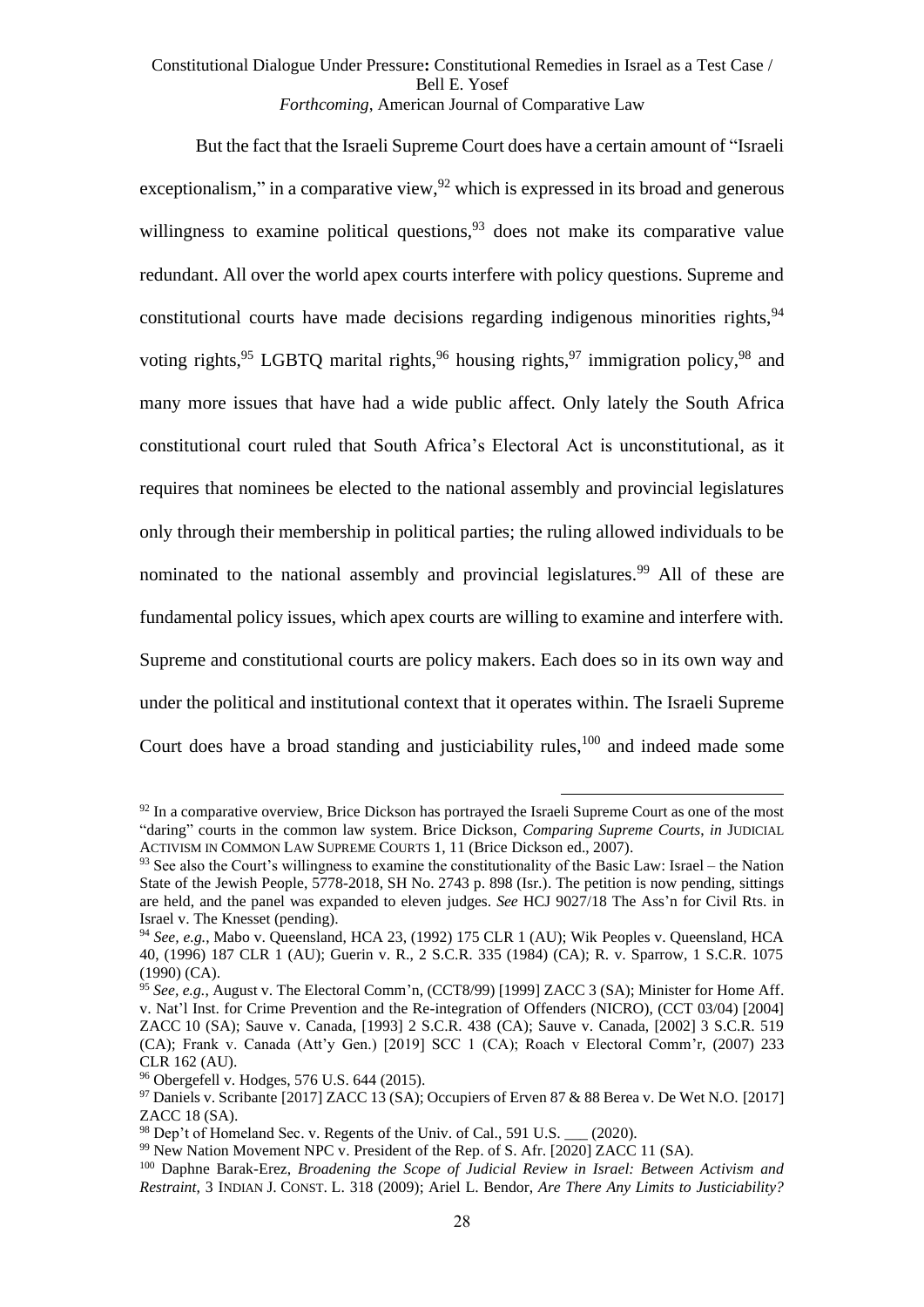But the fact that the Israeli Supreme Court does have a certain amount of "Israeli exceptionalism," in a comparative view,[92] which is expressed in its broad and generous willingness to examine political questions,[93] does not make its comparative value redundant. All over the world apex courts interfere with policy questions. Supreme and constitutional courts have made decisions regarding indigenous minorities rights,[94] voting rights,[95] LGBTQ marital rights,[96] housing rights,[97] immigration policy,[98] and many more issues that have had a wide public affect. Only lately the South Africa constitutional court ruled that South Africa's Electoral Act is unconstitutional, as it requires that nominees be elected to the national assembly and provincial legislatures only through their membership in political parties; the ruling allowed individuals to be nominated to the national assembly and provincial legislatures.[99] All of these are fundamental policy issues, which apex courts are willing to examine and interfere with. Supreme and constitutional courts are policy makers. Each does so in its own way and under the political and institutional context that it operates within. The Israeli Supreme Court does have a broad standing and justiciability rules,[100] and indeed made some

---

[92] In a comparative overview, Brice Dickson has portrayed the Israeli Supreme Court as one of the most "daring" courts in the common law system. Brice Dickson, *Comparing Supreme Courts*, *in* JUDICIAL ACTIVISM IN COMMON LAW SUPREME COURTS 1, 11 (Brice Dickson ed., 2007).

[93] See also the Court's willingness to examine the constitutionality of the Basic Law: Israel – the Nation State of the Jewish People, 5778-2018, SH No. 2743 p. 898 (Isr.). The petition is now pending, sittings are held, and the panel was expanded to eleven judges. *See* HCJ 9027/18 The Ass'n for Civil Rts. in Israel v. The Knesset (pending).

[94] *See, e.g.*, Mabo v. Queensland, HCA 23, (1992) 175 CLR 1 (AU); Wik Peoples v. Queensland, HCA 40, (1996) 187 CLR 1 (AU); Guerin v. R., 2 S.C.R. 335 (1984) (CA); R. v. Sparrow, 1 S.C.R. 1075 (1990) (CA).

[95] *See, e.g.*, August v. The Electoral Comm'n, (CCT8/99) [1999] ZACC 3 (SA); Minister for Home Aff. v. Nat'l Inst. for Crime Prevention and the Re-integration of Offenders (NICRO), (CCT 03/04) [2004] ZACC 10 (SA); Sauve v. Canada, [1993] 2 S.C.R. 438 (CA); Sauve v. Canada, [2002] 3 S.C.R. 519 (CA); Frank v. Canada (Att'y Gen.) [2019] SCC 1 (CA); Roach v Electoral Comm'r, (2007) 233 CLR 162 (AU).

[96] Obergefell v. Hodges, 576 U.S. 644 (2015).

[97] Daniels v. Scribante [2017] ZACC 13 (SA); Occupiers of Erven 87 & 88 Berea v. De Wet N.O. [2017] ZACC 18 (SA).

[98] Dep't of Homeland Sec. v. Regents of the Univ. of Cal., 591 U.S. ___ (2020).

[99] New Nation Movement NPC v. President of the Rep. of S. Afr. [2020] ZACC 11 (SA).

[100] Daphne Barak-Erez, *Broadening the Scope of Judicial Review in Israel: Between Activism and Restraint*, 3 INDIAN J. CONST. L. 318 (2009); Ariel L. Bendor, *Are There Any Limits to Justiciability?*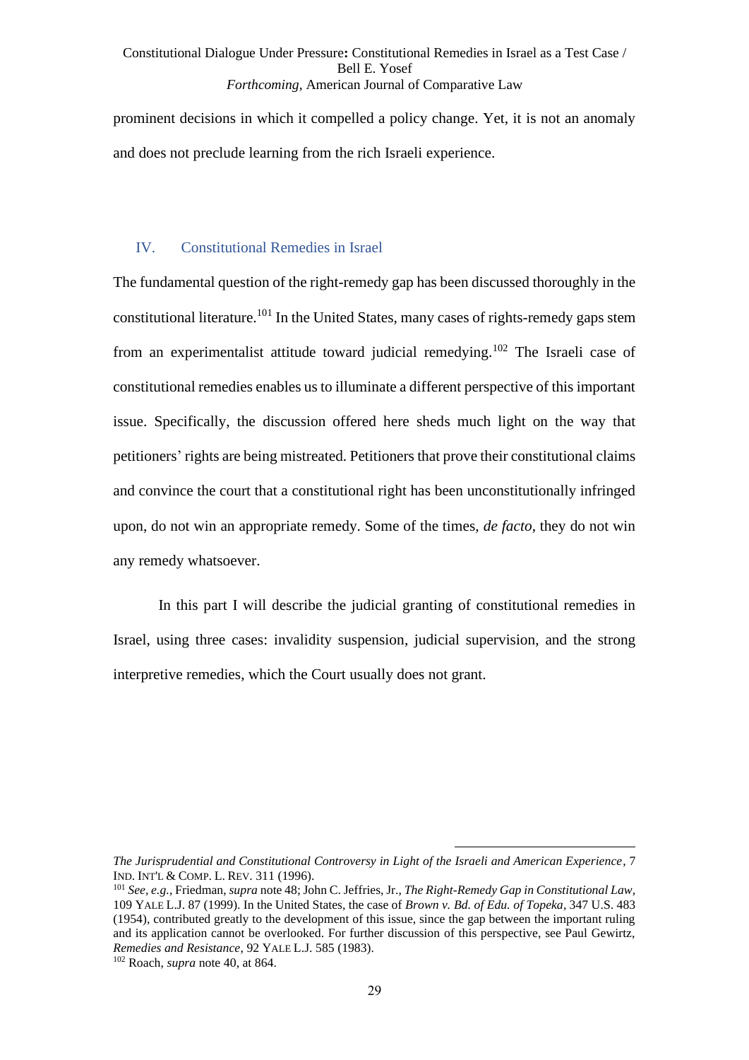prominent decisions in which it compelled a policy change. Yet, it is not an anomaly and does not preclude learning from the rich Israeli experience.

## IV. Constitutional Remedies in Israel

The fundamental question of the right-remedy gap has been discussed thoroughly in the constitutional literature.[101] In the United States, many cases of rights-remedy gaps stem from an experimentalist attitude toward judicial remedying.[102] The Israeli case of constitutional remedies enables us to illuminate a different perspective of this important issue. Specifically, the discussion offered here sheds much light on the way that petitioners' rights are being mistreated. Petitioners that prove their constitutional claims and convince the court that a constitutional right has been unconstitutionally infringed upon, do not win an appropriate remedy. Some of the times, *de facto*, they do not win any remedy whatsoever.

In this part I will describe the judicial granting of constitutional remedies in Israel, using three cases: invalidity suspension, judicial supervision, and the strong interpretive remedies, which the Court usually does not grant.

---

*The Jurisprudential and Constitutional Controversy in Light of the Israeli and American Experience*, 7 IND. INT'L & COMP. L. REV. 311 (1996).

[101] *See, e.g.*, Friedman, *supra* note 48; John C. Jeffries, Jr., *The Right-Remedy Gap in Constitutional Law*, 109 YALE L.J. 87 (1999). In the United States, the case of *Brown v. Bd. of Edu. of Topeka*, 347 U.S. 483 (1954), contributed greatly to the development of this issue, since the gap between the important ruling and its application cannot be overlooked. For further discussion of this perspective, see Paul Gewirtz, *Remedies and Resistance*, 92 YALE L.J. 585 (1983).

[102] Roach, *supra* note 40, at 864.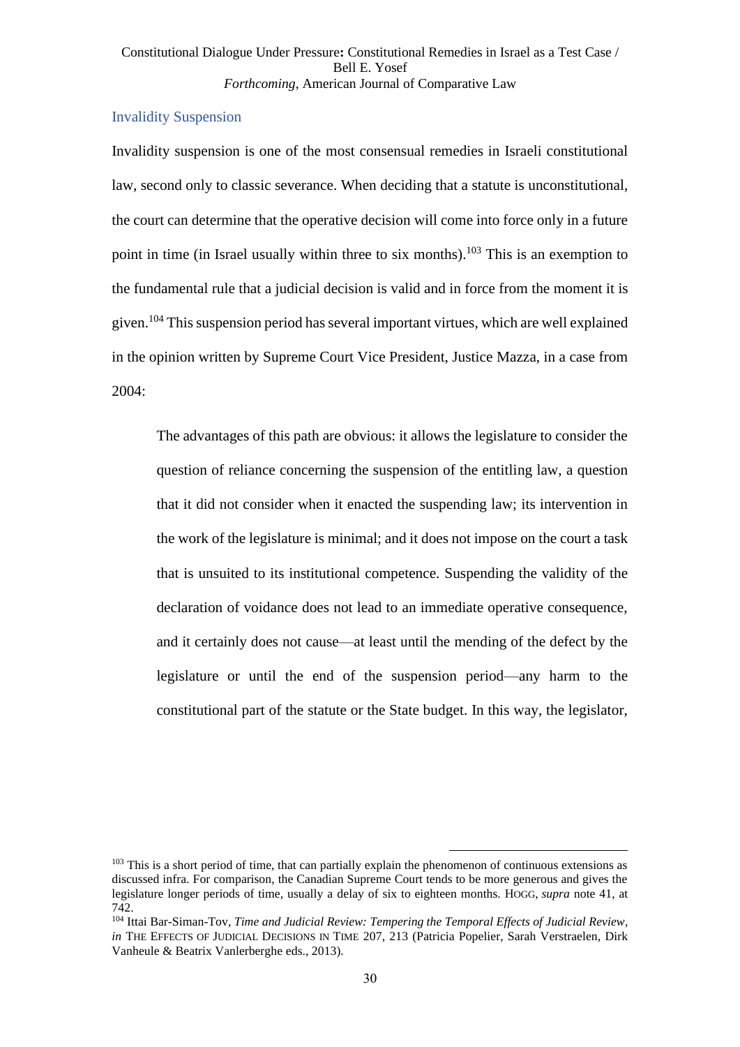### Invalidity Suspension

Invalidity suspension is one of the most consensual remedies in Israeli constitutional law, second only to classic severance. When deciding that a statute is unconstitutional, the court can determine that the operative decision will come into force only in a future point in time (in Israel usually within three to six months).[103] This is an exemption to the fundamental rule that a judicial decision is valid and in force from the moment it is given.[104] This suspension period has several important virtues, which are well explained in the opinion written by Supreme Court Vice President, Justice Mazza, in a case from 2004:

> The advantages of this path are obvious: it allows the legislature to consider the question of reliance concerning the suspension of the entitling law, a question that it did not consider when it enacted the suspending law; its intervention in the work of the legislature is minimal; and it does not impose on the court a task that is unsuited to its institutional competence. Suspending the validity of the declaration of voidance does not lead to an immediate operative consequence, and it certainly does not cause—at least until the mending of the defect by the legislature or until the end of the suspension period—any harm to the constitutional part of the statute or the State budget. In this way, the legislator,

---

[103] This is a short period of time, that can partially explain the phenomenon of continuous extensions as discussed infra. For comparison, the Canadian Supreme Court tends to be more generous and gives the legislature longer periods of time, usually a delay of six to eighteen months. HOGG, *supra* note 41, at 742.

[104] Ittai Bar-Siman-Tov, *Time and Judicial Review: Tempering the Temporal Effects of Judicial Review*, *in* THE EFFECTS OF JUDICIAL DECISIONS IN TIME 207, 213 (Patricia Popelier, Sarah Verstraelen, Dirk Vanheule & Beatrix Vanlerberghe eds., 2013).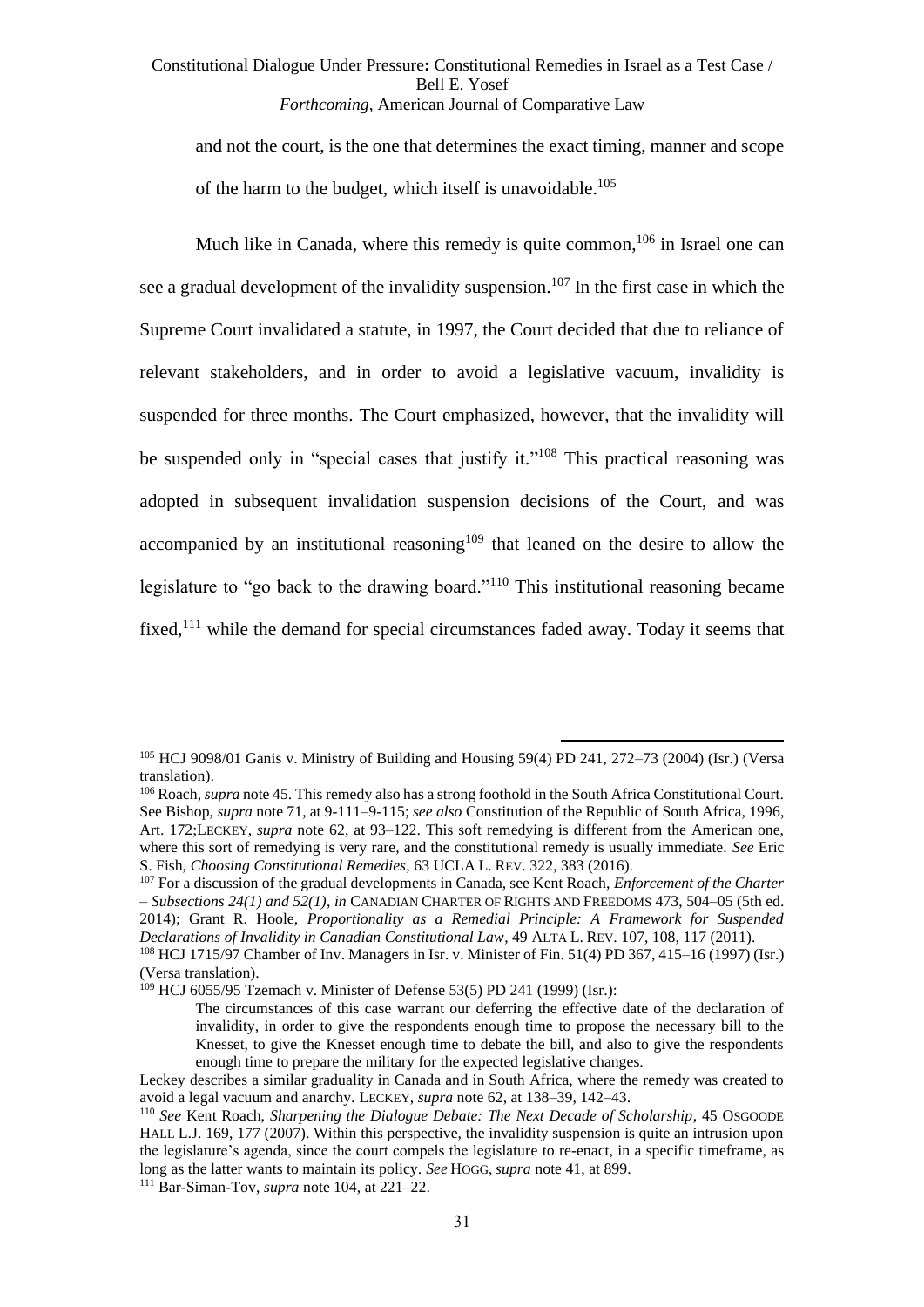and not the court, is the one that determines the exact timing, manner and scope of the harm to the budget, which itself is unavoidable.[105]

Much like in Canada, where this remedy is quite common,[106] in Israel one can see a gradual development of the invalidity suspension.[107] In the first case in which the Supreme Court invalidated a statute, in 1997, the Court decided that due to reliance of relevant stakeholders, and in order to avoid a legislative vacuum, invalidity is suspended for three months. The Court emphasized, however, that the invalidity will be suspended only in "special cases that justify it."[108] This practical reasoning was adopted in subsequent invalidation suspension decisions of the Court, and was accompanied by an institutional reasoning[109] that leaned on the desire to allow the legislature to "go back to the drawing board."[110] This institutional reasoning became fixed,[111] while the demand for special circumstances faded away. Today it seems that

---

[105] HCJ 9098/01 Ganis v. Ministry of Building and Housing 59(4) PD 241, 272–73 (2004) (Isr.) (Versa translation).

[106] Roach, *supra* note 45. This remedy also has a strong foothold in the South Africa Constitutional Court. See Bishop, *supra* note 71, at 9-111–9-115; *see also* Constitution of the Republic of South Africa, 1996, Art. 172;LECKEY, *supra* note 62, at 93–122. This soft remedying is different from the American one, where this sort of remedying is very rare, and the constitutional remedy is usually immediate. *See* Eric S. Fish, *Choosing Constitutional Remedies*, 63 UCLA L. REV. 322, 383 (2016).

[107] For a discussion of the gradual developments in Canada, see Kent Roach, *Enforcement of the Charter – Subsections 24(1) and 52(1)*, *in* CANADIAN CHARTER OF RIGHTS AND FREEDOMS 473, 504–05 (5th ed. 2014); Grant R. Hoole, *Proportionality as a Remedial Principle: A Framework for Suspended Declarations of Invalidity in Canadian Constitutional Law*, 49 ALTA L. REV. 107, 108, 117 (2011).

[108] HCJ 1715/97 Chamber of Inv. Managers in Isr. v. Minister of Fin. 51(4) PD 367, 415–16 (1997) (Isr.) (Versa translation).

[109] HCJ 6055/95 Tzemach v. Minister of Defense 53(5) PD 241 (1999) (Isr.):

> The circumstances of this case warrant our deferring the effective date of the declaration of invalidity, in order to give the respondents enough time to propose the necessary bill to the Knesset, to give the Knesset enough time to debate the bill, and also to give the respondents enough time to prepare the military for the expected legislative changes.

Leckey describes a similar graduality in Canada and in South Africa, where the remedy was created to avoid a legal vacuum and anarchy. LECKEY, *supra* note 62, at 138–39, 142–43.

[110] *See* Kent Roach, *Sharpening the Dialogue Debate: The Next Decade of Scholarship*, 45 OSGOODE HALL L.J. 169, 177 (2007). Within this perspective, the invalidity suspension is quite an intrusion upon the legislature's agenda, since the court compels the legislature to re-enact, in a specific timeframe, as long as the latter wants to maintain its policy. *See* HOGG, *supra* note 41, at 899.

[111] Bar-Siman-Tov, *supra* note 104, at 221–22.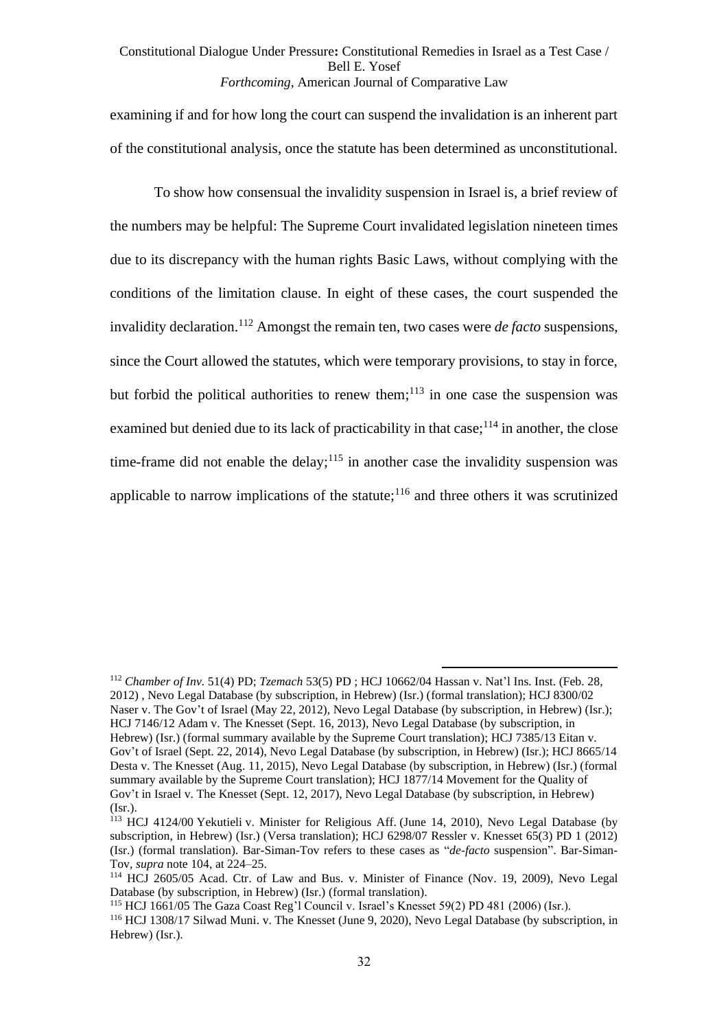examining if and for how long the court can suspend the invalidation is an inherent part of the constitutional analysis, once the statute has been determined as unconstitutional.

To show how consensual the invalidity suspension in Israel is, a brief review of the numbers may be helpful: The Supreme Court invalidated legislation nineteen times due to its discrepancy with the human rights Basic Laws, without complying with the conditions of the limitation clause. In eight of these cases, the court suspended the invalidity declaration.[112] Amongst the remain ten, two cases were *de facto* suspensions, since the Court allowed the statutes, which were temporary provisions, to stay in force, but forbid the political authorities to renew them;[113] in one case the suspension was examined but denied due to its lack of practicability in that case;[114] in another, the close time-frame did not enable the delay;[115] in another case the invalidity suspension was applicable to narrow implications of the statute;[116] and three others it was scrutinized

---

[112] *Chamber of Inv.* 51(4) PD; *Tzemach* 53(5) PD ; HCJ 10662/04 Hassan v. Nat'l Ins. Inst. (Feb. 28, 2012) , Nevo Legal Database (by subscription, in Hebrew) (Isr.) (formal translation); HCJ 8300/02 Naser v. The Gov't of Israel (May 22, 2012), Nevo Legal Database (by subscription, in Hebrew) (Isr.); HCJ 7146/12 Adam v. The Knesset (Sept. 16, 2013), Nevo Legal Database (by subscription, in Hebrew) (Isr.) (formal summary available by the Supreme Court translation); HCJ 7385/13 Eitan v. Gov't of Israel (Sept. 22, 2014), Nevo Legal Database (by subscription, in Hebrew) (Isr.); HCJ 8665/14 Desta v. The Knesset (Aug. 11, 2015), Nevo Legal Database (by subscription, in Hebrew) (Isr.) (formal summary available by the Supreme Court translation); HCJ 1877/14 Movement for the Quality of Gov't in Israel v. The Knesset (Sept. 12, 2017), Nevo Legal Database (by subscription, in Hebrew) (Isr.).

[113] HCJ 4124/00 Yekutieli v. Minister for Religious Aff. (June 14, 2010), Nevo Legal Database (by subscription, in Hebrew) (Isr.) (Versa translation); HCJ 6298/07 Ressler v. Knesset 65(3) PD 1 (2012) (Isr.) (formal translation). Bar-Siman-Tov refers to these cases as "*de-facto* suspension". Bar-Siman-Tov, *supra* note 104, at 224–25.

[114] HCJ 2605/05 Acad. Ctr. of Law and Bus. v. Minister of Finance (Nov. 19, 2009), Nevo Legal Database (by subscription, in Hebrew) (Isr.) (formal translation).

[115] HCJ 1661/05 The Gaza Coast Reg'l Council v. Israel's Knesset 59(2) PD 481 (2006) (Isr.).

[116] HCJ 1308/17 Silwad Muni. v. The Knesset (June 9, 2020), Nevo Legal Database (by subscription, in Hebrew) (Isr.).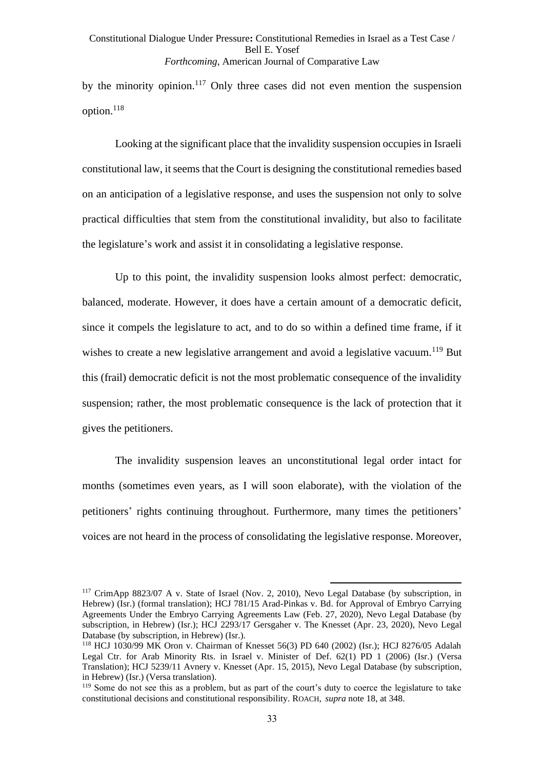by the minority opinion.[117] Only three cases did not even mention the suspension option.[118]

Looking at the significant place that the invalidity suspension occupies in Israeli constitutional law, it seems that the Court is designing the constitutional remedies based on an anticipation of a legislative response, and uses the suspension not only to solve practical difficulties that stem from the constitutional invalidity, but also to facilitate the legislature's work and assist it in consolidating a legislative response.

Up to this point, the invalidity suspension looks almost perfect: democratic, balanced, moderate. However, it does have a certain amount of a democratic deficit, since it compels the legislature to act, and to do so within a defined time frame, if it wishes to create a new legislative arrangement and avoid a legislative vacuum.[119] But this (frail) democratic deficit is not the most problematic consequence of the invalidity suspension; rather, the most problematic consequence is the lack of protection that it gives the petitioners.

The invalidity suspension leaves an unconstitutional legal order intact for months (sometimes even years, as I will soon elaborate), with the violation of the petitioners' rights continuing throughout. Furthermore, many times the petitioners' voices are not heard in the process of consolidating the legislative response. Moreover,

---

[117] CrimApp 8823/07 A v. State of Israel (Nov. 2, 2010), Nevo Legal Database (by subscription, in Hebrew) (Isr.) (formal translation); HCJ 781/15 Arad-Pinkas v. Bd. for Approval of Embryo Carrying Agreements Under the Embryo Carrying Agreements Law (Feb. 27, 2020), Nevo Legal Database (by subscription, in Hebrew) (Isr.); HCJ 2293/17 Gersgaher v. The Knesset (Apr. 23, 2020), Nevo Legal Database (by subscription, in Hebrew) (Isr.).

[118] HCJ 1030/99 MK Oron v. Chairman of Knesset 56(3) PD 640 (2002) (Isr.); HCJ 8276/05 Adalah Legal Ctr. for Arab Minority Rts. in Israel v. Minister of Def. 62(1) PD 1 (2006) (Isr.) (Versa Translation); HCJ 5239/11 Avnery v. Knesset (Apr. 15, 2015), Nevo Legal Database (by subscription, in Hebrew) (Isr.) (Versa translation).

[119] Some do not see this as a problem, but as part of the court's duty to coerce the legislature to take constitutional decisions and constitutional responsibility. ROACH, *supra* note 18, at 348.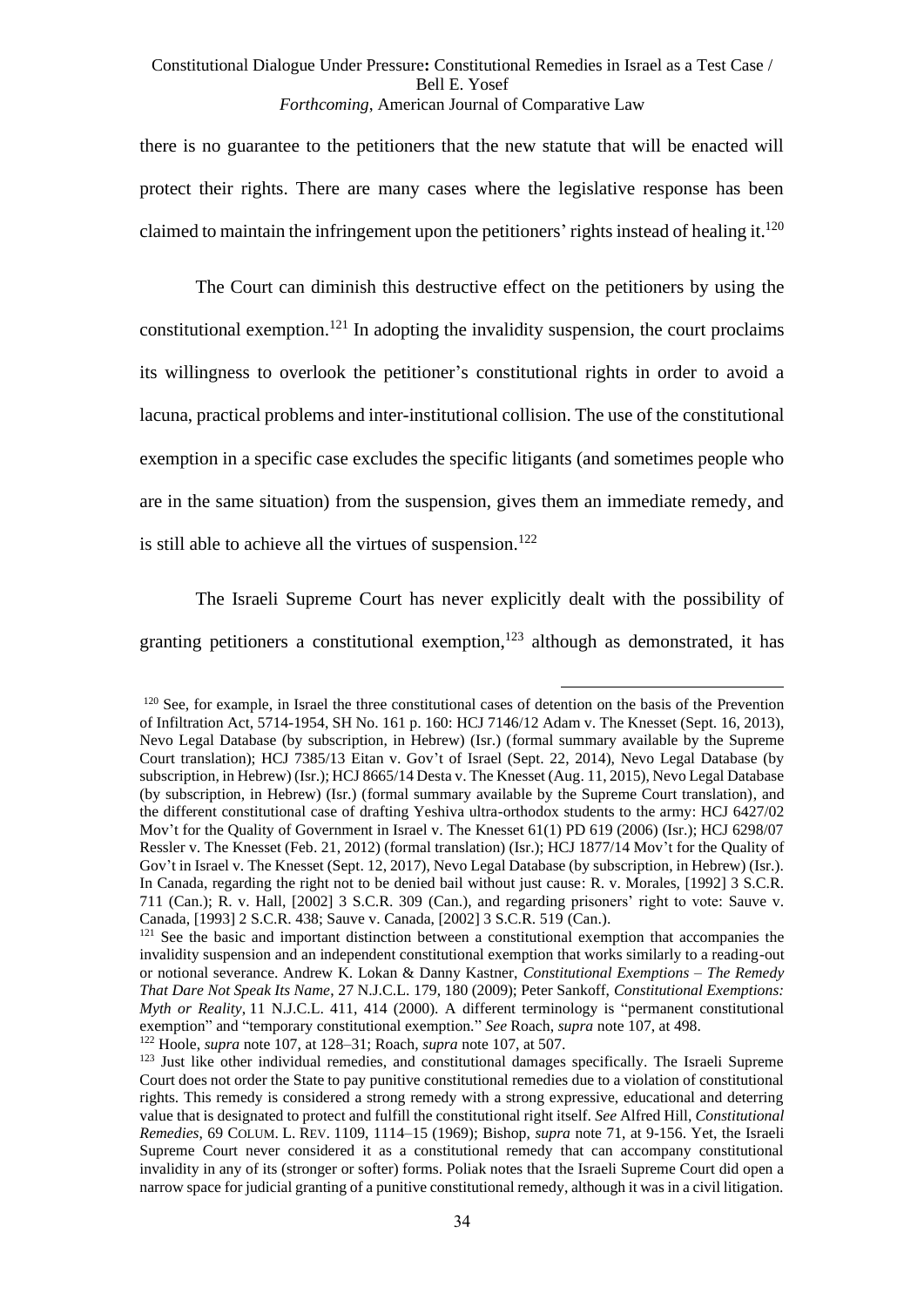there is no guarantee to the petitioners that the new statute that will be enacted will protect their rights. There are many cases where the legislative response has been claimed to maintain the infringement upon the petitioners' rights instead of healing it.[120]

The Court can diminish this destructive effect on the petitioners by using the constitutional exemption.[121] In adopting the invalidity suspension, the court proclaims its willingness to overlook the petitioner's constitutional rights in order to avoid a lacuna, practical problems and inter-institutional collision. The use of the constitutional exemption in a specific case excludes the specific litigants (and sometimes people who are in the same situation) from the suspension, gives them an immediate remedy, and is still able to achieve all the virtues of suspension.[122]

The Israeli Supreme Court has never explicitly dealt with the possibility of granting petitioners a constitutional exemption,[123] although as demonstrated, it has

---

[120] See, for example, in Israel the three constitutional cases of detention on the basis of the Prevention of Infiltration Act, 5714-1954, SH No. 161 p. 160: HCJ 7146/12 Adam v. The Knesset (Sept. 16, 2013), Nevo Legal Database (by subscription, in Hebrew) (Isr.) (formal summary available by the Supreme Court translation); HCJ 7385/13 Eitan v. Gov't of Israel (Sept. 22, 2014), Nevo Legal Database (by subscription, in Hebrew) (Isr.); HCJ 8665/14 Desta v. The Knesset (Aug. 11, 2015), Nevo Legal Database (by subscription, in Hebrew) (Isr.) (formal summary available by the Supreme Court translation), and the different constitutional case of drafting Yeshiva ultra-orthodox students to the army: HCJ 6427/02 Mov't for the Quality of Government in Israel v. The Knesset 61(1) PD 619 (2006) (Isr.); HCJ 6298/07 Ressler v. The Knesset (Feb. 21, 2012) (formal translation) (Isr.); HCJ 1877/14 Mov't for the Quality of Gov't in Israel v. The Knesset (Sept. 12, 2017), Nevo Legal Database (by subscription, in Hebrew) (Isr.). In Canada, regarding the right not to be denied bail without just cause: R. v. Morales, [1992] 3 S.C.R. 711 (Can.); R. v. Hall, [2002] 3 S.C.R. 309 (Can.), and regarding prisoners' right to vote: Sauve v. Canada, [1993] 2 S.C.R. 438; Sauve v. Canada, [2002] 3 S.C.R. 519 (Can.).

[121] See the basic and important distinction between a constitutional exemption that accompanies the invalidity suspension and an independent constitutional exemption that works similarly to a reading-out or notional severance. Andrew K. Lokan & Danny Kastner, *Constitutional Exemptions – The Remedy That Dare Not Speak Its Name*, 27 N.J.C.L. 179, 180 (2009); Peter Sankoff, *Constitutional Exemptions: Myth or Reality*, 11 N.J.C.L. 411, 414 (2000). A different terminology is "permanent constitutional exemption" and "temporary constitutional exemption." *See* Roach, *supra* note 107, at 498.

[122] Hoole, *supra* note 107, at 128–31; Roach, *supra* note 107, at 507.

[123] Just like other individual remedies, and constitutional damages specifically. The Israeli Supreme Court does not order the State to pay punitive constitutional remedies due to a violation of constitutional rights. This remedy is considered a strong remedy with a strong expressive, educational and deterring value that is designated to protect and fulfill the constitutional right itself. *See* Alfred Hill, *Constitutional Remedies*, 69 COLUM. L. REV. 1109, 1114–15 (1969); Bishop, *supra* note 71, at 9-156. Yet, the Israeli Supreme Court never considered it as a constitutional remedy that can accompany constitutional invalidity in any of its (stronger or softer) forms. Poliak notes that the Israeli Supreme Court did open a narrow space for judicial granting of a punitive constitutional remedy, although it was in a civil litigation.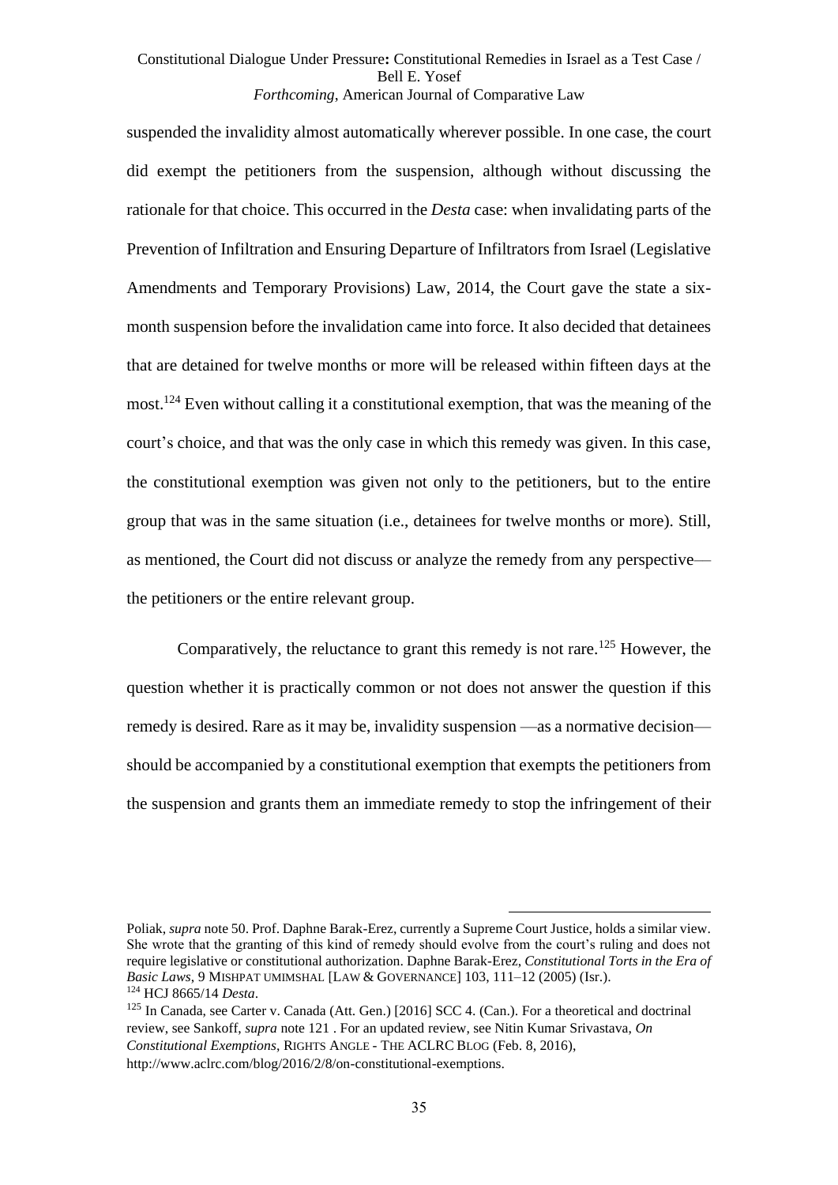suspended the invalidity almost automatically wherever possible. In one case, the court did exempt the petitioners from the suspension, although without discussing the rationale for that choice. This occurred in the *Desta* case: when invalidating parts of the Prevention of Infiltration and Ensuring Departure of Infiltrators from Israel (Legislative Amendments and Temporary Provisions) Law, 2014, the Court gave the state a six-month suspension before the invalidation came into force. It also decided that detainees that are detained for twelve months or more will be released within fifteen days at the most.[124] Even without calling it a constitutional exemption, that was the meaning of the court's choice, and that was the only case in which this remedy was given. In this case, the constitutional exemption was given not only to the petitioners, but to the entire group that was in the same situation (i.e., detainees for twelve months or more). Still, as mentioned, the Court did not discuss or analyze the remedy from any perspective—the petitioners or the entire relevant group.

Comparatively, the reluctance to grant this remedy is not rare.[125] However, the question whether it is practically common or not does not answer the question if this remedy is desired. Rare as it may be, invalidity suspension —as a normative decision—should be accompanied by a constitutional exemption that exempts the petitioners from the suspension and grants them an immediate remedy to stop the infringement of their

---

Poliak, *supra* note 50. Prof. Daphne Barak-Erez, currently a Supreme Court Justice, holds a similar view. She wrote that the granting of this kind of remedy should evolve from the court's ruling and does not require legislative or constitutional authorization. Daphne Barak-Erez, *Constitutional Torts in the Era of Basic Laws*, 9 MISHPAT UMIMSHAL [LAW & GOVERNANCE] 103, 111–12 (2005) (Isr.).

[124] HCJ 8665/14 *Desta*.

[125] In Canada, see Carter v. Canada (Att. Gen.) [2016] SCC 4. (Can.). For a theoretical and doctrinal review, see Sankoff, *supra* note 121 . For an updated review, see Nitin Kumar Srivastava, *On Constitutional Exemptions*, RIGHTS ANGLE - THE ACLRC BLOG (Feb. 8, 2016), http://www.aclrc.com/blog/2016/2/8/on-constitutional-exemptions.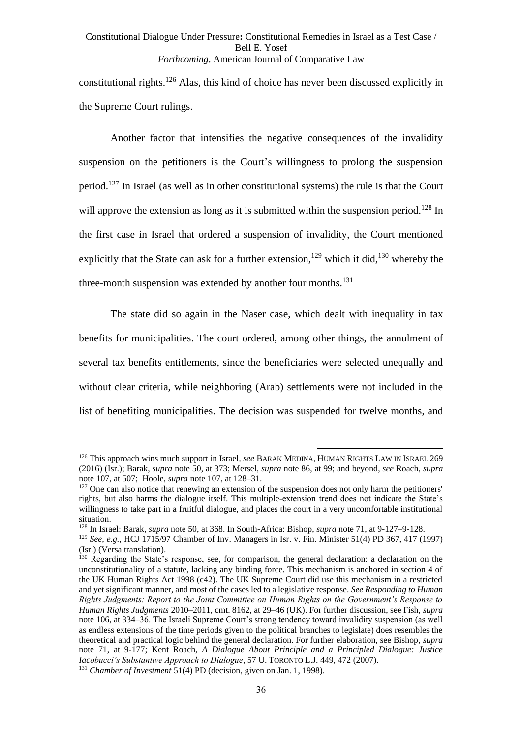constitutional rights.[126] Alas, this kind of choice has never been discussed explicitly in the Supreme Court rulings.

Another factor that intensifies the negative consequences of the invalidity suspension on the petitioners is the Court's willingness to prolong the suspension period.[127] In Israel (as well as in other constitutional systems) the rule is that the Court will approve the extension as long as it is submitted within the suspension period.[128] In the first case in Israel that ordered a suspension of invalidity, the Court mentioned explicitly that the State can ask for a further extension,[129] which it did,[130] whereby the three-month suspension was extended by another four months.[131]

The state did so again in the Naser case, which dealt with inequality in tax benefits for municipalities. The court ordered, among other things, the annulment of several tax benefits entitlements, since the beneficiaries were selected unequally and without clear criteria, while neighboring (Arab) settlements were not included in the list of benefiting municipalities. The decision was suspended for twelve months, and

---

[126] This approach wins much support in Israel, *see* BARAK MEDINA, HUMAN RIGHTS LAW IN ISRAEL 269 (2016) (Isr.); Barak, *supra* note 50, at 373; Mersel, *supra* note 86, at 99; and beyond, *see* Roach, *supra* note 107, at 507; Hoole, *supra* note 107, at 128–31.

[127] One can also notice that renewing an extension of the suspension does not only harm the petitioners' rights, but also harms the dialogue itself. This multiple-extension trend does not indicate the State's willingness to take part in a fruitful dialogue, and places the court in a very uncomfortable institutional situation.

[128] In Israel: Barak, *supra* note 50, at 368. In South-Africa: Bishop, *supra* note 71, at 9-127–9-128.

[129] *See, e.g.*, HCJ 1715/97 Chamber of Inv. Managers in Isr. v. Fin. Minister 51(4) PD 367, 417 (1997) (Isr.) (Versa translation).

[130] Regarding the State's response, see, for comparison, the general declaration: a declaration on the unconstitutionality of a statute, lacking any binding force. This mechanism is anchored in section 4 of the UK Human Rights Act 1998 (c42). The UK Supreme Court did use this mechanism in a restricted and yet significant manner, and most of the cases led to a legislative response. *See Responding to Human Rights Judgments: Report to the Joint Committee on Human Rights on the Government's Response to Human Rights Judgments* 2010–2011, cmt. 8162, at 29–46 (UK). For further discussion, see Fish, *supra* note 106, at 334–36. The Israeli Supreme Court's strong tendency toward invalidity suspension (as well as endless extensions of the time periods given to the political branches to legislate) does resembles the theoretical and practical logic behind the general declaration. For further elaboration, see Bishop, *supra* note 71, at 9-177; Kent Roach, *A Dialogue About Principle and a Principled Dialogue: Justice Iacobucci's Substantive Approach to Dialogue*, 57 U. TORONTO L.J. 449, 472 (2007).

[131] *Chamber of Investment* 51(4) PD (decision, given on Jan. 1, 1998).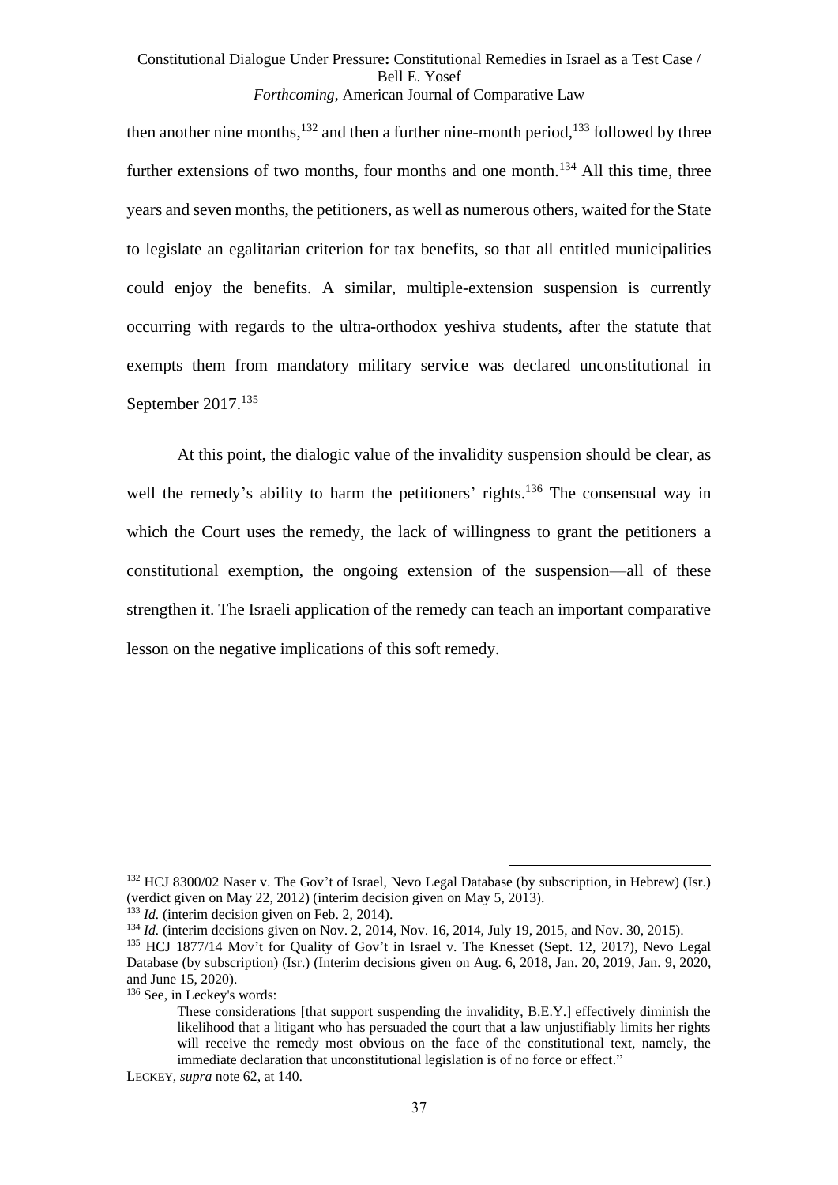then another nine months,[132] and then a further nine-month period,[133] followed by three further extensions of two months, four months and one month.[134] All this time, three years and seven months, the petitioners, as well as numerous others, waited for the State to legislate an egalitarian criterion for tax benefits, so that all entitled municipalities could enjoy the benefits. A similar, multiple-extension suspension is currently occurring with regards to the ultra-orthodox yeshiva students, after the statute that exempts them from mandatory military service was declared unconstitutional in September 2017.[135]

At this point, the dialogic value of the invalidity suspension should be clear, as well the remedy's ability to harm the petitioners' rights.[136] The consensual way in which the Court uses the remedy, the lack of willingness to grant the petitioners a constitutional exemption, the ongoing extension of the suspension—all of these strengthen it. The Israeli application of the remedy can teach an important comparative lesson on the negative implications of this soft remedy.

---

[132] HCJ 8300/02 Naser v. The Gov't of Israel, Nevo Legal Database (by subscription, in Hebrew) (Isr.) (verdict given on May 22, 2012) (interim decision given on May 5, 2013).

[133] *Id.* (interim decision given on Feb. 2, 2014).

[134] *Id.* (interim decisions given on Nov. 2, 2014, Nov. 16, 2014, July 19, 2015, and Nov. 30, 2015).

[135] HCJ 1877/14 Mov't for Quality of Gov't in Israel v. The Knesset (Sept. 12, 2017), Nevo Legal Database (by subscription) (Isr.) (Interim decisions given on Aug. 6, 2018, Jan. 20, 2019, Jan. 9, 2020, and June 15, 2020).

[136] See, in Leckey's words:

> These considerations [that support suspending the invalidity, B.E.Y.] effectively diminish the likelihood that a litigant who has persuaded the court that a law unjustifiably limits her rights will receive the remedy most obvious on the face of the constitutional text, namely, the immediate declaration that unconstitutional legislation is of no force or effect."

LECKEY, *supra* note 62, at 140.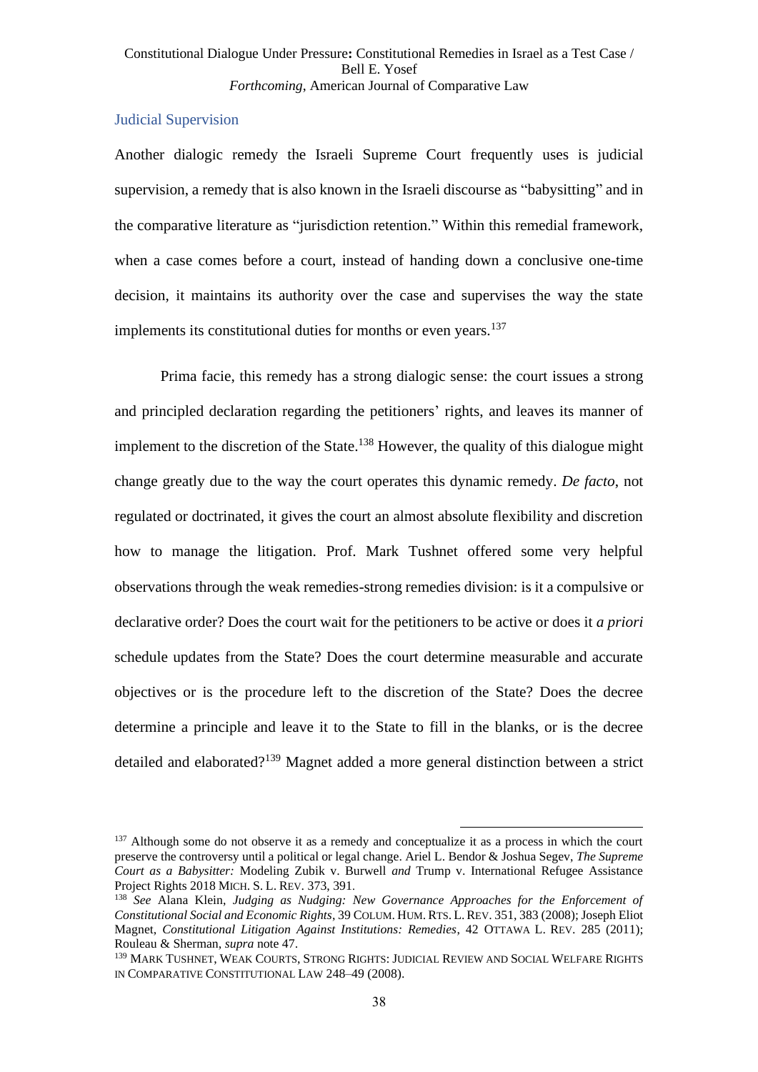### Judicial Supervision

Another dialogic remedy the Israeli Supreme Court frequently uses is judicial supervision, a remedy that is also known in the Israeli discourse as "babysitting" and in the comparative literature as "jurisdiction retention." Within this remedial framework, when a case comes before a court, instead of handing down a conclusive one-time decision, it maintains its authority over the case and supervises the way the state implements its constitutional duties for months or even years.[137]

Prima facie, this remedy has a strong dialogic sense: the court issues a strong and principled declaration regarding the petitioners' rights, and leaves its manner of implement to the discretion of the State.[138] However, the quality of this dialogue might change greatly due to the way the court operates this dynamic remedy. *De facto*, not regulated or doctrinated, it gives the court an almost absolute flexibility and discretion how to manage the litigation. Prof. Mark Tushnet offered some very helpful observations through the weak remedies-strong remedies division: is it a compulsive or declarative order? Does the court wait for the petitioners to be active or does it *a priori* schedule updates from the State? Does the court determine measurable and accurate objectives or is the procedure left to the discretion of the State? Does the decree determine a principle and leave it to the State to fill in the blanks, or is the decree detailed and elaborated?[139] Magnet added a more general distinction between a strict

---

[137] Although some do not observe it as a remedy and conceptualize it as a process in which the court preserve the controversy until a political or legal change. Ariel L. Bendor & Joshua Segev, *The Supreme Court as a Babysitter:* Modeling Zubik v. Burwell *and* Trump v. International Refugee Assistance Project Rights 2018 MICH. S. L. REV. 373, 391.

[138] *See* Alana Klein, *Judging as Nudging: New Governance Approaches for the Enforcement of Constitutional Social and Economic Rights*, 39 COLUM. HUM. RTS. L. REV. 351, 383 (2008); Joseph Eliot Magnet, *Constitutional Litigation Against Institutions: Remedies*, 42 OTTAWA L. REV. 285 (2011); Rouleau & Sherman, *supra* note 47.

[139] MARK TUSHNET, WEAK COURTS, STRONG RIGHTS: JUDICIAL REVIEW AND SOCIAL WELFARE RIGHTS IN COMPARATIVE CONSTITUTIONAL LAW 248–49 (2008).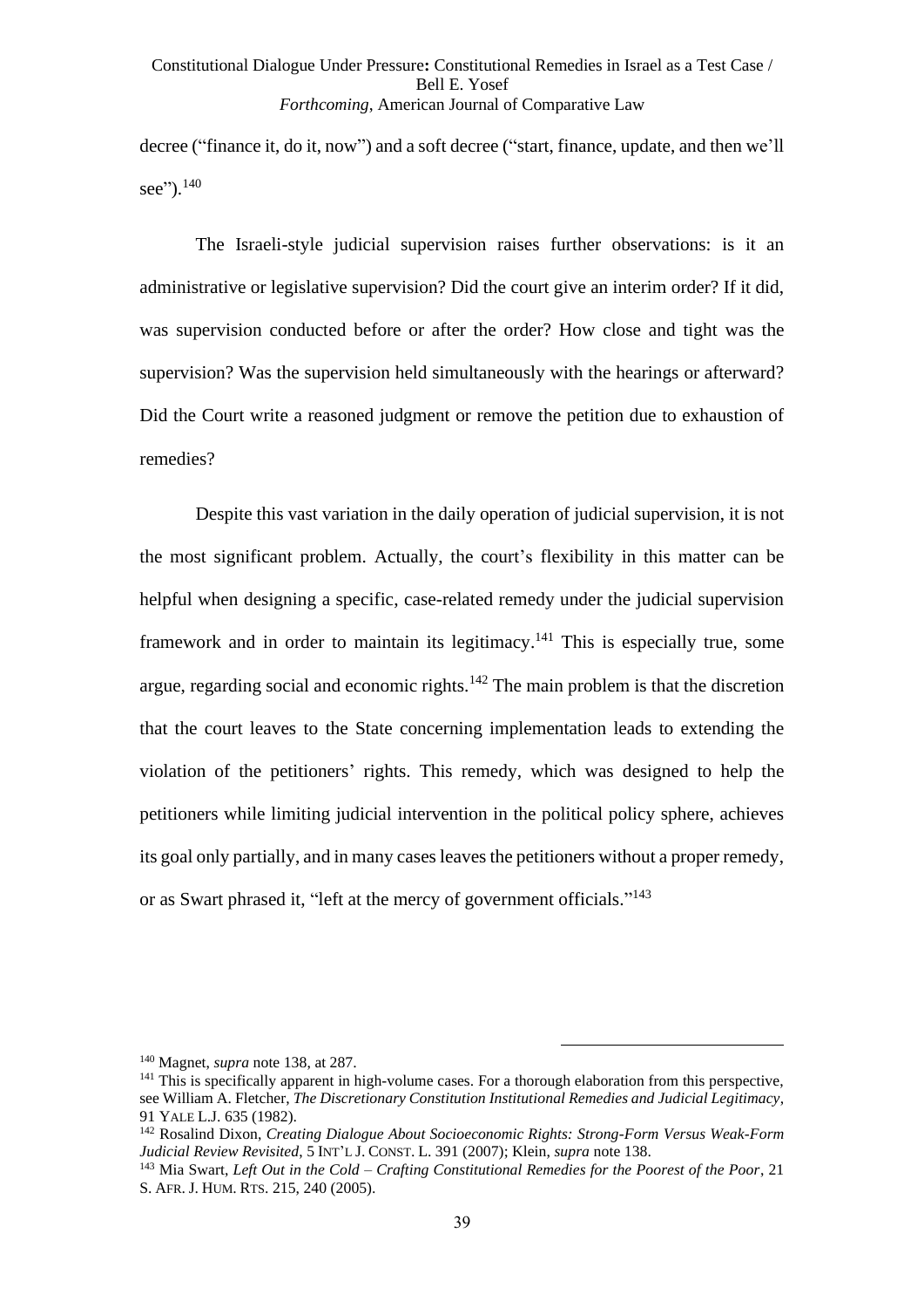decree ("finance it, do it, now") and a soft decree ("start, finance, update, and then we'll see").[140]

The Israeli-style judicial supervision raises further observations: is it an administrative or legislative supervision? Did the court give an interim order? If it did, was supervision conducted before or after the order? How close and tight was the supervision? Was the supervision held simultaneously with the hearings or afterward? Did the Court write a reasoned judgment or remove the petition due to exhaustion of remedies?

Despite this vast variation in the daily operation of judicial supervision, it is not the most significant problem. Actually, the court's flexibility in this matter can be helpful when designing a specific, case-related remedy under the judicial supervision framework and in order to maintain its legitimacy.[141] This is especially true, some argue, regarding social and economic rights.[142] The main problem is that the discretion that the court leaves to the State concerning implementation leads to extending the violation of the petitioners' rights. This remedy, which was designed to help the petitioners while limiting judicial intervention in the political policy sphere, achieves its goal only partially, and in many cases leaves the petitioners without a proper remedy, or as Swart phrased it, "left at the mercy of government officials."[143]

---

[140] Magnet, *supra* note 138, at 287.

[141] This is specifically apparent in high-volume cases. For a thorough elaboration from this perspective, see William A. Fletcher, *The Discretionary Constitution Institutional Remedies and Judicial Legitimacy*, 91 YALE L.J. 635 (1982).

[142] Rosalind Dixon, *Creating Dialogue About Socioeconomic Rights: Strong-Form Versus Weak-Form Judicial Review Revisited*, 5 INT'L J. CONST. L. 391 (2007); Klein, *supra* note 138.

[143] Mia Swart, *Left Out in the Cold – Crafting Constitutional Remedies for the Poorest of the Poor*, 21 S. AFR. J. HUM. RTS. 215, 240 (2005).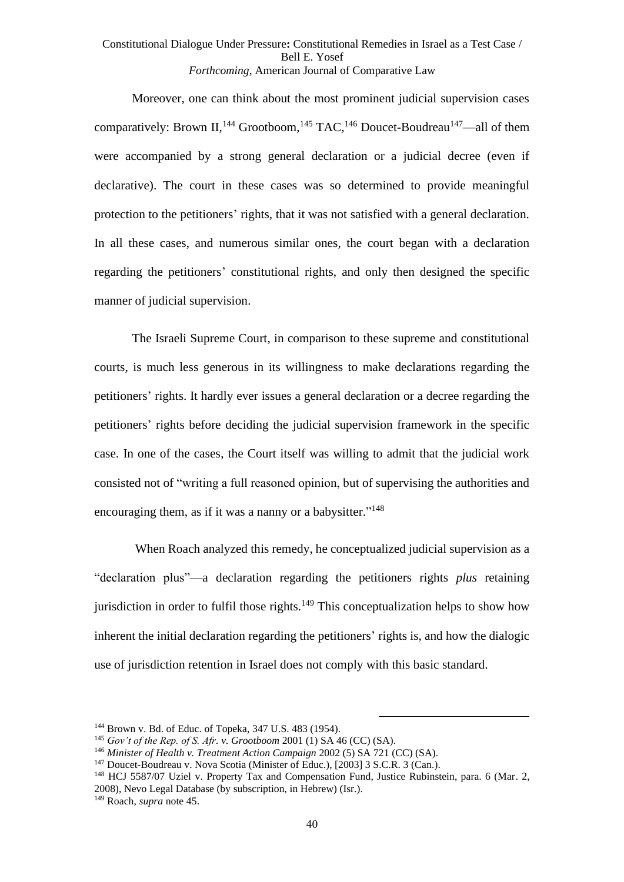Moreover, one can think about the most prominent judicial supervision cases comparatively: Brown II,[144] Grootboom,[145] TAC,[146] Doucet-Boudreau[147]—all of them were accompanied by a strong general declaration or a judicial decree (even if declarative). The court in these cases was so determined to provide meaningful protection to the petitioners' rights, that it was not satisfied with a general declaration. In all these cases, and numerous similar ones, the court began with a declaration regarding the petitioners' constitutional rights, and only then designed the specific manner of judicial supervision.

The Israeli Supreme Court, in comparison to these supreme and constitutional courts, is much less generous in its willingness to make declarations regarding the petitioners' rights. It hardly ever issues a general declaration or a decree regarding the petitioners' rights before deciding the judicial supervision framework in the specific case. In one of the cases, the Court itself was willing to admit that the judicial work consisted not of "writing a full reasoned opinion, but of supervising the authorities and encouraging them, as if it was a nanny or a babysitter."[148]

When Roach analyzed this remedy, he conceptualized judicial supervision as a "declaration plus"—a declaration regarding the petitioners rights *plus* retaining jurisdiction in order to fulfil those rights.[149] This conceptualization helps to show how inherent the initial declaration regarding the petitioners' rights is, and how the dialogic use of jurisdiction retention in Israel does not comply with this basic standard.

---

[144] Brown v. Bd. of Educ. of Topeka, 347 U.S. 483 (1954).

[145] *Gov't of the Rep. of S. Afr. v. Grootboom* 2001 (1) SA 46 (CC) (SA).

[146] *Minister of Health v. Treatment Action Campaign* 2002 (5) SA 721 (CC) (SA).

[147] Doucet-Boudreau v. Nova Scotia (Minister of Educ.), [2003] 3 S.C.R. 3 (Can.).

[148] HCJ 5587/07 Uziel v. Property Tax and Compensation Fund, Justice Rubinstein, para. 6 (Mar. 2, 2008), Nevo Legal Database (by subscription, in Hebrew) (Isr.).

[149] Roach, *supra* note 45.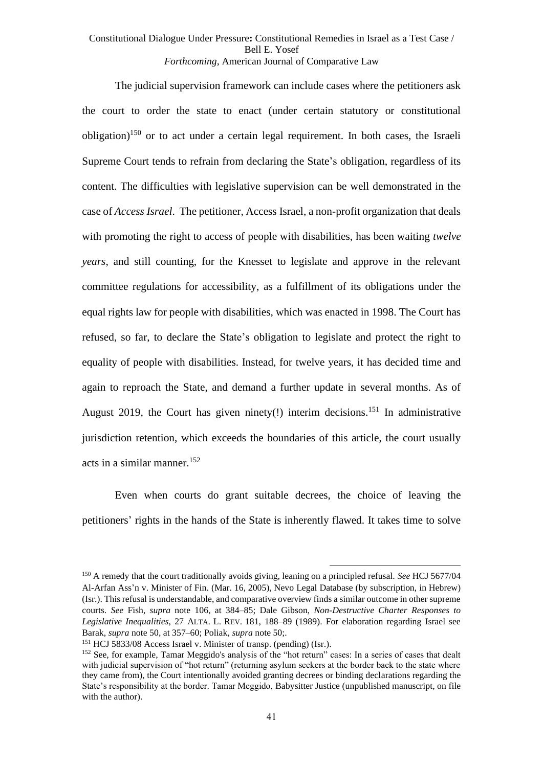The judicial supervision framework can include cases where the petitioners ask the court to order the state to enact (under certain statutory or constitutional obligation)[150] or to act under a certain legal requirement. In both cases, the Israeli Supreme Court tends to refrain from declaring the State's obligation, regardless of its content. The difficulties with legislative supervision can be well demonstrated in the case of *Access Israel*. The petitioner, Access Israel, a non-profit organization that deals with promoting the right to access of people with disabilities, has been waiting *twelve years*, and still counting, for the Knesset to legislate and approve in the relevant committee regulations for accessibility, as a fulfillment of its obligations under the equal rights law for people with disabilities, which was enacted in 1998. The Court has refused, so far, to declare the State's obligation to legislate and protect the right to equality of people with disabilities. Instead, for twelve years, it has decided time and again to reproach the State, and demand a further update in several months. As of August 2019, the Court has given ninety(!) interim decisions.[151] In administrative jurisdiction retention, which exceeds the boundaries of this article, the court usually acts in a similar manner.[152]

Even when courts do grant suitable decrees, the choice of leaving the petitioners' rights in the hands of the State is inherently flawed. It takes time to solve

---

[150] A remedy that the court traditionally avoids giving, leaning on a principled refusal. *See* HCJ 5677/04 Al-Arfan Ass'n v. Minister of Fin. (Mar. 16, 2005), Nevo Legal Database (by subscription, in Hebrew) (Isr.). This refusal is understandable, and comparative overview finds a similar outcome in other supreme courts. *See* Fish, *supra* note 106, at 384–85; Dale Gibson, *Non-Destructive Charter Responses to Legislative Inequalities*, 27 ALTA. L. REV. 181, 188–89 (1989). For elaboration regarding Israel see Barak, *supra* note 50, at 357–60; Poliak, *supra* note 50;.

[151] HCJ 5833/08 Access Israel v. Minister of transp. (pending) (Isr.).

[152] See, for example, Tamar Meggido's analysis of the "hot return" cases: In a series of cases that dealt with judicial supervision of "hot return" (returning asylum seekers at the border back to the state where they came from), the Court intentionally avoided granting decrees or binding declarations regarding the State's responsibility at the border. Tamar Meggido, Babysitter Justice (unpublished manuscript, on file with the author).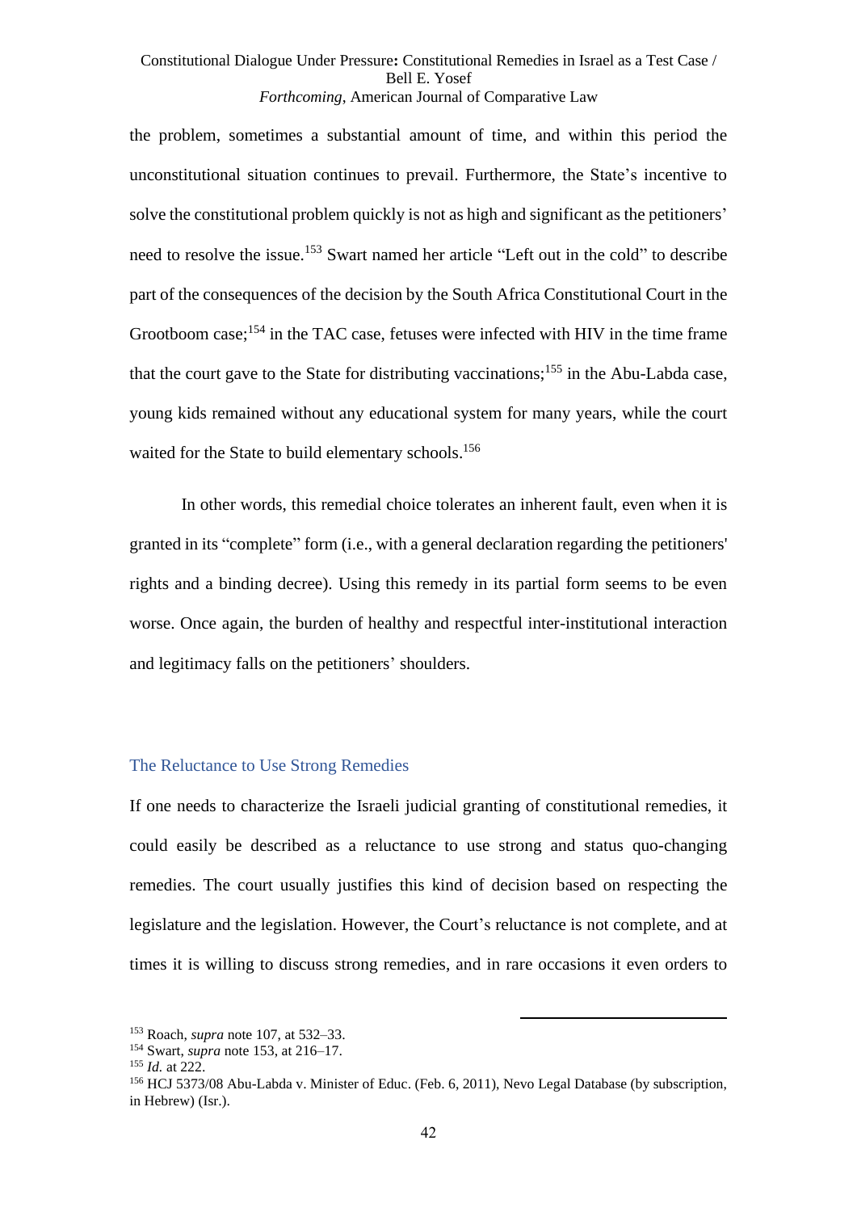the problem, sometimes a substantial amount of time, and within this period the unconstitutional situation continues to prevail. Furthermore, the State's incentive to solve the constitutional problem quickly is not as high and significant as the petitioners' need to resolve the issue.[153] Swart named her article "Left out in the cold" to describe part of the consequences of the decision by the South Africa Constitutional Court in the Grootboom case;[154] in the TAC case, fetuses were infected with HIV in the time frame that the court gave to the State for distributing vaccinations;[155] in the Abu-Labda case, young kids remained without any educational system for many years, while the court waited for the State to build elementary schools.[156]

In other words, this remedial choice tolerates an inherent fault, even when it is granted in its "complete" form (i.e., with a general declaration regarding the petitioners' rights and a binding decree). Using this remedy in its partial form seems to be even worse. Once again, the burden of healthy and respectful inter-institutional interaction and legitimacy falls on the petitioners' shoulders.

## The Reluctance to Use Strong Remedies

If one needs to characterize the Israeli judicial granting of constitutional remedies, it could easily be described as a reluctance to use strong and status quo-changing remedies. The court usually justifies this kind of decision based on respecting the legislature and the legislation. However, the Court's reluctance is not complete, and at times it is willing to discuss strong remedies, and in rare occasions it even orders to

---

[153] Roach, *supra* note 107, at 532–33.

[154] Swart, *supra* note 153, at 216–17.

[155] *Id.* at 222.

[156] HCJ 5373/08 Abu-Labda v. Minister of Educ. (Feb. 6, 2011), Nevo Legal Database (by subscription, in Hebrew) (Isr.).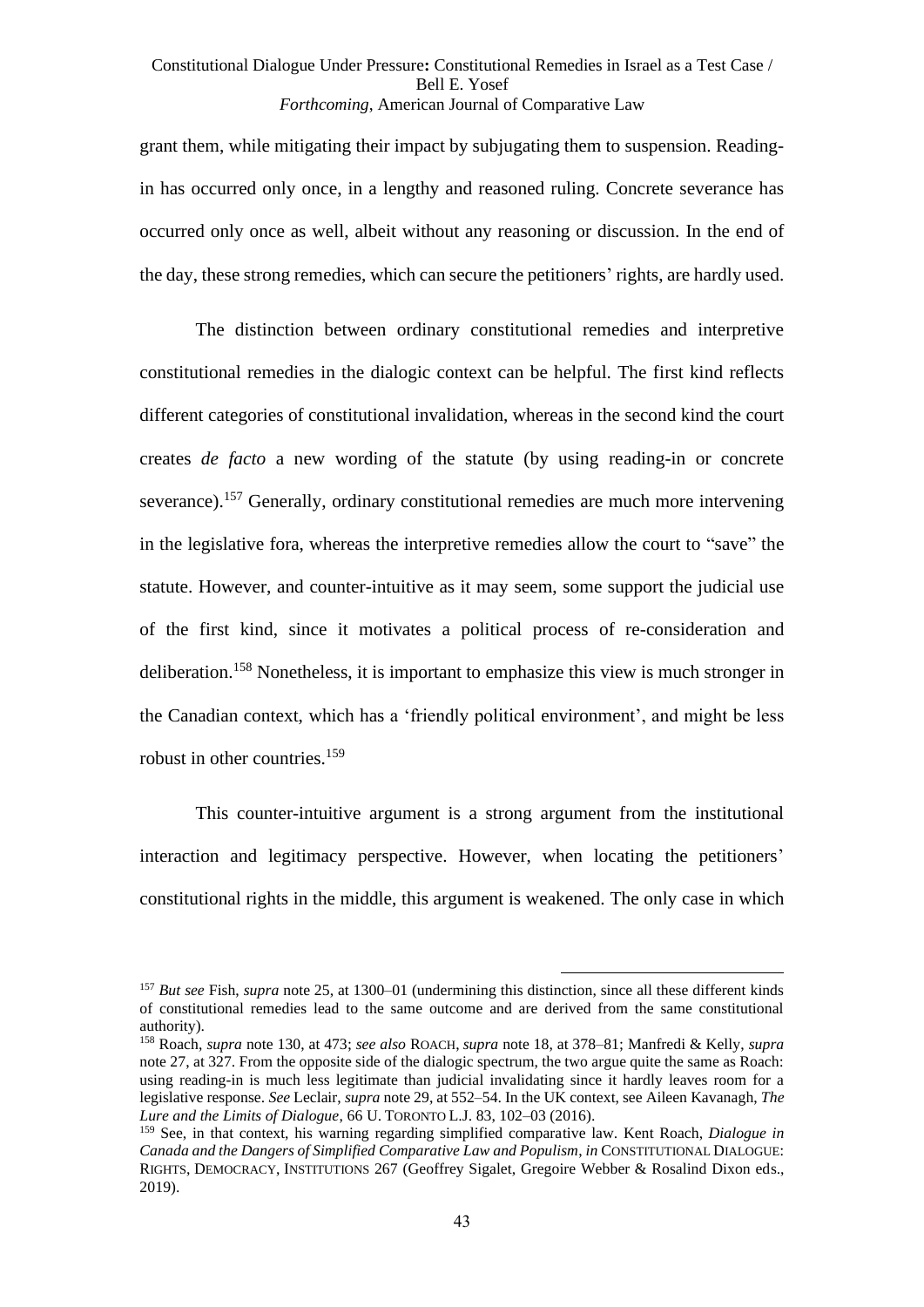grant them, while mitigating their impact by subjugating them to suspension. Reading-in has occurred only once, in a lengthy and reasoned ruling. Concrete severance has occurred only once as well, albeit without any reasoning or discussion. In the end of the day, these strong remedies, which can secure the petitioners' rights, are hardly used.

The distinction between ordinary constitutional remedies and interpretive constitutional remedies in the dialogic context can be helpful. The first kind reflects different categories of constitutional invalidation, whereas in the second kind the court creates *de facto* a new wording of the statute (by using reading-in or concrete severance).[157] Generally, ordinary constitutional remedies are much more intervening in the legislative fora, whereas the interpretive remedies allow the court to "save" the statute. However, and counter-intuitive as it may seem, some support the judicial use of the first kind, since it motivates a political process of re-consideration and deliberation.[158] Nonetheless, it is important to emphasize this view is much stronger in the Canadian context, which has a 'friendly political environment', and might be less robust in other countries.[159]

This counter-intuitive argument is a strong argument from the institutional interaction and legitimacy perspective. However, when locating the petitioners' constitutional rights in the middle, this argument is weakened. The only case in which

---

[157] *But see* Fish, *supra* note 25, at 1300–01 (undermining this distinction, since all these different kinds of constitutional remedies lead to the same outcome and are derived from the same constitutional authority).

[158] Roach, *supra* note 130, at 473; *see also* ROACH, *supra* note 18, at 378–81; Manfredi & Kelly, *supra* note 27, at 327. From the opposite side of the dialogic spectrum, the two argue quite the same as Roach: using reading-in is much less legitimate than judicial invalidating since it hardly leaves room for a legislative response. *See* Leclair, *supra* note 29, at 552–54. In the UK context, see Aileen Kavanagh, *The Lure and the Limits of Dialogue*, 66 U. TORONTO L.J. 83, 102–03 (2016).

[159] See, in that context, his warning regarding simplified comparative law. Kent Roach, *Dialogue in Canada and the Dangers of Simplified Comparative Law and Populism*, *in* CONSTITUTIONAL DIALOGUE: RIGHTS, DEMOCRACY, INSTITUTIONS 267 (Geoffrey Sigalet, Gregoire Webber & Rosalind Dixon eds., 2019).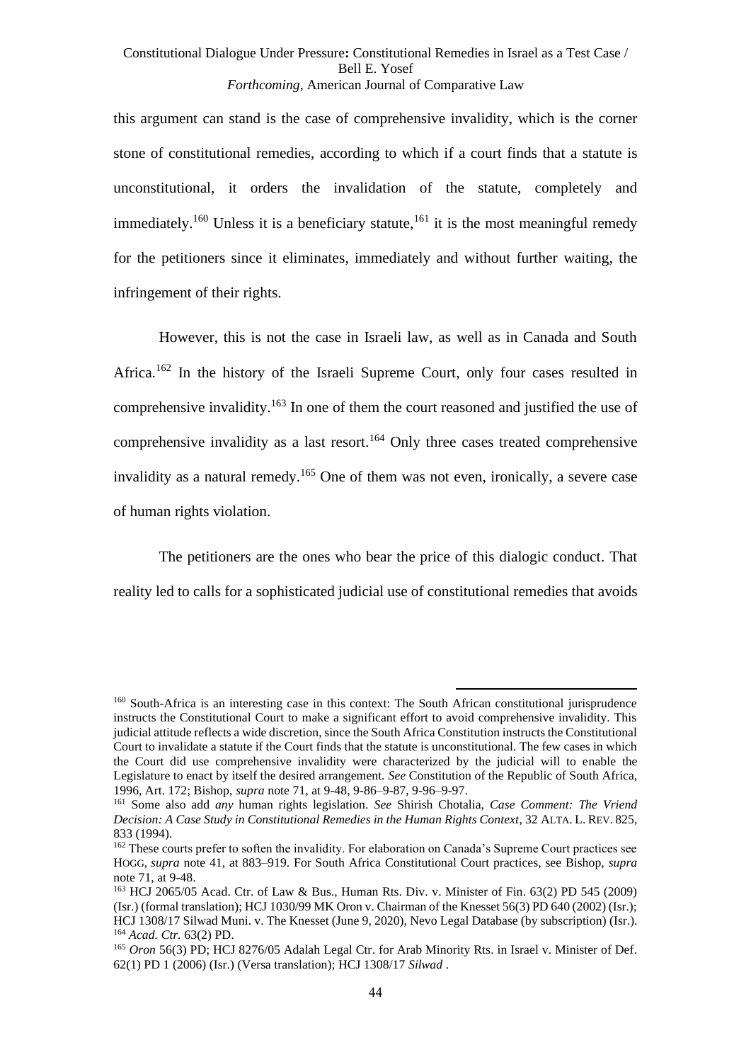this argument can stand is the case of comprehensive invalidity, which is the corner stone of constitutional remedies, according to which if a court finds that a statute is unconstitutional, it orders the invalidation of the statute, completely and immediately.[160] Unless it is a beneficiary statute,[161] it is the most meaningful remedy for the petitioners since it eliminates, immediately and without further waiting, the infringement of their rights.

However, this is not the case in Israeli law, as well as in Canada and South Africa.[162] In the history of the Israeli Supreme Court, only four cases resulted in comprehensive invalidity.[163] In one of them the court reasoned and justified the use of comprehensive invalidity as a last resort.[164] Only three cases treated comprehensive invalidity as a natural remedy.[165] One of them was not even, ironically, a severe case of human rights violation.

The petitioners are the ones who bear the price of this dialogic conduct. That reality led to calls for a sophisticated judicial use of constitutional remedies that avoids

---

[160] South-Africa is an interesting case in this context: The South African constitutional jurisprudence instructs the Constitutional Court to make a significant effort to avoid comprehensive invalidity. This judicial attitude reflects a wide discretion, since the South Africa Constitution instructs the Constitutional Court to invalidate a statute if the Court finds that the statute is unconstitutional. The few cases in which the Court did use comprehensive invalidity were characterized by the judicial will to enable the Legislature to enact by itself the desired arrangement. *See* Constitution of the Republic of South Africa, 1996, Art. 172; Bishop, *supra* note 71, at 9-48, 9-86–9-87, 9-96–9-97.

[161] Some also add *any* human rights legislation. *See* Shirish Chotalia, *Case Comment: The Vriend Decision: A Case Study in Constitutional Remedies in the Human Rights Context*, 32 ALTA. L. REV. 825, 833 (1994).

[162] These courts prefer to soften the invalidity. For elaboration on Canada's Supreme Court practices see HOGG, *supra* note 41, at 883–919. For South Africa Constitutional Court practices, see Bishop, *supra* note 71, at 9-48.

[163] HCJ 2065/05 Acad. Ctr. of Law & Bus., Human Rts. Div. v. Minister of Fin. 63(2) PD 545 (2009) (Isr.) (formal translation); HCJ 1030/99 MK Oron v. Chairman of the Knesset 56(3) PD 640 (2002) (Isr.); HCJ 1308/17 Silwad Muni. v. The Knesset (June 9, 2020), Nevo Legal Database (by subscription) (Isr.).

[164] *Acad. Ctr.* 63(2) PD.

[165] *Oron* 56(3) PD; HCJ 8276/05 Adalah Legal Ctr. for Arab Minority Rts. in Israel v. Minister of Def. 62(1) PD 1 (2006) (Isr.) (Versa translation); HCJ 1308/17 *Silwad* .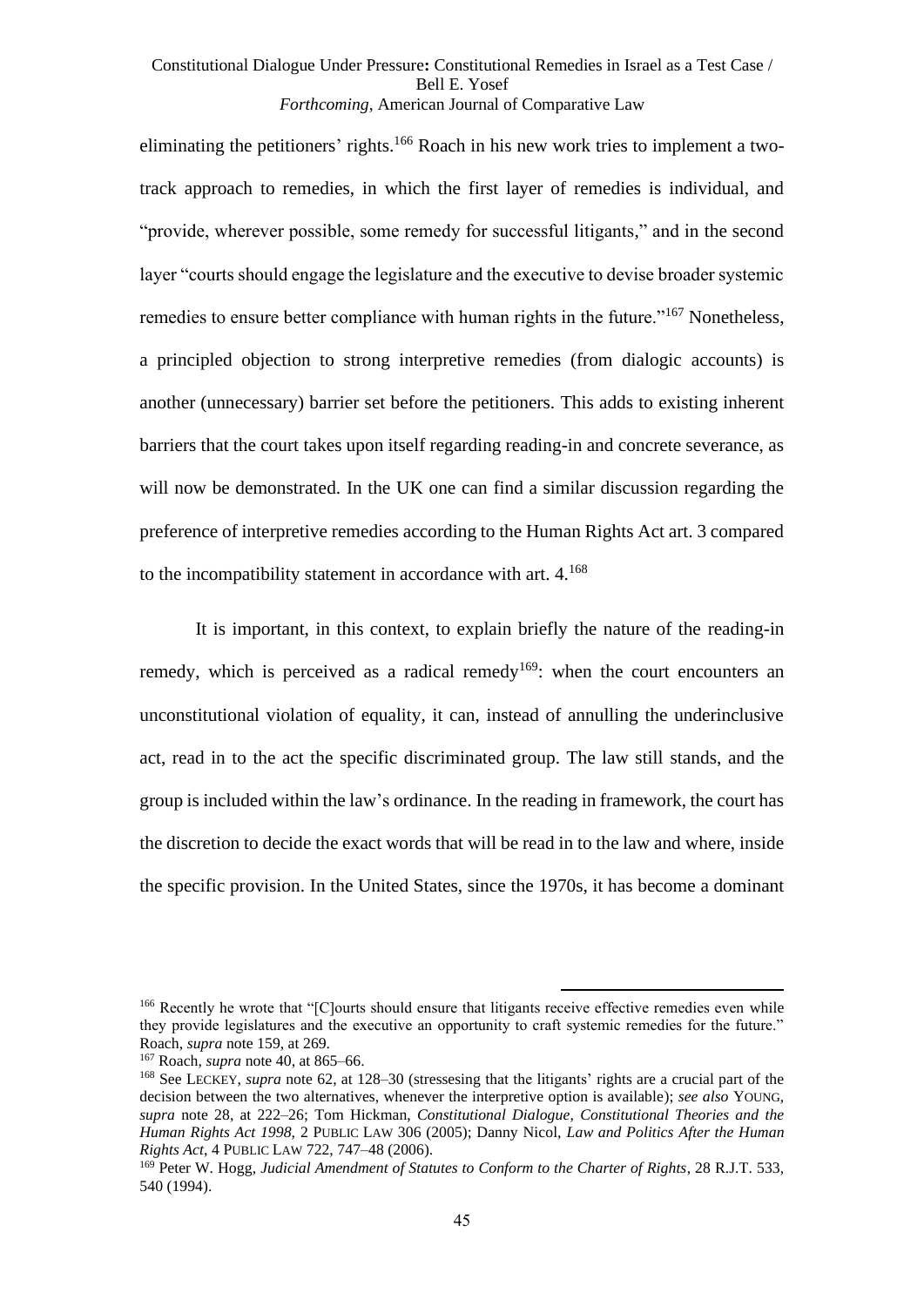eliminating the petitioners' rights.[166] Roach in his new work tries to implement a two-track approach to remedies, in which the first layer of remedies is individual, and "provide, wherever possible, some remedy for successful litigants," and in the second layer "courts should engage the legislature and the executive to devise broader systemic remedies to ensure better compliance with human rights in the future."[167] Nonetheless, a principled objection to strong interpretive remedies (from dialogic accounts) is another (unnecessary) barrier set before the petitioners. This adds to existing inherent barriers that the court takes upon itself regarding reading-in and concrete severance, as will now be demonstrated. In the UK one can find a similar discussion regarding the preference of interpretive remedies according to the Human Rights Act art. 3 compared to the incompatibility statement in accordance with art. 4.[168]

It is important, in this context, to explain briefly the nature of the reading-in remedy, which is perceived as a radical remedy[169]: when the court encounters an unconstitutional violation of equality, it can, instead of annulling the underinclusive act, read in to the act the specific discriminated group. The law still stands, and the group is included within the law's ordinance. In the reading in framework, the court has the discretion to decide the exact words that will be read in to the law and where, inside the specific provision. In the United States, since the 1970s, it has become a dominant

---

[166] Recently he wrote that "[C]ourts should ensure that litigants receive effective remedies even while they provide legislatures and the executive an opportunity to craft systemic remedies for the future." Roach, *supra* note 159, at 269.

[167] Roach, *supra* note 40, at 865–66.

[168] See LECKEY, *supra* note 62, at 128–30 (stressesing that the litigants' rights are a crucial part of the decision between the two alternatives, whenever the interpretive option is available); *see also* YOUNG, *supra* note 28, at 222–26; Tom Hickman, *Constitutional Dialogue, Constitutional Theories and the Human Rights Act 1998*, 2 PUBLIC LAW 306 (2005); Danny Nicol, *Law and Politics After the Human Rights Act*, 4 PUBLIC LAW 722, 747–48 (2006).

[169] Peter W. Hogg, *Judicial Amendment of Statutes to Conform to the Charter of Rights*, 28 R.J.T. 533, 540 (1994).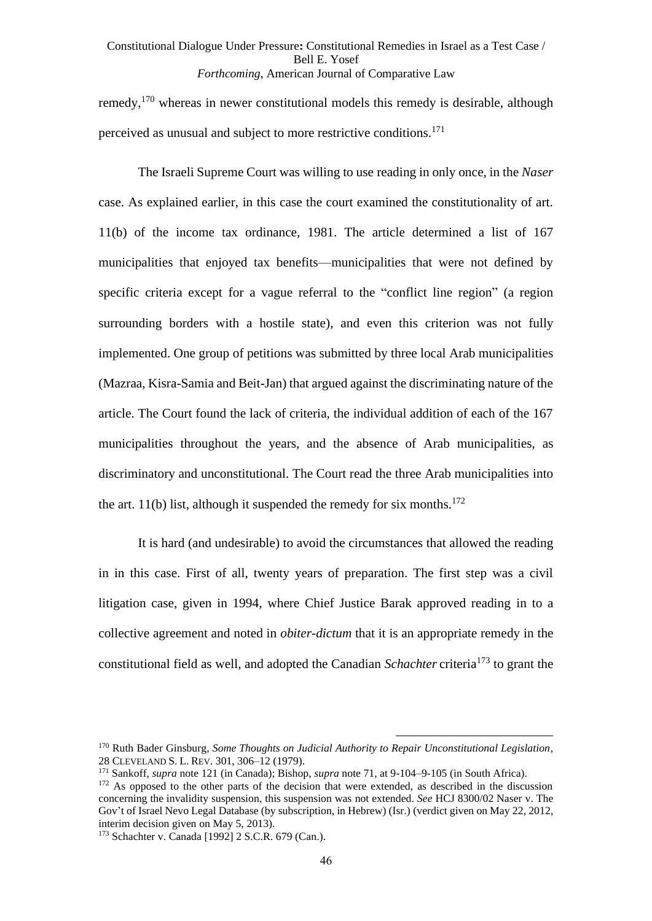remedy,[170] whereas in newer constitutional models this remedy is desirable, although perceived as unusual and subject to more restrictive conditions.[171]

The Israeli Supreme Court was willing to use reading in only once, in the *Naser* case. As explained earlier, in this case the court examined the constitutionality of art. 11(b) of the income tax ordinance, 1981. The article determined a list of 167 municipalities that enjoyed tax benefits—municipalities that were not defined by specific criteria except for a vague referral to the "conflict line region" (a region surrounding borders with a hostile state), and even this criterion was not fully implemented. One group of petitions was submitted by three local Arab municipalities (Mazraa, Kisra-Samia and Beit-Jan) that argued against the discriminating nature of the article. The Court found the lack of criteria, the individual addition of each of the 167 municipalities throughout the years, and the absence of Arab municipalities, as discriminatory and unconstitutional. The Court read the three Arab municipalities into the art. 11(b) list, although it suspended the remedy for six months.[172]

It is hard (and undesirable) to avoid the circumstances that allowed the reading in in this case. First of all, twenty years of preparation. The first step was a civil litigation case, given in 1994, where Chief Justice Barak approved reading in to a collective agreement and noted in *obiter-dictum* that it is an appropriate remedy in the constitutional field as well, and adopted the Canadian *Schachter* criteria[173] to grant the

---

[170] Ruth Bader Ginsburg, *Some Thoughts on Judicial Authority to Repair Unconstitutional Legislation*, 28 CLEVELAND S. L. REV. 301, 306–12 (1979).

[171] Sankoff, *supra* note 121 (in Canada); Bishop, *supra* note 71, at 9-104–9-105 (in South Africa).

[172] As opposed to the other parts of the decision that were extended, as described in the discussion concerning the invalidity suspension, this suspension was not extended. *See* HCJ 8300/02 Naser v. The Gov't of Israel Nevo Legal Database (by subscription, in Hebrew) (Isr.) (verdict given on May 22, 2012, interim decision given on May 5, 2013).

[173] Schachter v. Canada [1992] 2 S.C.R. 679 (Can.).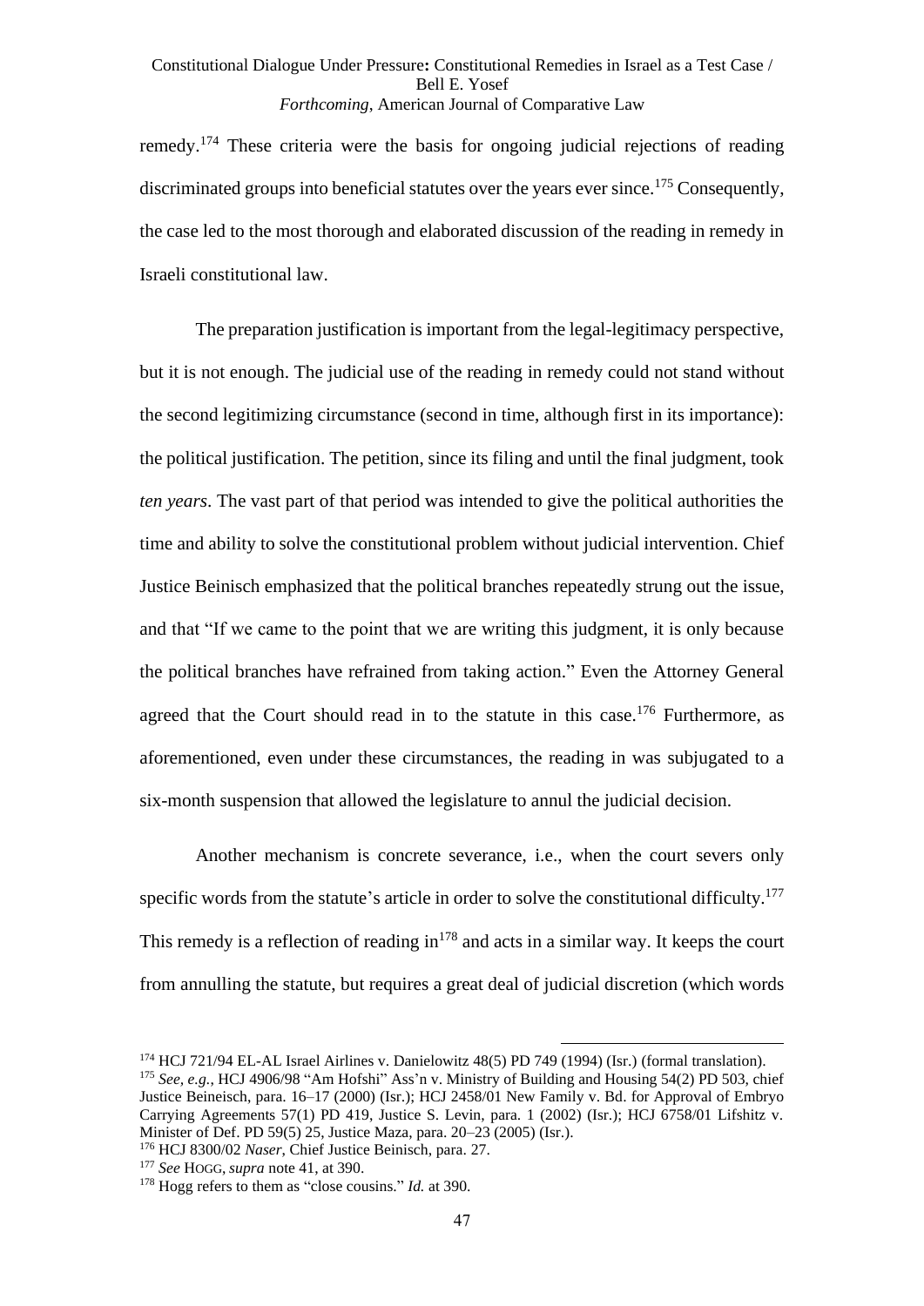remedy.[174] These criteria were the basis for ongoing judicial rejections of reading discriminated groups into beneficial statutes over the years ever since.[175] Consequently, the case led to the most thorough and elaborated discussion of the reading in remedy in Israeli constitutional law.

The preparation justification is important from the legal-legitimacy perspective, but it is not enough. The judicial use of the reading in remedy could not stand without the second legitimizing circumstance (second in time, although first in its importance): the political justification. The petition, since its filing and until the final judgment, took *ten years*. The vast part of that period was intended to give the political authorities the time and ability to solve the constitutional problem without judicial intervention. Chief Justice Beinisch emphasized that the political branches repeatedly strung out the issue, and that "If we came to the point that we are writing this judgment, it is only because the political branches have refrained from taking action." Even the Attorney General agreed that the Court should read in to the statute in this case.[176] Furthermore, as aforementioned, even under these circumstances, the reading in was subjugated to a six-month suspension that allowed the legislature to annul the judicial decision.

Another mechanism is concrete severance, i.e., when the court severs only specific words from the statute's article in order to solve the constitutional difficulty.[177] This remedy is a reflection of reading in[178] and acts in a similar way. It keeps the court from annulling the statute, but requires a great deal of judicial discretion (which words

---

[174] HCJ 721/94 EL-AL Israel Airlines v. Danielowitz 48(5) PD 749 (1994) (Isr.) (formal translation).

[175] *See, e.g.*, HCJ 4906/98 "Am Hofshi" Ass'n v. Ministry of Building and Housing 54(2) PD 503, chief Justice Beineisch, para. 16–17 (2000) (Isr.); HCJ 2458/01 New Family v. Bd. for Approval of Embryo Carrying Agreements 57(1) PD 419, Justice S. Levin, para. 1 (2002) (Isr.); HCJ 6758/01 Lifshitz v. Minister of Def. PD 59(5) 25, Justice Maza, para. 20–23 (2005) (Isr.).

[176] HCJ 8300/02 *Naser*, Chief Justice Beinisch, para. 27.

[177] *See* HOGG, *supra* note 41, at 390.

[178] Hogg refers to them as "close cousins." *Id.* at 390.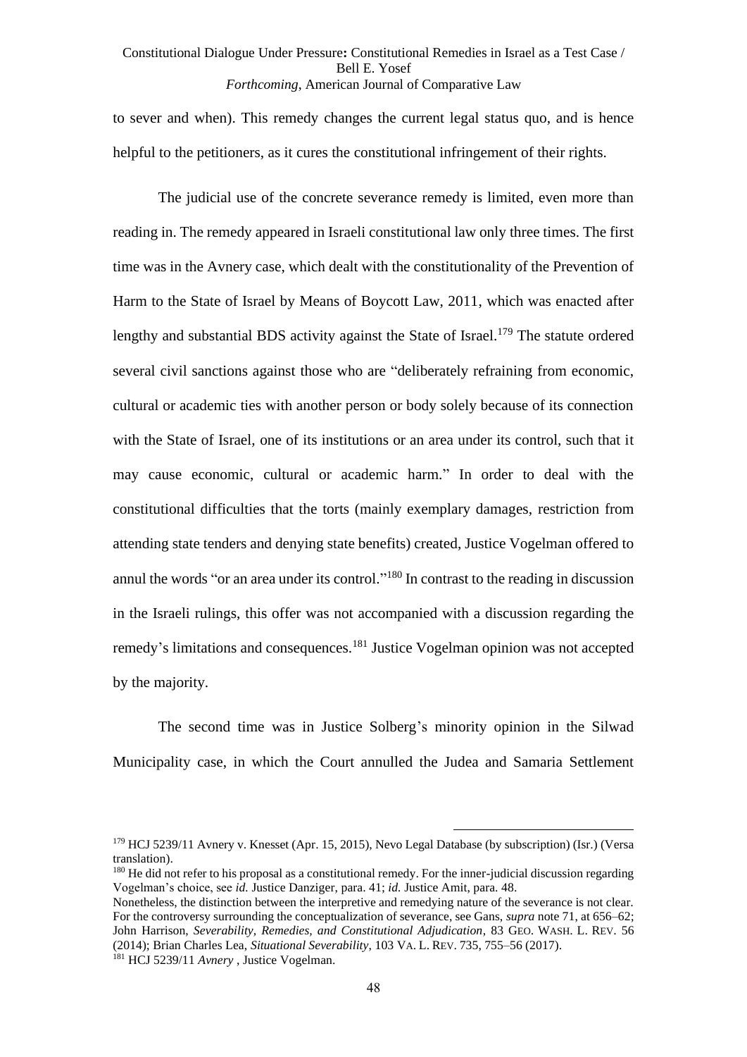to sever and when). This remedy changes the current legal status quo, and is hence helpful to the petitioners, as it cures the constitutional infringement of their rights.

The judicial use of the concrete severance remedy is limited, even more than reading in. The remedy appeared in Israeli constitutional law only three times. The first time was in the Avnery case, which dealt with the constitutionality of the Prevention of Harm to the State of Israel by Means of Boycott Law, 2011, which was enacted after lengthy and substantial BDS activity against the State of Israel.[179] The statute ordered several civil sanctions against those who are "deliberately refraining from economic, cultural or academic ties with another person or body solely because of its connection with the State of Israel, one of its institutions or an area under its control, such that it may cause economic, cultural or academic harm." In order to deal with the constitutional difficulties that the torts (mainly exemplary damages, restriction from attending state tenders and denying state benefits) created, Justice Vogelman offered to annul the words "or an area under its control."[180] In contrast to the reading in discussion in the Israeli rulings, this offer was not accompanied with a discussion regarding the remedy's limitations and consequences.[181] Justice Vogelman opinion was not accepted by the majority.

The second time was in Justice Solberg's minority opinion in the Silwad Municipality case, in which the Court annulled the Judea and Samaria Settlement

---

[179] HCJ 5239/11 Avnery v. Knesset (Apr. 15, 2015), Nevo Legal Database (by subscription) (Isr.) (Versa translation).

[180] He did not refer to his proposal as a constitutional remedy. For the inner-judicial discussion regarding Vogelman's choice, see *id.* Justice Danziger, para. 41; *id.* Justice Amit, para. 48. Nonetheless, the distinction between the interpretive and remedying nature of the severance is not clear. For the controversy surrounding the conceptualization of severance, see Gans, *supra* note 71, at 656–62; John Harrison, *Severability, Remedies, and Constitutional Adjudication*, 83 GEO. WASH. L. REV. 56 (2014); Brian Charles Lea, *Situational Severability*, 103 VA. L. REV. 735, 755–56 (2017).

[181] HCJ 5239/11 *Avnery* , Justice Vogelman.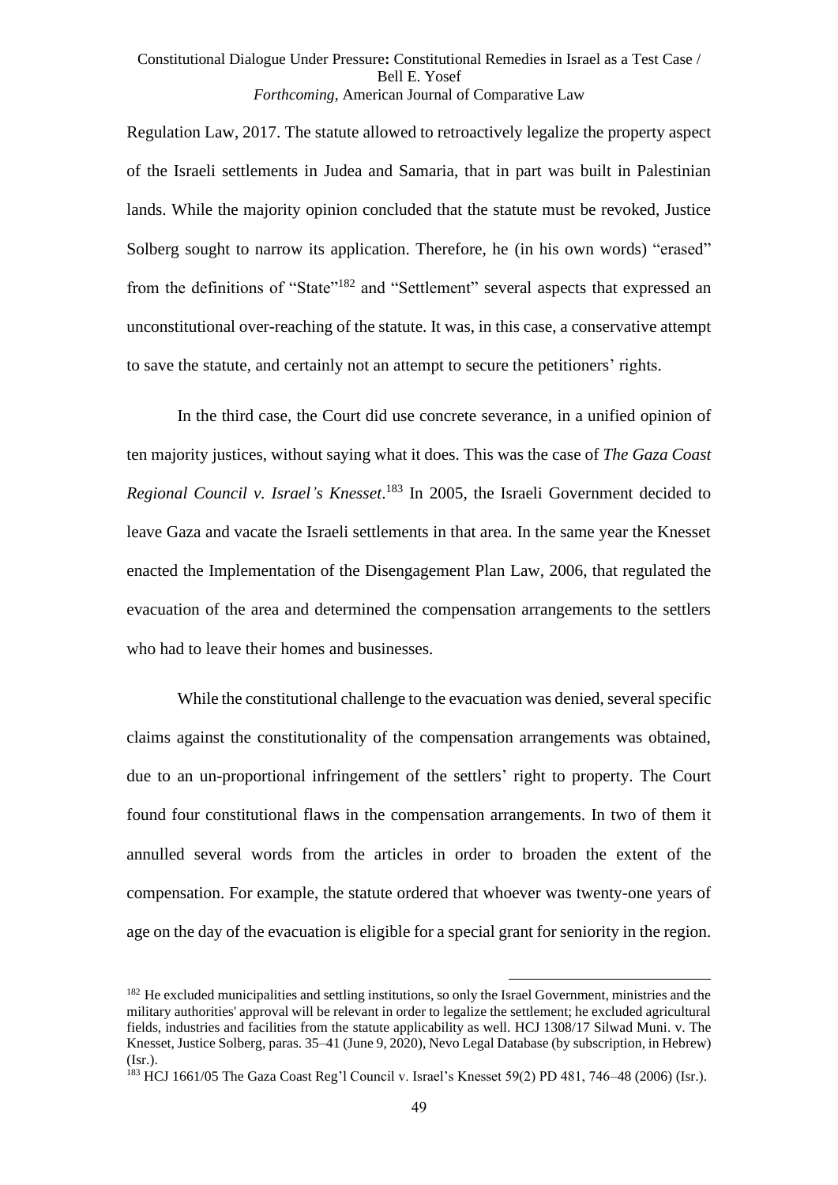Regulation Law, 2017. The statute allowed to retroactively legalize the property aspect of the Israeli settlements in Judea and Samaria, that in part was built in Palestinian lands. While the majority opinion concluded that the statute must be revoked, Justice Solberg sought to narrow its application. Therefore, he (in his own words) "erased" from the definitions of "State"[182] and "Settlement" several aspects that expressed an unconstitutional over-reaching of the statute. It was, in this case, a conservative attempt to save the statute, and certainly not an attempt to secure the petitioners' rights.

In the third case, the Court did use concrete severance, in a unified opinion of ten majority justices, without saying what it does. This was the case of *The Gaza Coast Regional Council v. Israel's Knesset*.[183] In 2005, the Israeli Government decided to leave Gaza and vacate the Israeli settlements in that area. In the same year the Knesset enacted the Implementation of the Disengagement Plan Law, 2006, that regulated the evacuation of the area and determined the compensation arrangements to the settlers who had to leave their homes and businesses.

While the constitutional challenge to the evacuation was denied, several specific claims against the constitutionality of the compensation arrangements was obtained, due to an un-proportional infringement of the settlers' right to property. The Court found four constitutional flaws in the compensation arrangements. In two of them it annulled several words from the articles in order to broaden the extent of the compensation. For example, the statute ordered that whoever was twenty-one years of age on the day of the evacuation is eligible for a special grant for seniority in the region.

---

[182] He excluded municipalities and settling institutions, so only the Israel Government, ministries and the military authorities' approval will be relevant in order to legalize the settlement; he excluded agricultural fields, industries and facilities from the statute applicability as well. HCJ 1308/17 Silwad Muni. v. The Knesset, Justice Solberg, paras. 35–41 (June 9, 2020), Nevo Legal Database (by subscription, in Hebrew) (Isr.).

[183] HCJ 1661/05 The Gaza Coast Reg'l Council v. Israel's Knesset 59(2) PD 481, 746–48 (2006) (Isr.).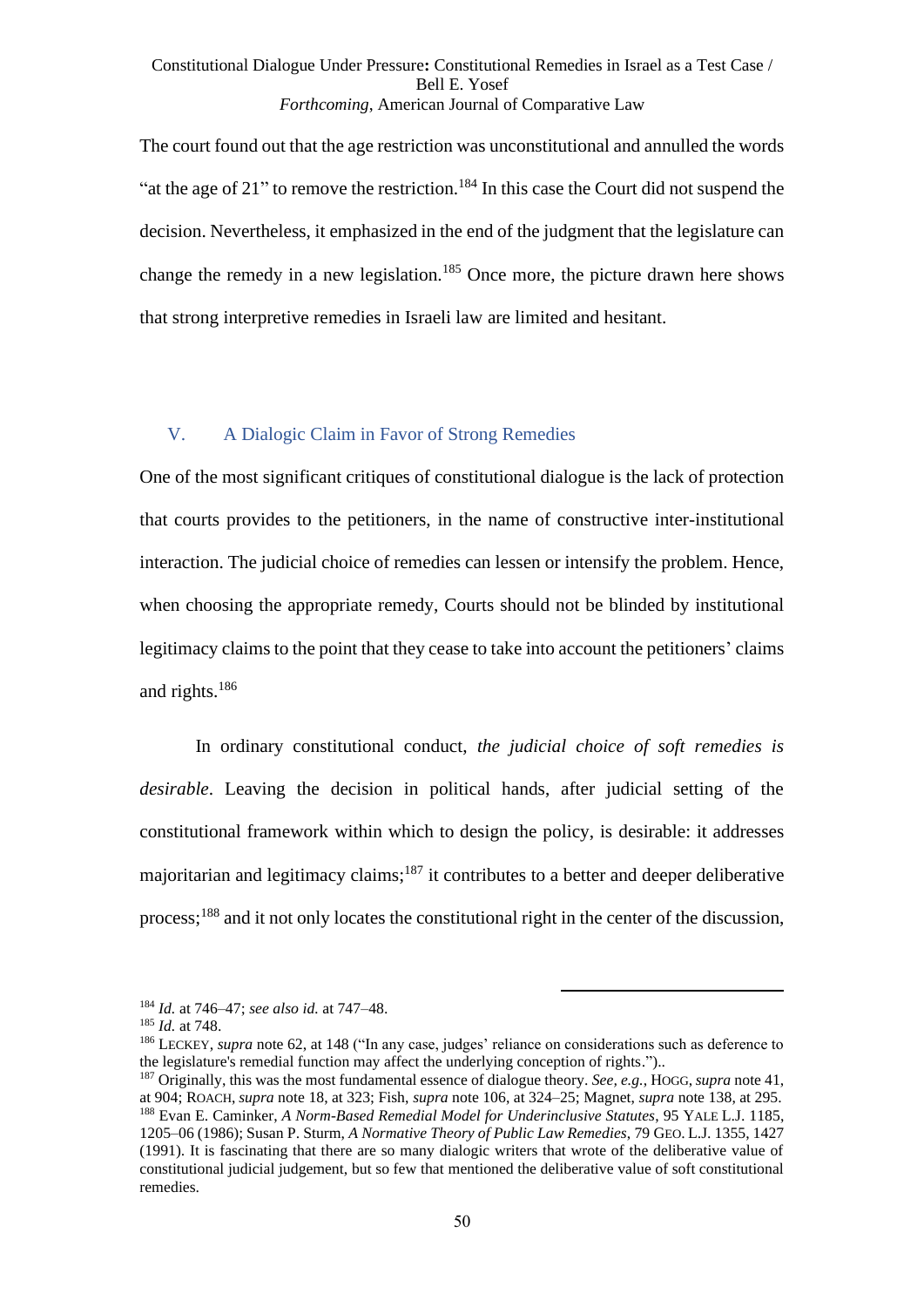The court found out that the age restriction was unconstitutional and annulled the words "at the age of 21" to remove the restriction.[184] In this case the Court did not suspend the decision. Nevertheless, it emphasized in the end of the judgment that the legislature can change the remedy in a new legislation.[185] Once more, the picture drawn here shows that strong interpretive remedies in Israeli law are limited and hesitant.

## V. A Dialogic Claim in Favor of Strong Remedies

One of the most significant critiques of constitutional dialogue is the lack of protection that courts provides to the petitioners, in the name of constructive inter-institutional interaction. The judicial choice of remedies can lessen or intensify the problem. Hence, when choosing the appropriate remedy, Courts should not be blinded by institutional legitimacy claims to the point that they cease to take into account the petitioners' claims and rights.[186]

In ordinary constitutional conduct, *the judicial choice of soft remedies is desirable*. Leaving the decision in political hands, after judicial setting of the constitutional framework within which to design the policy, is desirable: it addresses majoritarian and legitimacy claims;[187] it contributes to a better and deeper deliberative process;[188] and it not only locates the constitutional right in the center of the discussion,

---

[184] *Id.* at 746–47; *see also id.* at 747–48.

[185] *Id.* at 748.

[186] LECKEY, *supra* note 62, at 148 ("In any case, judges' reliance on considerations such as deference to the legislature's remedial function may affect the underlying conception of rights.")..

[187] Originally, this was the most fundamental essence of dialogue theory. *See, e.g.*, HOGG, *supra* note 41, at 904; ROACH, *supra* note 18, at 323; Fish, *supra* note 106, at 324–25; Magnet, *supra* note 138, at 295.

[188] Evan E. Caminker, *A Norm-Based Remedial Model for Underinclusive Statutes*, 95 YALE L.J. 1185, 1205–06 (1986); Susan P. Sturm, *A Normative Theory of Public Law Remedies*, 79 GEO. L.J. 1355, 1427 (1991). It is fascinating that there are so many dialogic writers that wrote of the deliberative value of constitutional judicial judgement, but so few that mentioned the deliberative value of soft constitutional remedies.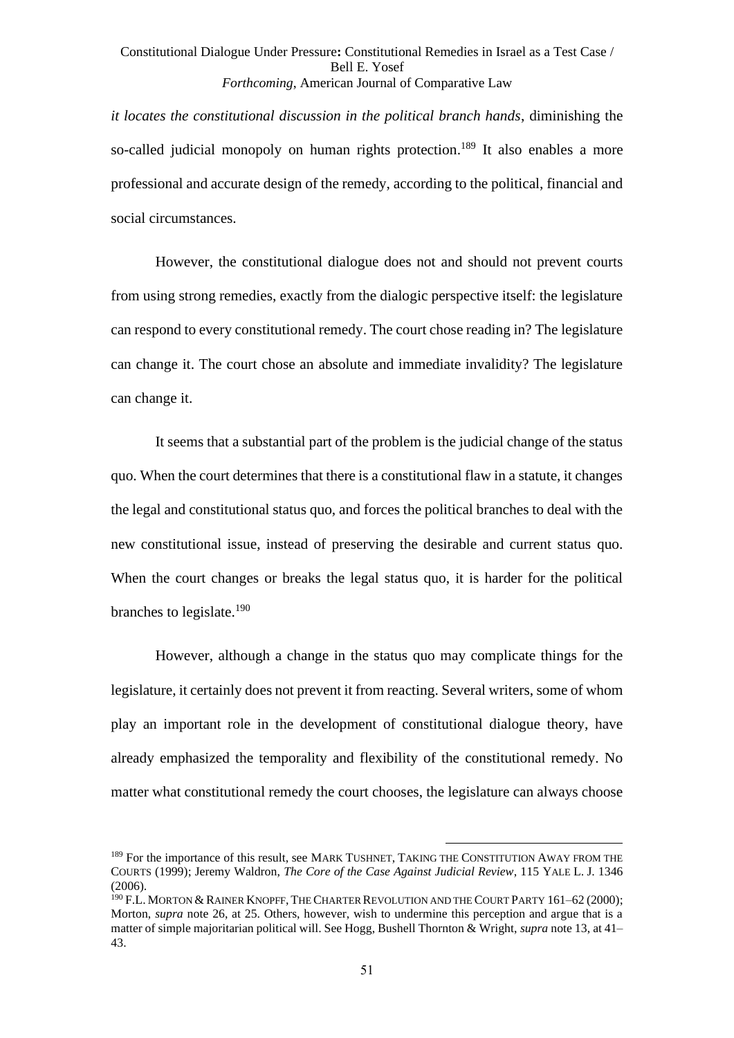*it locates the constitutional discussion in the political branch hands*, diminishing the so-called judicial monopoly on human rights protection.[189] It also enables a more professional and accurate design of the remedy, according to the political, financial and social circumstances.

However, the constitutional dialogue does not and should not prevent courts from using strong remedies, exactly from the dialogic perspective itself: the legislature can respond to every constitutional remedy. The court chose reading in? The legislature can change it. The court chose an absolute and immediate invalidity? The legislature can change it.

It seems that a substantial part of the problem is the judicial change of the status quo. When the court determines that there is a constitutional flaw in a statute, it changes the legal and constitutional status quo, and forces the political branches to deal with the new constitutional issue, instead of preserving the desirable and current status quo. When the court changes or breaks the legal status quo, it is harder for the political branches to legislate.[190]

However, although a change in the status quo may complicate things for the legislature, it certainly does not prevent it from reacting. Several writers, some of whom play an important role in the development of constitutional dialogue theory, have already emphasized the temporality and flexibility of the constitutional remedy. No matter what constitutional remedy the court chooses, the legislature can always choose

---

[189] For the importance of this result, see MARK TUSHNET, TAKING THE CONSTITUTION AWAY FROM THE COURTS (1999); Jeremy Waldron, *The Core of the Case Against Judicial Review*, 115 YALE L. J. 1346 (2006).

[190] F.L. MORTON & RAINER KNOPFF, THE CHARTER REVOLUTION AND THE COURT PARTY 161–62 (2000); Morton, *supra* note 26, at 25. Others, however, wish to undermine this perception and argue that is a matter of simple majoritarian political will. See Hogg, Bushell Thornton & Wright, *supra* note 13, at 41–43.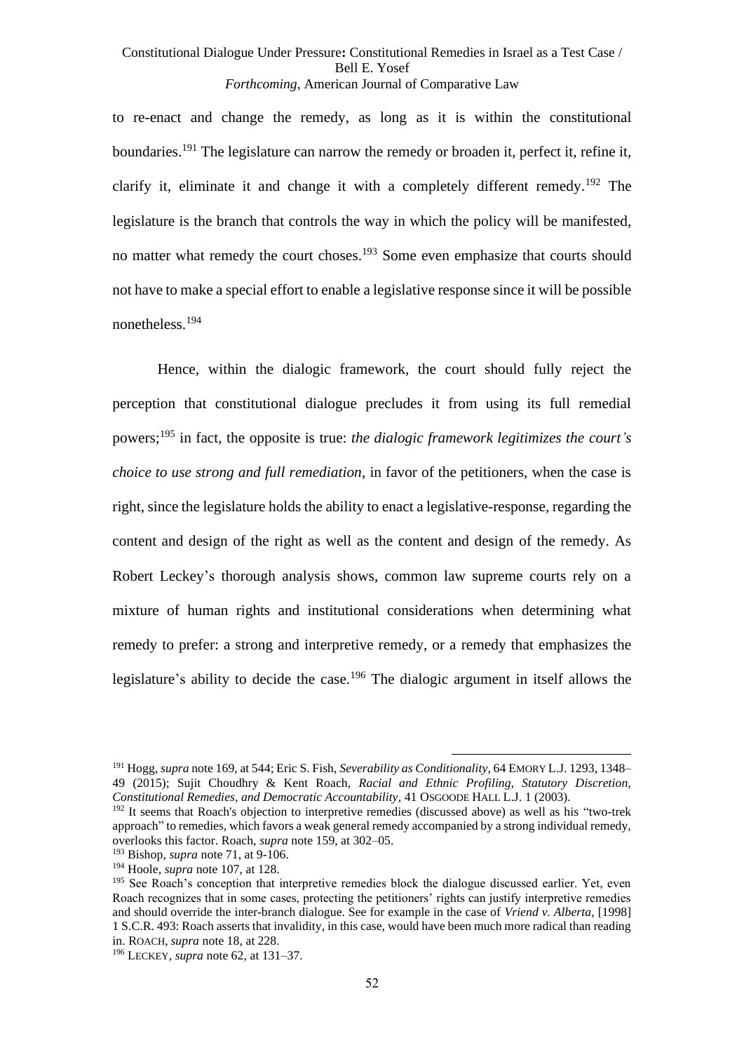to re-enact and change the remedy, as long as it is within the constitutional boundaries.[191] The legislature can narrow the remedy or broaden it, perfect it, refine it, clarify it, eliminate it and change it with a completely different remedy.[192] The legislature is the branch that controls the way in which the policy will be manifested, no matter what remedy the court choses.[193] Some even emphasize that courts should not have to make a special effort to enable a legislative response since it will be possible nonetheless.[194]

Hence, within the dialogic framework, the court should fully reject the perception that constitutional dialogue precludes it from using its full remedial powers;[195] in fact, the opposite is true: *the dialogic framework legitimizes the court's choice to use strong and full remediation*, in favor of the petitioners, when the case is right, since the legislature holds the ability to enact a legislative-response, regarding the content and design of the right as well as the content and design of the remedy. As Robert Leckey's thorough analysis shows, common law supreme courts rely on a mixture of human rights and institutional considerations when determining what remedy to prefer: a strong and interpretive remedy, or a remedy that emphasizes the legislature's ability to decide the case.[196] The dialogic argument in itself allows the

---

[191] Hogg, *supra* note 169, at 544; Eric S. Fish, *Severability as Conditionality*, 64 EMORY L.J. 1293, 1348–49 (2015); Sujit Choudhry & Kent Roach, *Racial and Ethnic Profiling, Statutory Discretion, Constitutional Remedies, and Democratic Accountability*, 41 OSGOODE HALL L.J. 1 (2003).

[192] It seems that Roach's objection to interpretive remedies (discussed above) as well as his "two-trek approach" to remedies, which favors a weak general remedy accompanied by a strong individual remedy, overlooks this factor. Roach, *supra* note 159, at 302–05.

[193] Bishop, *supra* note 71, at 9-106.

[194] Hoole, *supra* note 107, at 128.

[195] See Roach's conception that interpretive remedies block the dialogue discussed earlier. Yet, even Roach recognizes that in some cases, protecting the petitioners' rights can justify interpretive remedies and should override the inter-branch dialogue. See for example in the case of *Vriend v. Alberta*, [1998] 1 S.C.R. 493: Roach asserts that invalidity, in this case, would have been much more radical than reading in. ROACH, *supra* note 18, at 228.

[196] LECKEY, *supra* note 62, at 131–37.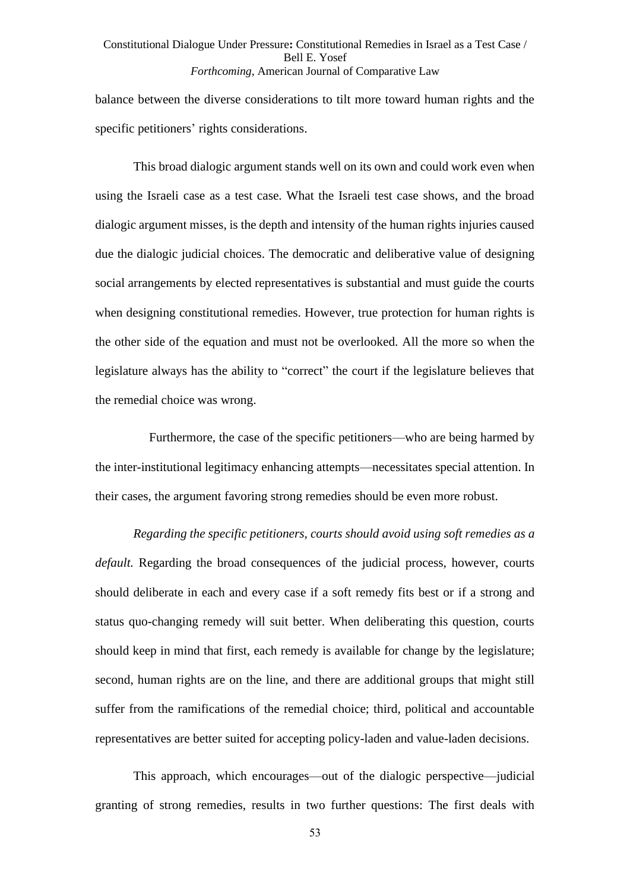balance between the diverse considerations to tilt more toward human rights and the specific petitioners' rights considerations.

This broad dialogic argument stands well on its own and could work even when using the Israeli case as a test case. What the Israeli test case shows, and the broad dialogic argument misses, is the depth and intensity of the human rights injuries caused due the dialogic judicial choices. The democratic and deliberative value of designing social arrangements by elected representatives is substantial and must guide the courts when designing constitutional remedies. However, true protection for human rights is the other side of the equation and must not be overlooked. All the more so when the legislature always has the ability to "correct" the court if the legislature believes that the remedial choice was wrong.

Furthermore, the case of the specific petitioners—who are being harmed by the inter-institutional legitimacy enhancing attempts—necessitates special attention. In their cases, the argument favoring strong remedies should be even more robust.

*Regarding the specific petitioners, courts should avoid using soft remedies as a default.* Regarding the broad consequences of the judicial process, however, courts should deliberate in each and every case if a soft remedy fits best or if a strong and status quo-changing remedy will suit better. When deliberating this question, courts should keep in mind that first, each remedy is available for change by the legislature; second, human rights are on the line, and there are additional groups that might still suffer from the ramifications of the remedial choice; third, political and accountable representatives are better suited for accepting policy-laden and value-laden decisions.

This approach, which encourages—out of the dialogic perspective—judicial granting of strong remedies, results in two further questions: The first deals with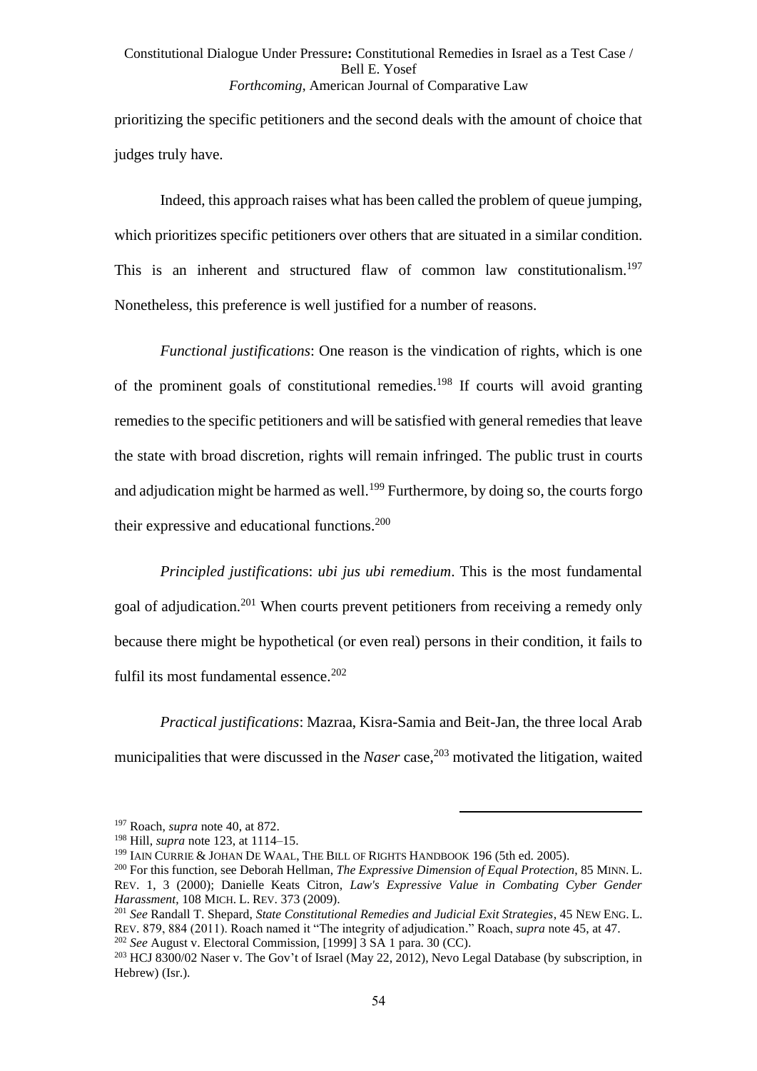prioritizing the specific petitioners and the second deals with the amount of choice that judges truly have.

Indeed, this approach raises what has been called the problem of queue jumping, which prioritizes specific petitioners over others that are situated in a similar condition. This is an inherent and structured flaw of common law constitutionalism.[197] Nonetheless, this preference is well justified for a number of reasons.

*Functional justifications*: One reason is the vindication of rights, which is one of the prominent goals of constitutional remedies.[198] If courts will avoid granting remedies to the specific petitioners and will be satisfied with general remedies that leave the state with broad discretion, rights will remain infringed. The public trust in courts and adjudication might be harmed as well.[199] Furthermore, by doing so, the courts forgo their expressive and educational functions.[200]

*Principled justification*s: *ubi jus ubi remedium*. This is the most fundamental goal of adjudication.[201] When courts prevent petitioners from receiving a remedy only because there might be hypothetical (or even real) persons in their condition, it fails to fulfil its most fundamental essence.[202]

*Practical justifications*: Mazraa, Kisra-Samia and Beit-Jan, the three local Arab municipalities that were discussed in the *Naser* case,[203] motivated the litigation, waited

---

[197] Roach, *supra* note 40, at 872.

[198] Hill, *supra* note 123, at 1114–15.

[199] IAIN CURRIE & JOHAN DE WAAL, THE BILL OF RIGHTS HANDBOOK 196 (5th ed. 2005).

[200] For this function, see Deborah Hellman, *The Expressive Dimension of Equal Protection*, 85 MINN. L. REV. 1, 3 (2000); Danielle Keats Citron, *Law's Expressive Value in Combating Cyber Gender Harassment*, 108 MICH. L. REV. 373 (2009).

[201] *See* Randall T. Shepard, *State Constitutional Remedies and Judicial Exit Strategies*, 45 NEW ENG. L. REV. 879, 884 (2011). Roach named it "The integrity of adjudication." Roach, *supra* note 45, at 47.

[202] *See* August v. Electoral Commission, [1999] 3 SA 1 para. 30 (CC).

[203] HCJ 8300/02 Naser v. The Gov't of Israel (May 22, 2012), Nevo Legal Database (by subscription, in Hebrew) (Isr.).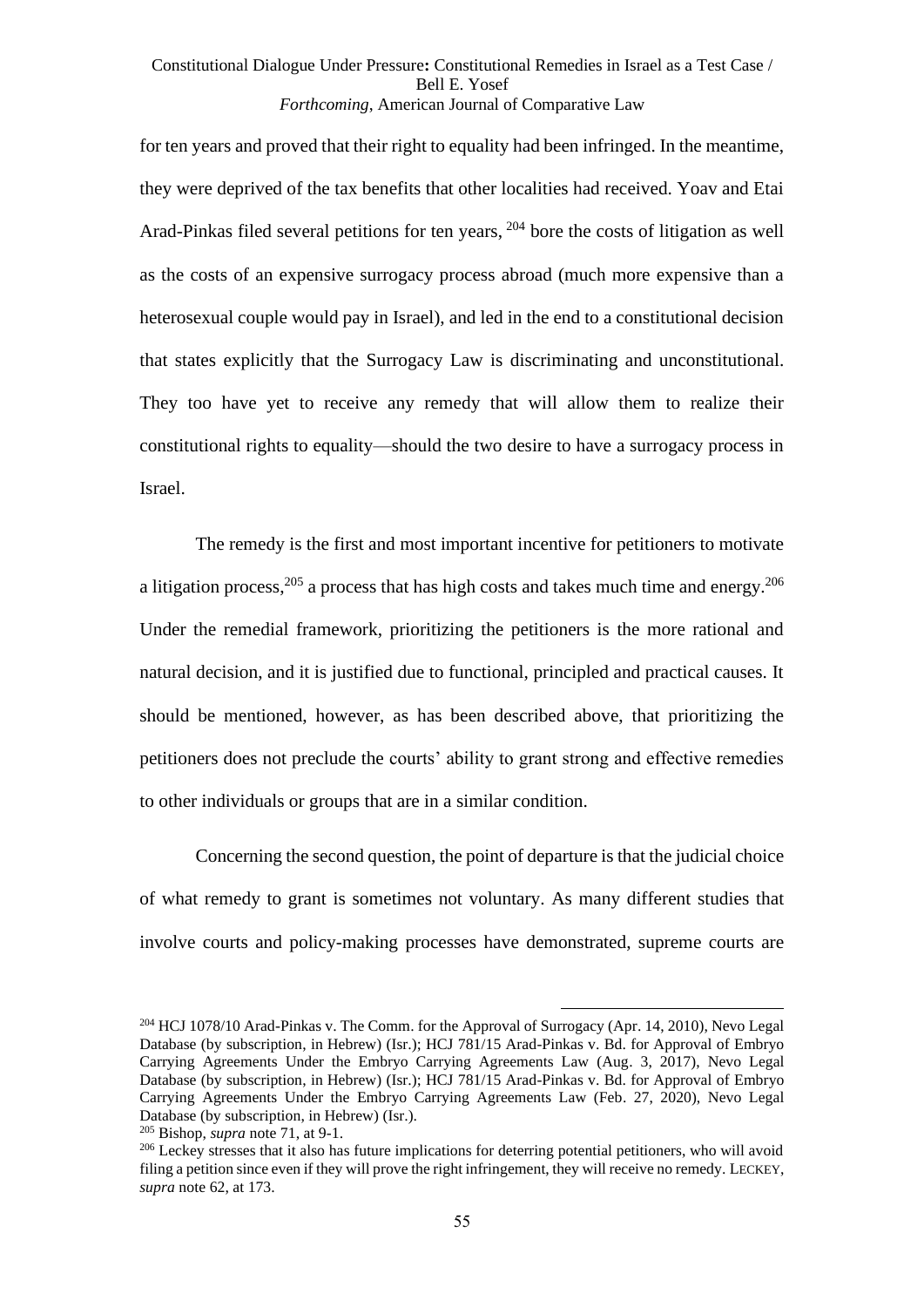for ten years and proved that their right to equality had been infringed. In the meantime, they were deprived of the tax benefits that other localities had received. Yoav and Etai Arad-Pinkas filed several petitions for ten years, [204] bore the costs of litigation as well as the costs of an expensive surrogacy process abroad (much more expensive than a heterosexual couple would pay in Israel), and led in the end to a constitutional decision that states explicitly that the Surrogacy Law is discriminating and unconstitutional. They too have yet to receive any remedy that will allow them to realize their constitutional rights to equality—should the two desire to have a surrogacy process in Israel.

The remedy is the first and most important incentive for petitioners to motivate a litigation process,[205] a process that has high costs and takes much time and energy.[206] Under the remedial framework, prioritizing the petitioners is the more rational and natural decision, and it is justified due to functional, principled and practical causes. It should be mentioned, however, as has been described above, that prioritizing the petitioners does not preclude the courts' ability to grant strong and effective remedies to other individuals or groups that are in a similar condition.

Concerning the second question, the point of departure is that the judicial choice of what remedy to grant is sometimes not voluntary. As many different studies that involve courts and policy-making processes have demonstrated, supreme courts are

---

[204] HCJ 1078/10 Arad-Pinkas v. The Comm. for the Approval of Surrogacy (Apr. 14, 2010), Nevo Legal Database (by subscription, in Hebrew) (Isr.); HCJ 781/15 Arad-Pinkas v. Bd. for Approval of Embryo Carrying Agreements Under the Embryo Carrying Agreements Law (Aug. 3, 2017), Nevo Legal Database (by subscription, in Hebrew) (Isr.); HCJ 781/15 Arad-Pinkas v. Bd. for Approval of Embryo Carrying Agreements Under the Embryo Carrying Agreements Law (Feb. 27, 2020), Nevo Legal Database (by subscription, in Hebrew) (Isr.).

[205] Bishop, *supra* note 71, at 9-1.

[206] Leckey stresses that it also has future implications for deterring potential petitioners, who will avoid filing a petition since even if they will prove the right infringement, they will receive no remedy. LECKEY, *supra* note 62, at 173.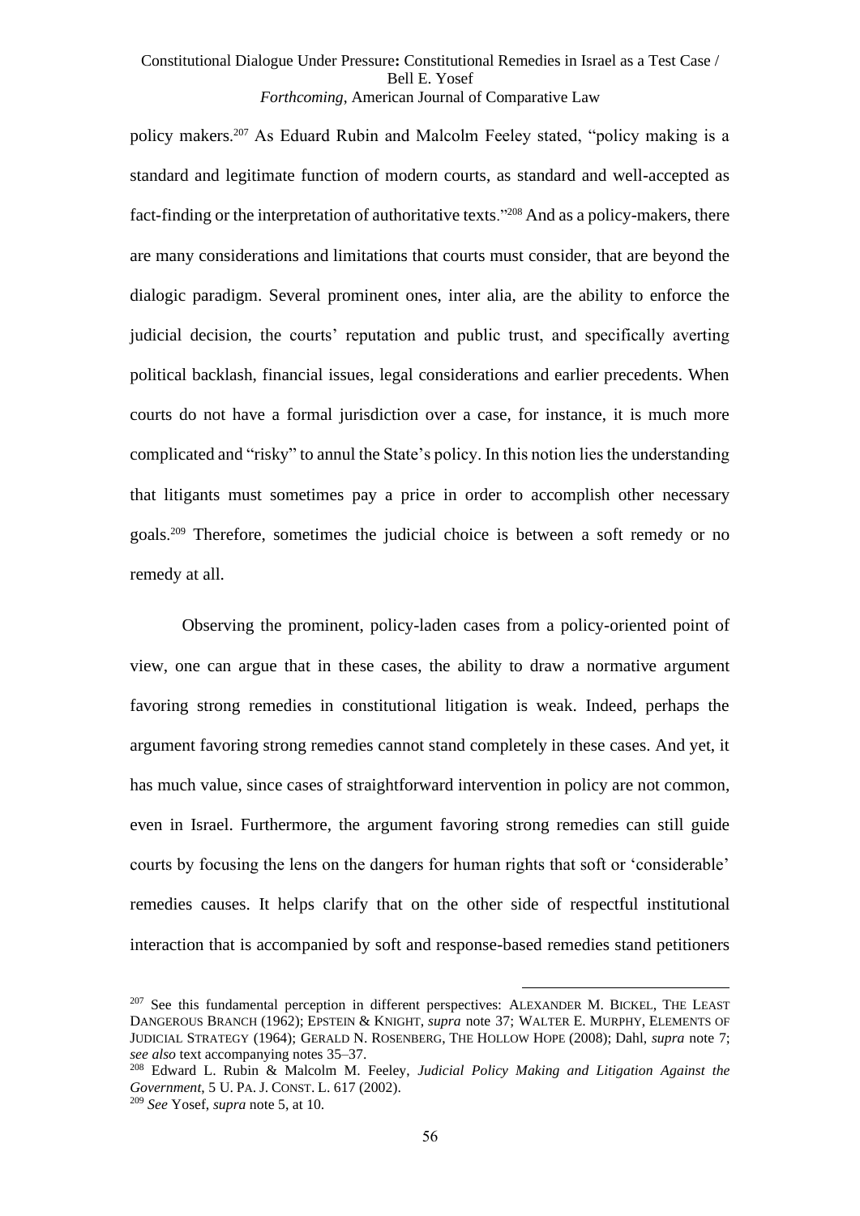policy makers.[207] As Eduard Rubin and Malcolm Feeley stated, "policy making is a standard and legitimate function of modern courts, as standard and well-accepted as fact-finding or the interpretation of authoritative texts."[208] And as a policy-makers, there are many considerations and limitations that courts must consider, that are beyond the dialogic paradigm. Several prominent ones, inter alia, are the ability to enforce the judicial decision, the courts' reputation and public trust, and specifically averting political backlash, financial issues, legal considerations and earlier precedents. When courts do not have a formal jurisdiction over a case, for instance, it is much more complicated and "risky" to annul the State's policy. In this notion lies the understanding that litigants must sometimes pay a price in order to accomplish other necessary goals.[209] Therefore, sometimes the judicial choice is between a soft remedy or no remedy at all.

Observing the prominent, policy-laden cases from a policy-oriented point of view, one can argue that in these cases, the ability to draw a normative argument favoring strong remedies in constitutional litigation is weak. Indeed, perhaps the argument favoring strong remedies cannot stand completely in these cases. And yet, it has much value, since cases of straightforward intervention in policy are not common, even in Israel. Furthermore, the argument favoring strong remedies can still guide courts by focusing the lens on the dangers for human rights that soft or 'considerable' remedies causes. It helps clarify that on the other side of respectful institutional interaction that is accompanied by soft and response-based remedies stand petitioners

---

[207] See this fundamental perception in different perspectives: ALEXANDER M. BICKEL, THE LEAST DANGEROUS BRANCH (1962); EPSTEIN & KNIGHT, *supra* note 37; WALTER E. MURPHY, ELEMENTS OF JUDICIAL STRATEGY (1964); GERALD N. ROSENBERG, THE HOLLOW HOPE (2008); Dahl, *supra* note 7; *see also* text accompanying notes 35–37.

[208] Edward L. Rubin & Malcolm M. Feeley, *Judicial Policy Making and Litigation Against the Government*, 5 U. PA. J. CONST. L. 617 (2002).

[209] *See* Yosef, *supra* note 5, at 10.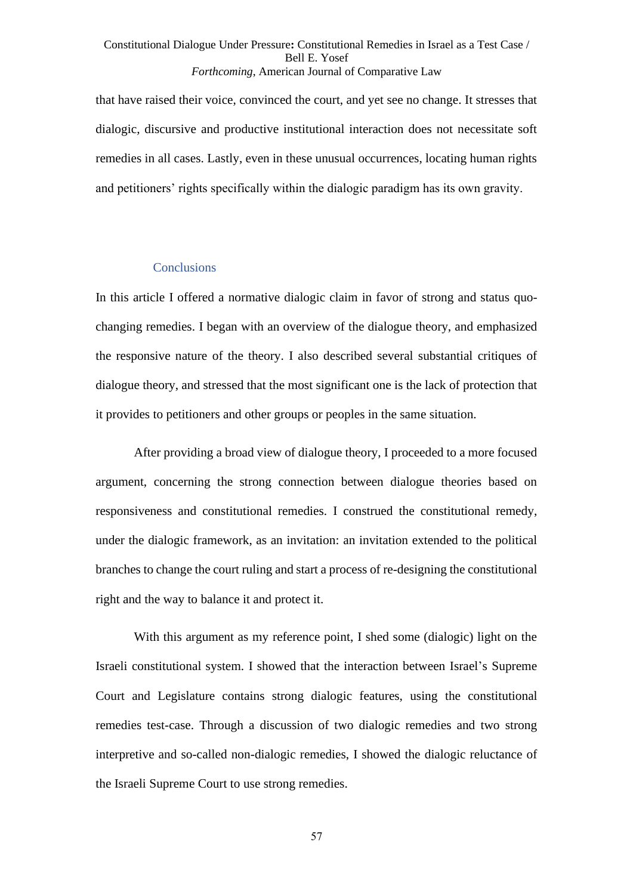that have raised their voice, convinced the court, and yet see no change. It stresses that dialogic, discursive and productive institutional interaction does not necessitate soft remedies in all cases. Lastly, even in these unusual occurrences, locating human rights and petitioners' rights specifically within the dialogic paradigm has its own gravity.

## Conclusions

In this article I offered a normative dialogic claim in favor of strong and status quo-changing remedies. I began with an overview of the dialogue theory, and emphasized the responsive nature of the theory. I also described several substantial critiques of dialogue theory, and stressed that the most significant one is the lack of protection that it provides to petitioners and other groups or peoples in the same situation.

After providing a broad view of dialogue theory, I proceeded to a more focused argument, concerning the strong connection between dialogue theories based on responsiveness and constitutional remedies. I construed the constitutional remedy, under the dialogic framework, as an invitation: an invitation extended to the political branches to change the court ruling and start a process of re-designing the constitutional right and the way to balance it and protect it.

With this argument as my reference point, I shed some (dialogic) light on the Israeli constitutional system. I showed that the interaction between Israel's Supreme Court and Legislature contains strong dialogic features, using the constitutional remedies test-case. Through a discussion of two dialogic remedies and two strong interpretive and so-called non-dialogic remedies, I showed the dialogic reluctance of the Israeli Supreme Court to use strong remedies.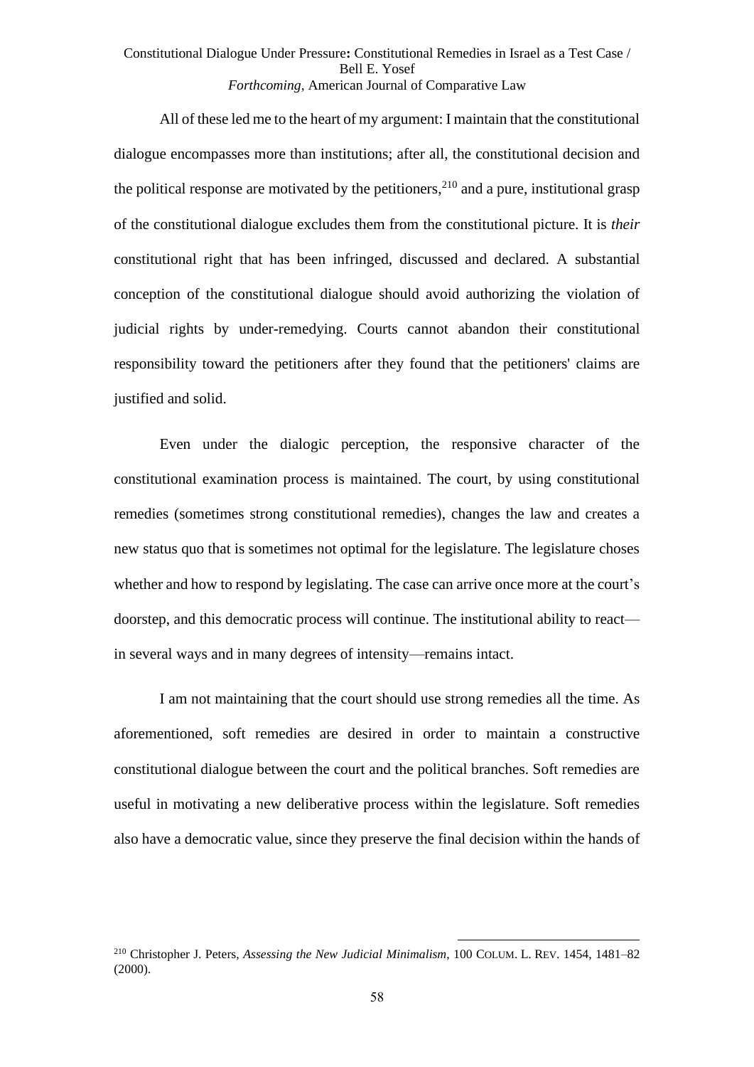All of these led me to the heart of my argument: I maintain that the constitutional dialogue encompasses more than institutions; after all, the constitutional decision and the political response are motivated by the petitioners,[210] and a pure, institutional grasp of the constitutional dialogue excludes them from the constitutional picture. It is *their* constitutional right that has been infringed, discussed and declared. A substantial conception of the constitutional dialogue should avoid authorizing the violation of judicial rights by under-remedying. Courts cannot abandon their constitutional responsibility toward the petitioners after they found that the petitioners' claims are justified and solid.

Even under the dialogic perception, the responsive character of the constitutional examination process is maintained. The court, by using constitutional remedies (sometimes strong constitutional remedies), changes the law and creates a new status quo that is sometimes not optimal for the legislature. The legislature choses whether and how to respond by legislating. The case can arrive once more at the court's doorstep, and this democratic process will continue. The institutional ability to react—in several ways and in many degrees of intensity—remains intact.

I am not maintaining that the court should use strong remedies all the time. As aforementioned, soft remedies are desired in order to maintain a constructive constitutional dialogue between the court and the political branches. Soft remedies are useful in motivating a new deliberative process within the legislature. Soft remedies also have a democratic value, since they preserve the final decision within the hands of

[210] Christopher J. Peters, *Assessing the New Judicial Minimalism*, 100 COLUM. L. REV. 1454, 1481–82 (2000).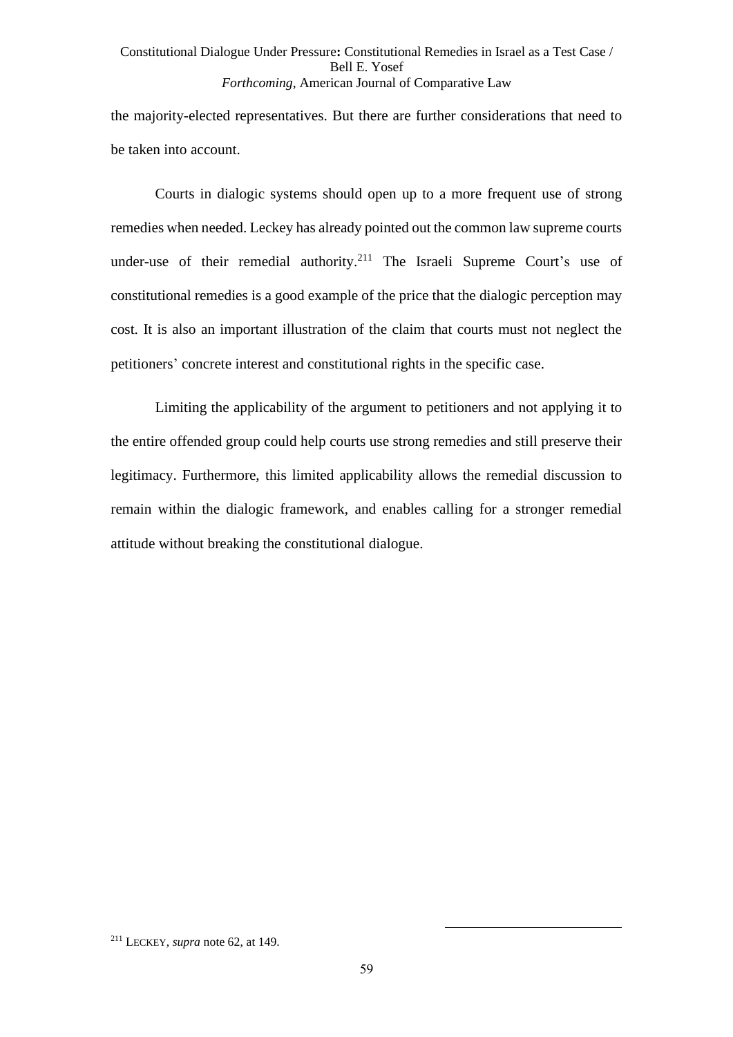the majority-elected representatives. But there are further considerations that need to be taken into account.

Courts in dialogic systems should open up to a more frequent use of strong remedies when needed. Leckey has already pointed out the common law supreme courts under-use of their remedial authority.[211] The Israeli Supreme Court's use of constitutional remedies is a good example of the price that the dialogic perception may cost. It is also an important illustration of the claim that courts must not neglect the petitioners' concrete interest and constitutional rights in the specific case.

Limiting the applicability of the argument to petitioners and not applying it to the entire offended group could help courts use strong remedies and still preserve their legitimacy. Furthermore, this limited applicability allows the remedial discussion to remain within the dialogic framework, and enables calling for a stronger remedial attitude without breaking the constitutional dialogue.

---

[211] LECKEY, *supra* note 62, at 149.